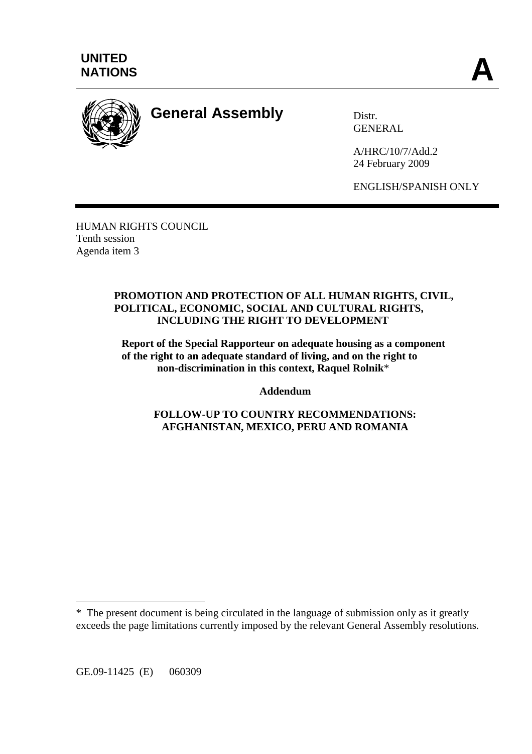**UNITED NATIONS**

# A

## General Assembly

Distr.
GENERAL

A/HRC/10/7/Add.2
24 February 2009

ENGLISH/SPANISH ONLY

HUMAN RIGHTS COUNCIL
Tenth session
Agenda item 3

**PROMOTION AND PROTECTION OF ALL HUMAN RIGHTS, CIVIL, POLITICAL, ECONOMIC, SOCIAL AND CULTURAL RIGHTS, INCLUDING THE RIGHT TO DEVELOPMENT**

**Report of the Special Rapporteur on adequate housing as a component of the right to an adequate standard of living, and on the right to non-discrimination in this context, Raquel Rolnik***

**Addendum**

**FOLLOW-UP TO COUNTRY RECOMMENDATIONS: AFGHANISTAN, MEXICO, PERU AND ROMANIA**

---

* The present document is being circulated in the language of submission only as it greatly exceeds the page limitations currently imposed by the relevant General Assembly resolutions.

GE.09-11425 (E) 060309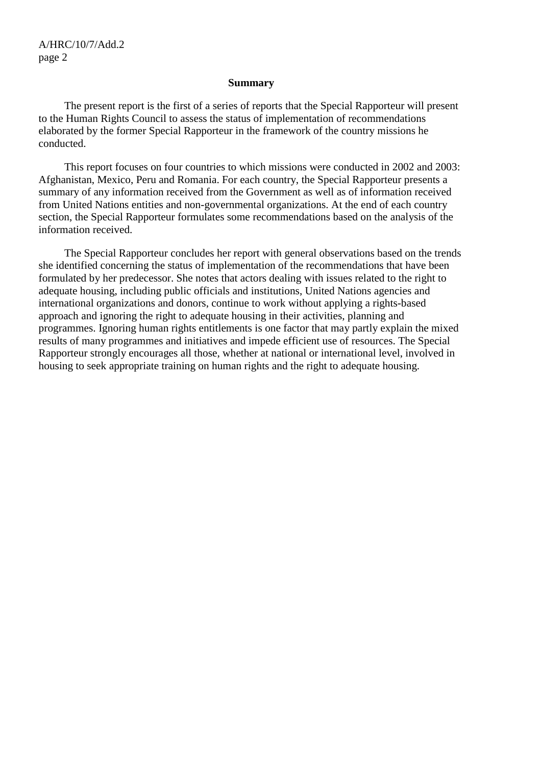## Summary

The present report is the first of a series of reports that the Special Rapporteur will present to the Human Rights Council to assess the status of implementation of recommendations elaborated by the former Special Rapporteur in the framework of the country missions he conducted.

This report focuses on four countries to which missions were conducted in 2002 and 2003: Afghanistan, Mexico, Peru and Romania. For each country, the Special Rapporteur presents a summary of any information received from the Government as well as of information received from United Nations entities and non-governmental organizations. At the end of each country section, the Special Rapporteur formulates some recommendations based on the analysis of the information received.

The Special Rapporteur concludes her report with general observations based on the trends she identified concerning the status of implementation of the recommendations that have been formulated by her predecessor. She notes that actors dealing with issues related to the right to adequate housing, including public officials and institutions, United Nations agencies and international organizations and donors, continue to work without applying a rights-based approach and ignoring the right to adequate housing in their activities, planning and programmes. Ignoring human rights entitlements is one factor that may partly explain the mixed results of many programmes and initiatives and impede efficient use of resources. The Special Rapporteur strongly encourages all those, whether at national or international level, involved in housing to seek appropriate training on human rights and the right to adequate housing.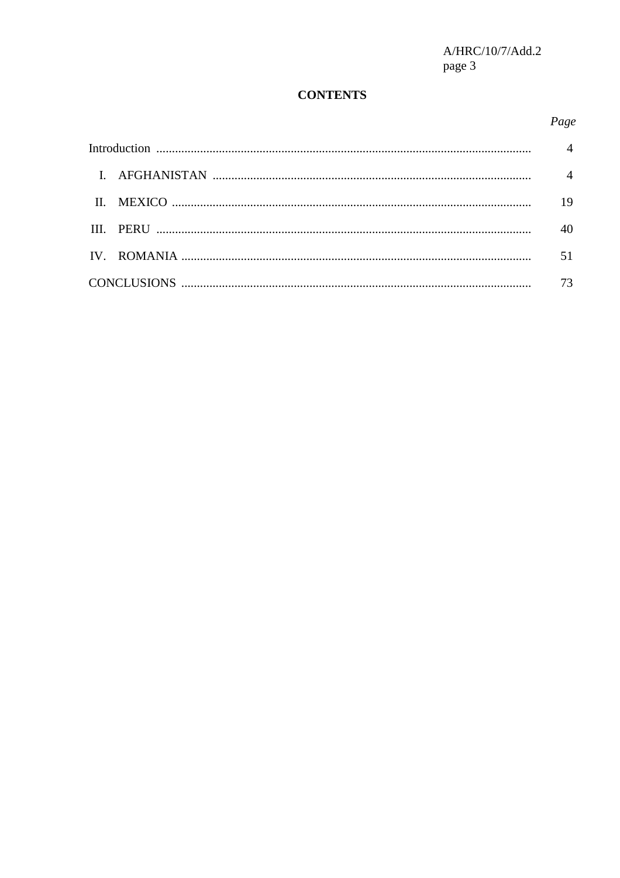**CONTENTS**

| | *Page* |
|---|---|
| Introduction | 4 |
| I. AFGHANISTAN | 4 |
| II. MEXICO | 19 |
| III. PERU | 40 |
| IV. ROMANIA | 51 |
| CONCLUSIONS | 73 |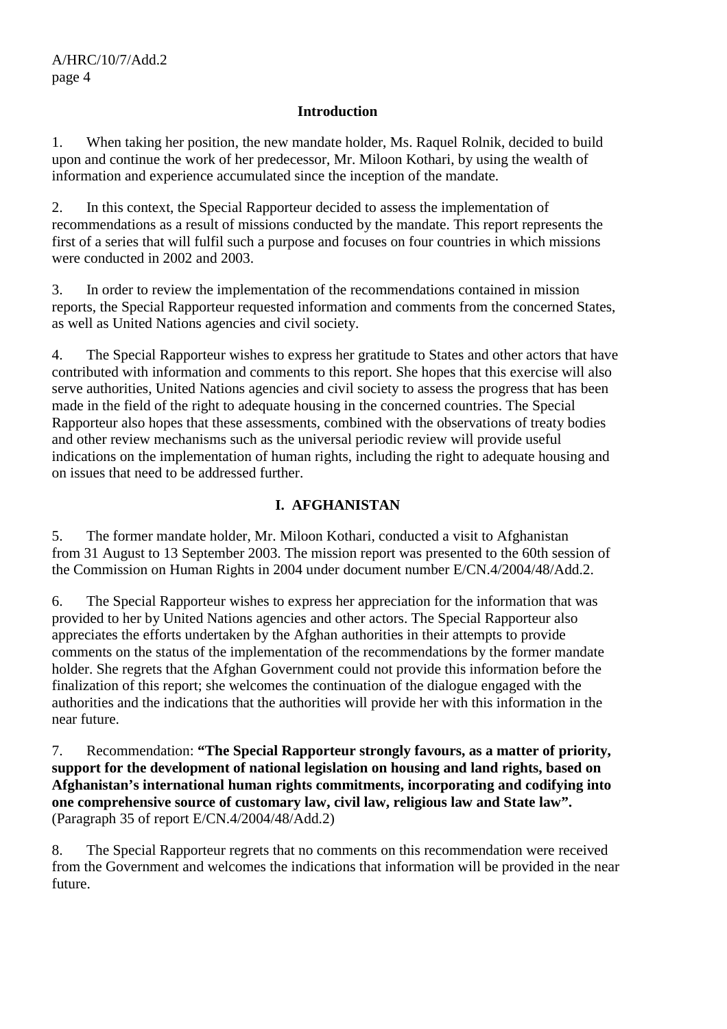## Introduction

1. When taking her position, the new mandate holder, Ms. Raquel Rolnik, decided to build upon and continue the work of her predecessor, Mr. Miloon Kothari, by using the wealth of information and experience accumulated since the inception of the mandate.

2. In this context, the Special Rapporteur decided to assess the implementation of recommendations as a result of missions conducted by the mandate. This report represents the first of a series that will fulfil such a purpose and focuses on four countries in which missions were conducted in 2002 and 2003.

3. In order to review the implementation of the recommendations contained in mission reports, the Special Rapporteur requested information and comments from the concerned States, as well as United Nations agencies and civil society.

4. The Special Rapporteur wishes to express her gratitude to States and other actors that have contributed with information and comments to this report. She hopes that this exercise will also serve authorities, United Nations agencies and civil society to assess the progress that has been made in the field of the right to adequate housing in the concerned countries. The Special Rapporteur also hopes that these assessments, combined with the observations of treaty bodies and other review mechanisms such as the universal periodic review will provide useful indications on the implementation of human rights, including the right to adequate housing and on issues that need to be addressed further.

## I. AFGHANISTAN

5. The former mandate holder, Mr. Miloon Kothari, conducted a visit to Afghanistan from 31 August to 13 September 2003. The mission report was presented to the 60th session of the Commission on Human Rights in 2004 under document number E/CN.4/2004/48/Add.2.

6. The Special Rapporteur wishes to express her appreciation for the information that was provided to her by United Nations agencies and other actors. The Special Rapporteur also appreciates the efforts undertaken by the Afghan authorities in their attempts to provide comments on the status of the implementation of the recommendations by the former mandate holder. She regrets that the Afghan Government could not provide this information before the finalization of this report; she welcomes the continuation of the dialogue engaged with the authorities and the indications that the authorities will provide her with this information in the near future.

7. Recommendation: **"The Special Rapporteur strongly favours, as a matter of priority, support for the development of national legislation on housing and land rights, based on Afghanistan's international human rights commitments, incorporating and codifying into one comprehensive source of customary law, civil law, religious law and State law".** (Paragraph 35 of report E/CN.4/2004/48/Add.2)

8. The Special Rapporteur regrets that no comments on this recommendation were received from the Government and welcomes the indications that information will be provided in the near future.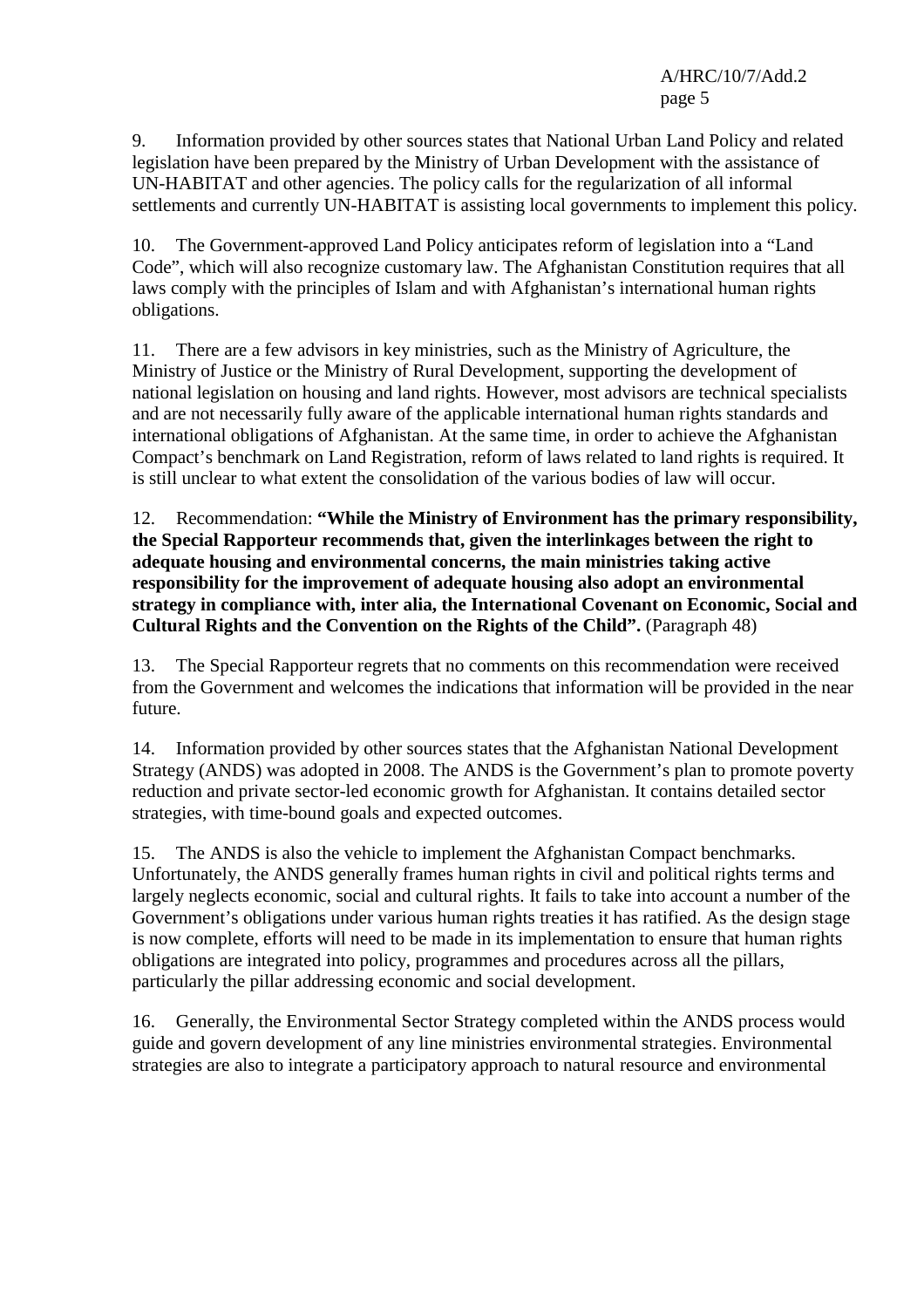9. Information provided by other sources states that National Urban Land Policy and related legislation have been prepared by the Ministry of Urban Development with the assistance of UN-HABITAT and other agencies. The policy calls for the regularization of all informal settlements and currently UN-HABITAT is assisting local governments to implement this policy.

10. The Government-approved Land Policy anticipates reform of legislation into a "Land Code", which will also recognize customary law. The Afghanistan Constitution requires that all laws comply with the principles of Islam and with Afghanistan's international human rights obligations.

11. There are a few advisors in key ministries, such as the Ministry of Agriculture, the Ministry of Justice or the Ministry of Rural Development, supporting the development of national legislation on housing and land rights. However, most advisors are technical specialists and are not necessarily fully aware of the applicable international human rights standards and international obligations of Afghanistan. At the same time, in order to achieve the Afghanistan Compact's benchmark on Land Registration, reform of laws related to land rights is required. It is still unclear to what extent the consolidation of the various bodies of law will occur.

12. Recommendation: **"While the Ministry of Environment has the primary responsibility, the Special Rapporteur recommends that, given the interlinkages between the right to adequate housing and environmental concerns, the main ministries taking active responsibility for the improvement of adequate housing also adopt an environmental strategy in compliance with, inter alia, the International Covenant on Economic, Social and Cultural Rights and the Convention on the Rights of the Child".** (Paragraph 48)

13. The Special Rapporteur regrets that no comments on this recommendation were received from the Government and welcomes the indications that information will be provided in the near future.

14. Information provided by other sources states that the Afghanistan National Development Strategy (ANDS) was adopted in 2008. The ANDS is the Government's plan to promote poverty reduction and private sector-led economic growth for Afghanistan. It contains detailed sector strategies, with time-bound goals and expected outcomes.

15. The ANDS is also the vehicle to implement the Afghanistan Compact benchmarks. Unfortunately, the ANDS generally frames human rights in civil and political rights terms and largely neglects economic, social and cultural rights. It fails to take into account a number of the Government's obligations under various human rights treaties it has ratified. As the design stage is now complete, efforts will need to be made in its implementation to ensure that human rights obligations are integrated into policy, programmes and procedures across all the pillars, particularly the pillar addressing economic and social development.

16. Generally, the Environmental Sector Strategy completed within the ANDS process would guide and govern development of any line ministries environmental strategies. Environmental strategies are also to integrate a participatory approach to natural resource and environmental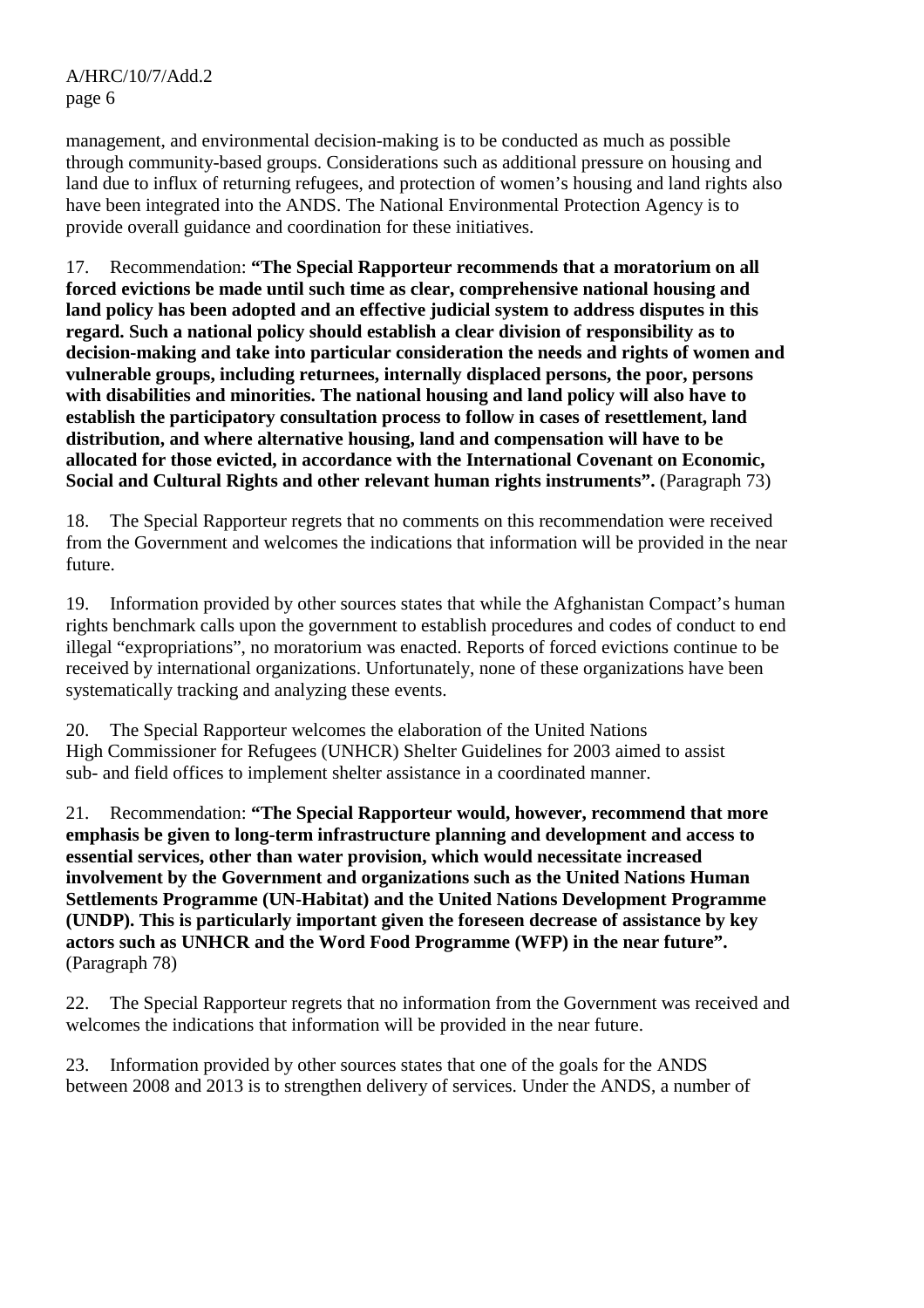management, and environmental decision-making is to be conducted as much as possible through community-based groups. Considerations such as additional pressure on housing and land due to influx of returning refugees, and protection of women's housing and land rights also have been integrated into the ANDS. The National Environmental Protection Agency is to provide overall guidance and coordination for these initiatives.

17. Recommendation: **"The Special Rapporteur recommends that a moratorium on all forced evictions be made until such time as clear, comprehensive national housing and land policy has been adopted and an effective judicial system to address disputes in this regard. Such a national policy should establish a clear division of responsibility as to decision-making and take into particular consideration the needs and rights of women and vulnerable groups, including returnees, internally displaced persons, the poor, persons with disabilities and minorities. The national housing and land policy will also have to establish the participatory consultation process to follow in cases of resettlement, land distribution, and where alternative housing, land and compensation will have to be allocated for those evicted, in accordance with the International Covenant on Economic, Social and Cultural Rights and other relevant human rights instruments".** (Paragraph 73)

18. The Special Rapporteur regrets that no comments on this recommendation were received from the Government and welcomes the indications that information will be provided in the near future.

19. Information provided by other sources states that while the Afghanistan Compact's human rights benchmark calls upon the government to establish procedures and codes of conduct to end illegal "expropriations", no moratorium was enacted. Reports of forced evictions continue to be received by international organizations. Unfortunately, none of these organizations have been systematically tracking and analyzing these events.

20. The Special Rapporteur welcomes the elaboration of the United Nations High Commissioner for Refugees (UNHCR) Shelter Guidelines for 2003 aimed to assist sub- and field offices to implement shelter assistance in a coordinated manner.

21. Recommendation: **"The Special Rapporteur would, however, recommend that more emphasis be given to long-term infrastructure planning and development and access to essential services, other than water provision, which would necessitate increased involvement by the Government and organizations such as the United Nations Human Settlements Programme (UN-Habitat) and the United Nations Development Programme (UNDP). This is particularly important given the foreseen decrease of assistance by key actors such as UNHCR and the Word Food Programme (WFP) in the near future".** (Paragraph 78)

22. The Special Rapporteur regrets that no information from the Government was received and welcomes the indications that information will be provided in the near future.

23. Information provided by other sources states that one of the goals for the ANDS between 2008 and 2013 is to strengthen delivery of services. Under the ANDS, a number of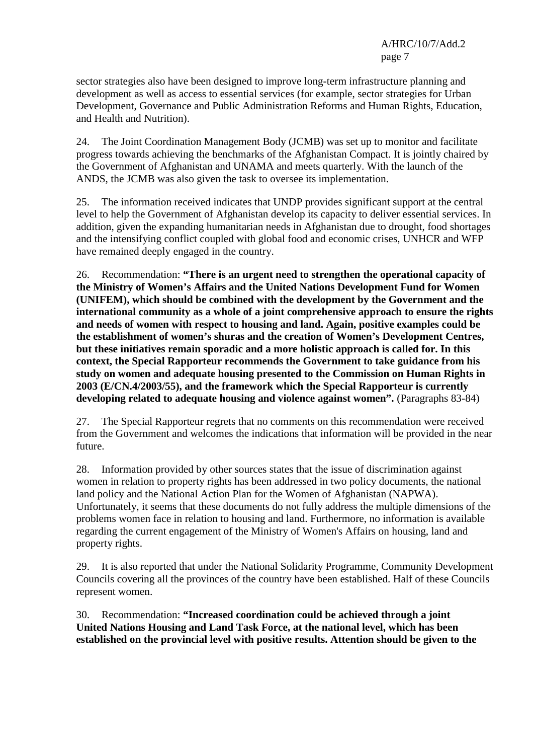sector strategies also have been designed to improve long-term infrastructure planning and development as well as access to essential services (for example, sector strategies for Urban Development, Governance and Public Administration Reforms and Human Rights, Education, and Health and Nutrition).

24. The Joint Coordination Management Body (JCMB) was set up to monitor and facilitate progress towards achieving the benchmarks of the Afghanistan Compact. It is jointly chaired by the Government of Afghanistan and UNAMA and meets quarterly. With the launch of the ANDS, the JCMB was also given the task to oversee its implementation.

25. The information received indicates that UNDP provides significant support at the central level to help the Government of Afghanistan develop its capacity to deliver essential services. In addition, given the expanding humanitarian needs in Afghanistan due to drought, food shortages and the intensifying conflict coupled with global food and economic crises, UNHCR and WFP have remained deeply engaged in the country.

26. Recommendation: **"There is an urgent need to strengthen the operational capacity of the Ministry of Women's Affairs and the United Nations Development Fund for Women (UNIFEM), which should be combined with the development by the Government and the international community as a whole of a joint comprehensive approach to ensure the rights and needs of women with respect to housing and land. Again, positive examples could be the establishment of women's shuras and the creation of Women's Development Centres, but these initiatives remain sporadic and a more holistic approach is called for. In this context, the Special Rapporteur recommends the Government to take guidance from his study on women and adequate housing presented to the Commission on Human Rights in 2003 (E/CN.4/2003/55), and the framework which the Special Rapporteur is currently developing related to adequate housing and violence against women".** (Paragraphs 83-84)

27. The Special Rapporteur regrets that no comments on this recommendation were received from the Government and welcomes the indications that information will be provided in the near future.

28. Information provided by other sources states that the issue of discrimination against women in relation to property rights has been addressed in two policy documents, the national land policy and the National Action Plan for the Women of Afghanistan (NAPWA). Unfortunately, it seems that these documents do not fully address the multiple dimensions of the problems women face in relation to housing and land. Furthermore, no information is available regarding the current engagement of the Ministry of Women's Affairs on housing, land and property rights.

29. It is also reported that under the National Solidarity Programme, Community Development Councils covering all the provinces of the country have been established. Half of these Councils represent women.

30. Recommendation: **"Increased coordination could be achieved through a joint United Nations Housing and Land Task Force, at the national level, which has been established on the provincial level with positive results. Attention should be given to the**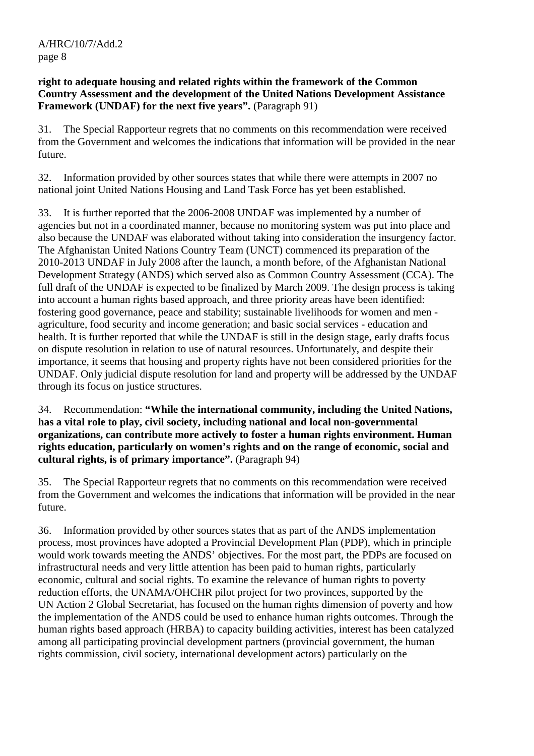**right to adequate housing and related rights within the framework of the Common Country Assessment and the development of the United Nations Development Assistance Framework (UNDAF) for the next five years".** (Paragraph 91)

31. The Special Rapporteur regrets that no comments on this recommendation were received from the Government and welcomes the indications that information will be provided in the near future.

32. Information provided by other sources states that while there were attempts in 2007 no national joint United Nations Housing and Land Task Force has yet been established.

33. It is further reported that the 2006-2008 UNDAF was implemented by a number of agencies but not in a coordinated manner, because no monitoring system was put into place and also because the UNDAF was elaborated without taking into consideration the insurgency factor. The Afghanistan United Nations Country Team (UNCT) commenced its preparation of the 2010-2013 UNDAF in July 2008 after the launch, a month before, of the Afghanistan National Development Strategy (ANDS) which served also as Common Country Assessment (CCA). The full draft of the UNDAF is expected to be finalized by March 2009. The design process is taking into account a human rights based approach, and three priority areas have been identified: fostering good governance, peace and stability; sustainable livelihoods for women and men - agriculture, food security and income generation; and basic social services - education and health. It is further reported that while the UNDAF is still in the design stage, early drafts focus on dispute resolution in relation to use of natural resources. Unfortunately, and despite their importance, it seems that housing and property rights have not been considered priorities for the UNDAF. Only judicial dispute resolution for land and property will be addressed by the UNDAF through its focus on justice structures.

34. Recommendation: **"While the international community, including the United Nations, has a vital role to play, civil society, including national and local non-governmental organizations, can contribute more actively to foster a human rights environment. Human rights education, particularly on women's rights and on the range of economic, social and cultural rights, is of primary importance".** (Paragraph 94)

35. The Special Rapporteur regrets that no comments on this recommendation were received from the Government and welcomes the indications that information will be provided in the near future.

36. Information provided by other sources states that as part of the ANDS implementation process, most provinces have adopted a Provincial Development Plan (PDP), which in principle would work towards meeting the ANDS' objectives. For the most part, the PDPs are focused on infrastructural needs and very little attention has been paid to human rights, particularly economic, cultural and social rights. To examine the relevance of human rights to poverty reduction efforts, the UNAMA/OHCHR pilot project for two provinces, supported by the UN Action 2 Global Secretariat, has focused on the human rights dimension of poverty and how the implementation of the ANDS could be used to enhance human rights outcomes. Through the human rights based approach (HRBA) to capacity building activities, interest has been catalyzed among all participating provincial development partners (provincial government, the human rights commission, civil society, international development actors) particularly on the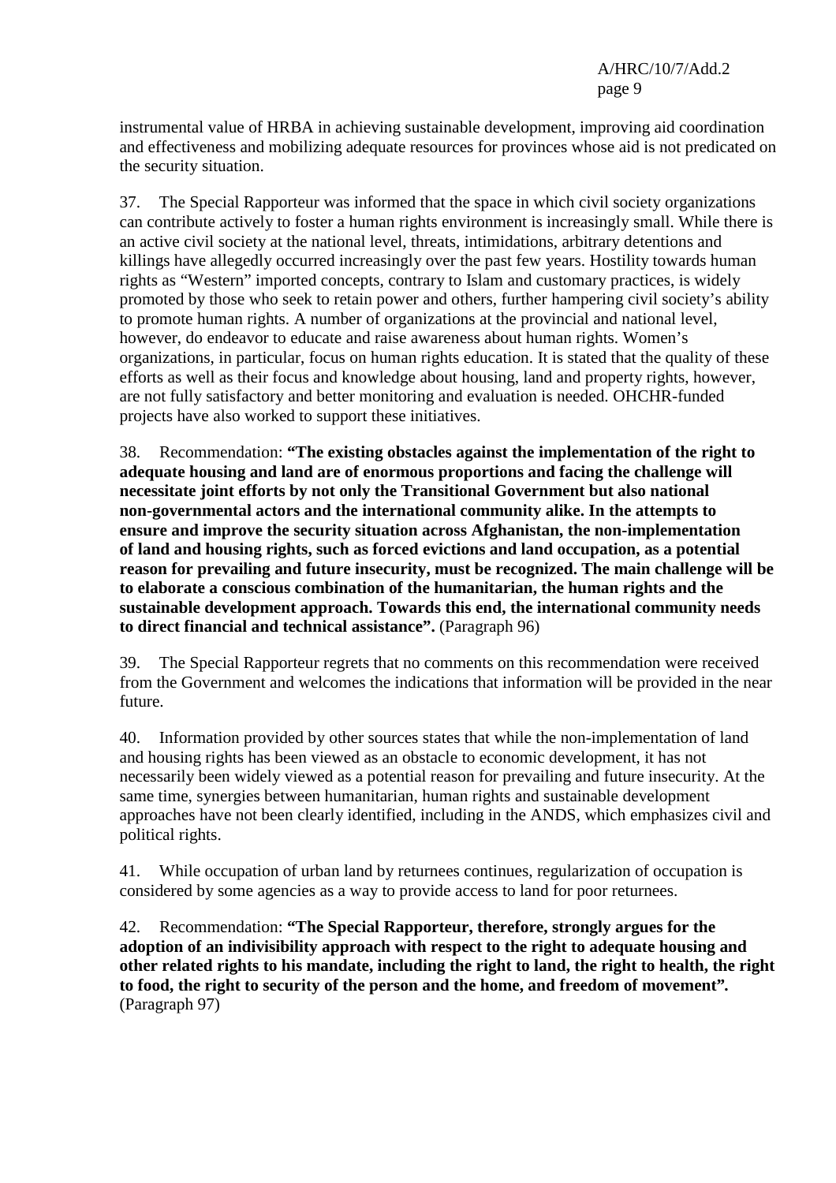instrumental value of HRBA in achieving sustainable development, improving aid coordination and effectiveness and mobilizing adequate resources for provinces whose aid is not predicated on the security situation.

37. The Special Rapporteur was informed that the space in which civil society organizations can contribute actively to foster a human rights environment is increasingly small. While there is an active civil society at the national level, threats, intimidations, arbitrary detentions and killings have allegedly occurred increasingly over the past few years. Hostility towards human rights as "Western" imported concepts, contrary to Islam and customary practices, is widely promoted by those who seek to retain power and others, further hampering civil society's ability to promote human rights. A number of organizations at the provincial and national level, however, do endeavor to educate and raise awareness about human rights. Women's organizations, in particular, focus on human rights education. It is stated that the quality of these efforts as well as their focus and knowledge about housing, land and property rights, however, are not fully satisfactory and better monitoring and evaluation is needed. OHCHR-funded projects have also worked to support these initiatives.

38. Recommendation: **"The existing obstacles against the implementation of the right to adequate housing and land are of enormous proportions and facing the challenge will necessitate joint efforts by not only the Transitional Government but also national non-governmental actors and the international community alike. In the attempts to ensure and improve the security situation across Afghanistan, the non-implementation of land and housing rights, such as forced evictions and land occupation, as a potential reason for prevailing and future insecurity, must be recognized. The main challenge will be to elaborate a conscious combination of the humanitarian, the human rights and the sustainable development approach. Towards this end, the international community needs to direct financial and technical assistance".** (Paragraph 96)

39. The Special Rapporteur regrets that no comments on this recommendation were received from the Government and welcomes the indications that information will be provided in the near future.

40. Information provided by other sources states that while the non-implementation of land and housing rights has been viewed as an obstacle to economic development, it has not necessarily been widely viewed as a potential reason for prevailing and future insecurity. At the same time, synergies between humanitarian, human rights and sustainable development approaches have not been clearly identified, including in the ANDS, which emphasizes civil and political rights.

41. While occupation of urban land by returnees continues, regularization of occupation is considered by some agencies as a way to provide access to land for poor returnees.

42. Recommendation: **"The Special Rapporteur, therefore, strongly argues for the adoption of an indivisibility approach with respect to the right to adequate housing and other related rights to his mandate, including the right to land, the right to health, the right to food, the right to security of the person and the home, and freedom of movement".** (Paragraph 97)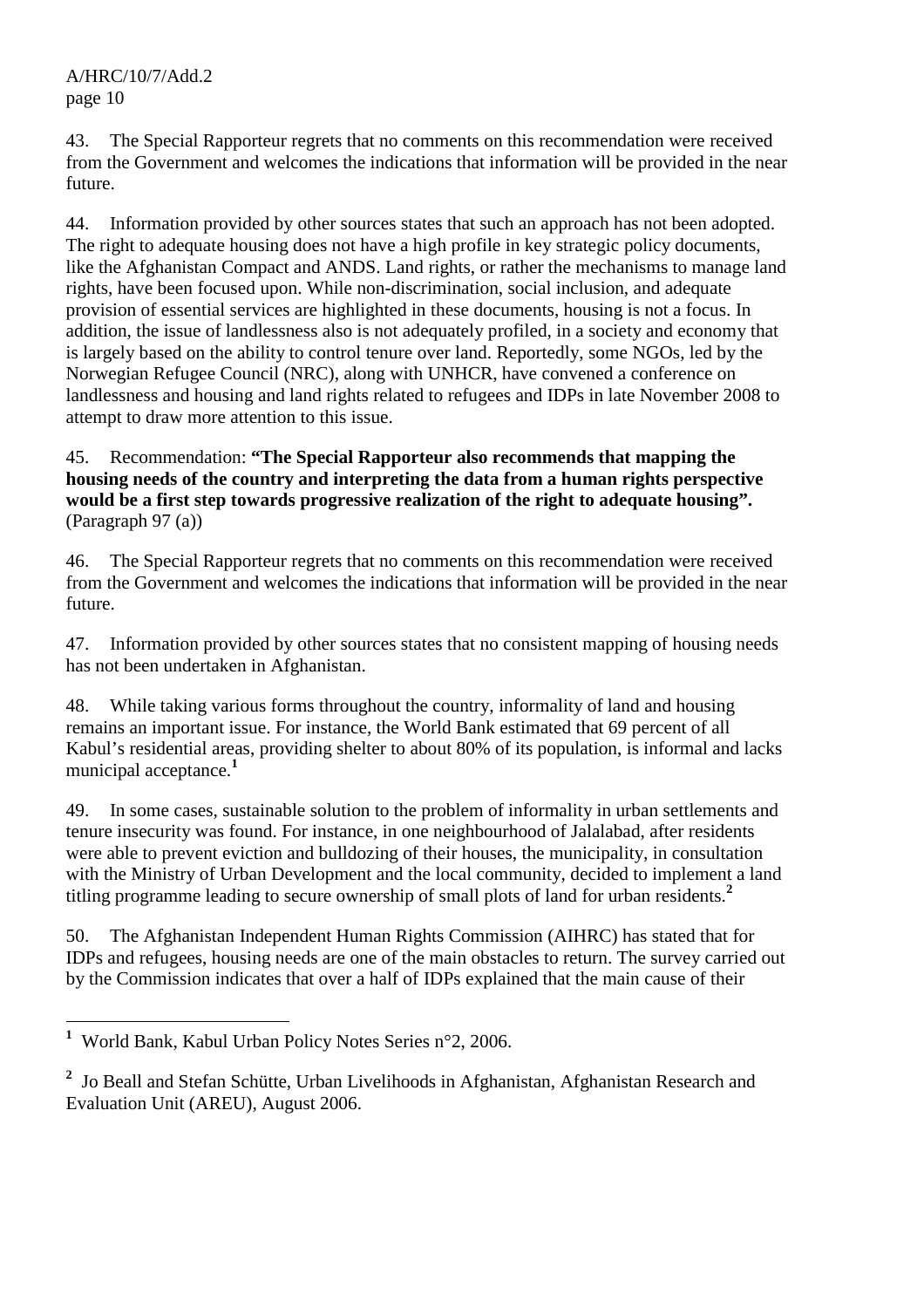43. The Special Rapporteur regrets that no comments on this recommendation were received from the Government and welcomes the indications that information will be provided in the near future.

44. Information provided by other sources states that such an approach has not been adopted. The right to adequate housing does not have a high profile in key strategic policy documents, like the Afghanistan Compact and ANDS. Land rights, or rather the mechanisms to manage land rights, have been focused upon. While non-discrimination, social inclusion, and adequate provision of essential services are highlighted in these documents, housing is not a focus. In addition, the issue of landlessness also is not adequately profiled, in a society and economy that is largely based on the ability to control tenure over land. Reportedly, some NGOs, led by the Norwegian Refugee Council (NRC), along with UNHCR, have convened a conference on landlessness and housing and land rights related to refugees and IDPs in late November 2008 to attempt to draw more attention to this issue.

45. Recommendation: **"The Special Rapporteur also recommends that mapping the housing needs of the country and interpreting the data from a human rights perspective would be a first step towards progressive realization of the right to adequate housing".** (Paragraph 97 (a))

46. The Special Rapporteur regrets that no comments on this recommendation were received from the Government and welcomes the indications that information will be provided in the near future.

47. Information provided by other sources states that no consistent mapping of housing needs has not been undertaken in Afghanistan.

48. While taking various forms throughout the country, informality of land and housing remains an important issue. For instance, the World Bank estimated that 69 percent of all Kabul's residential areas, providing shelter to about 80% of its population, is informal and lacks municipal acceptance.[1]

49. In some cases, sustainable solution to the problem of informality in urban settlements and tenure insecurity was found. For instance, in one neighbourhood of Jalalabad, after residents were able to prevent eviction and bulldozing of their houses, the municipality, in consultation with the Ministry of Urban Development and the local community, decided to implement a land titling programme leading to secure ownership of small plots of land for urban residents.[2]

50. The Afghanistan Independent Human Rights Commission (AIHRC) has stated that for IDPs and refugees, housing needs are one of the main obstacles to return. The survey carried out by the Commission indicates that over a half of IDPs explained that the main cause of their

---

[1] World Bank, Kabul Urban Policy Notes Series n°2, 2006.

[2] Jo Beall and Stefan Schütte, Urban Livelihoods in Afghanistan, Afghanistan Research and Evaluation Unit (AREU), August 2006.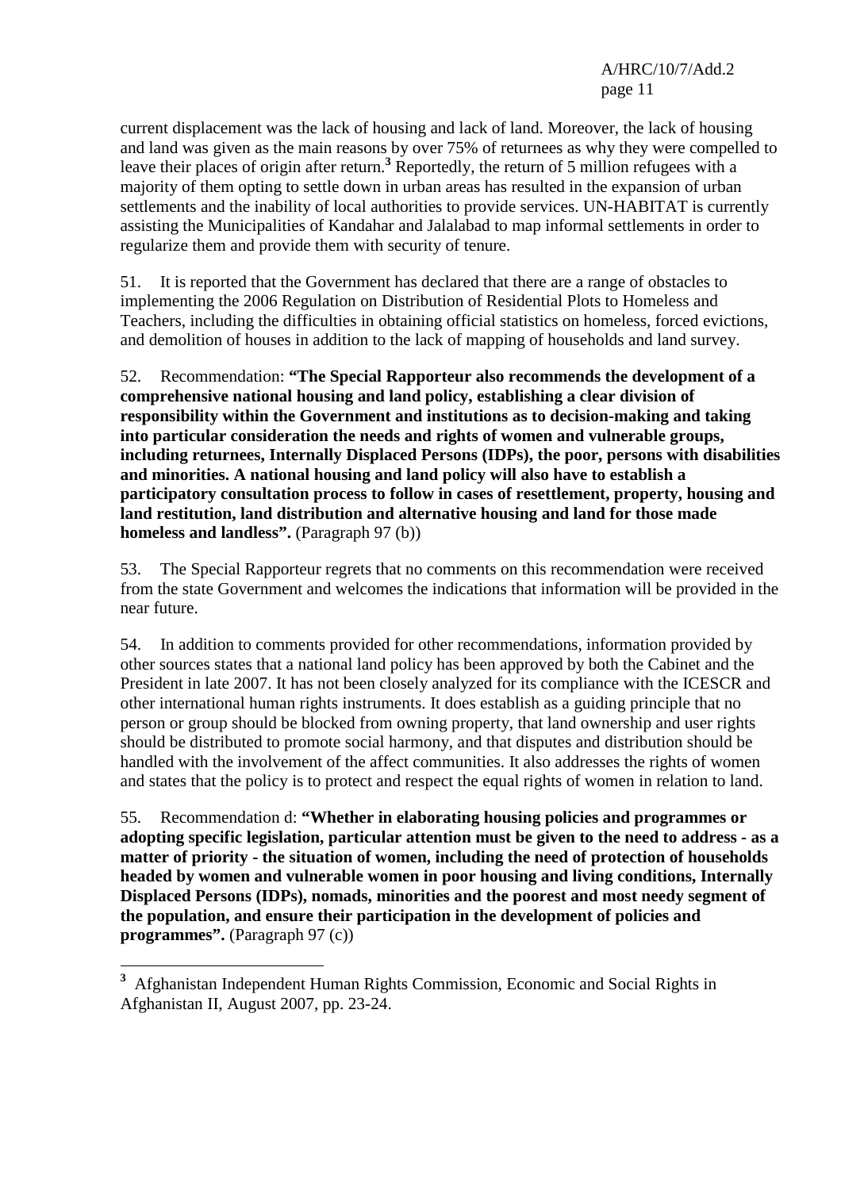current displacement was the lack of housing and lack of land. Moreover, the lack of housing and land was given as the main reasons by over 75% of returnees as why they were compelled to leave their places of origin after return.[3] Reportedly, the return of 5 million refugees with a majority of them opting to settle down in urban areas has resulted in the expansion of urban settlements and the inability of local authorities to provide services. UN-HABITAT is currently assisting the Municipalities of Kandahar and Jalalabad to map informal settlements in order to regularize them and provide them with security of tenure.

51. It is reported that the Government has declared that there are a range of obstacles to implementing the 2006 Regulation on Distribution of Residential Plots to Homeless and Teachers, including the difficulties in obtaining official statistics on homeless, forced evictions, and demolition of houses in addition to the lack of mapping of households and land survey.

52. Recommendation: **"The Special Rapporteur also recommends the development of a comprehensive national housing and land policy, establishing a clear division of responsibility within the Government and institutions as to decision-making and taking into particular consideration the needs and rights of women and vulnerable groups, including returnees, Internally Displaced Persons (IDPs), the poor, persons with disabilities and minorities. A national housing and land policy will also have to establish a participatory consultation process to follow in cases of resettlement, property, housing and land restitution, land distribution and alternative housing and land for those made homeless and landless".** (Paragraph 97 (b))

53. The Special Rapporteur regrets that no comments on this recommendation were received from the state Government and welcomes the indications that information will be provided in the near future.

54. In addition to comments provided for other recommendations, information provided by other sources states that a national land policy has been approved by both the Cabinet and the President in late 2007. It has not been closely analyzed for its compliance with the ICESCR and other international human rights instruments. It does establish as a guiding principle that no person or group should be blocked from owning property, that land ownership and user rights should be distributed to promote social harmony, and that disputes and distribution should be handled with the involvement of the affect communities. It also addresses the rights of women and states that the policy is to protect and respect the equal rights of women in relation to land.

55. Recommendation d: **"Whether in elaborating housing policies and programmes or adopting specific legislation, particular attention must be given to the need to address - as a matter of priority - the situation of women, including the need of protection of households headed by women and vulnerable women in poor housing and living conditions, Internally Displaced Persons (IDPs), nomads, minorities and the poorest and most needy segment of the population, and ensure their participation in the development of policies and programmes".** (Paragraph 97 (c))

---

[3] Afghanistan Independent Human Rights Commission, Economic and Social Rights in Afghanistan II, August 2007, pp. 23-24.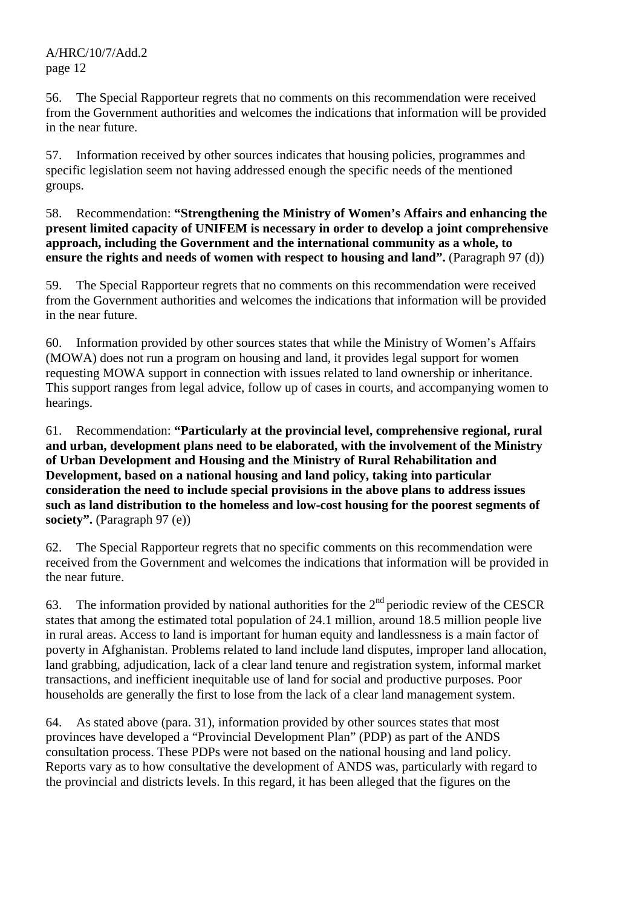56. The Special Rapporteur regrets that no comments on this recommendation were received from the Government authorities and welcomes the indications that information will be provided in the near future.

57. Information received by other sources indicates that housing policies, programmes and specific legislation seem not having addressed enough the specific needs of the mentioned groups.

58. Recommendation: **"Strengthening the Ministry of Women's Affairs and enhancing the present limited capacity of UNIFEM is necessary in order to develop a joint comprehensive approach, including the Government and the international community as a whole, to ensure the rights and needs of women with respect to housing and land".** (Paragraph 97 (d))

59. The Special Rapporteur regrets that no comments on this recommendation were received from the Government authorities and welcomes the indications that information will be provided in the near future.

60. Information provided by other sources states that while the Ministry of Women's Affairs (MOWA) does not run a program on housing and land, it provides legal support for women requesting MOWA support in connection with issues related to land ownership or inheritance. This support ranges from legal advice, follow up of cases in courts, and accompanying women to hearings.

61. Recommendation: **"Particularly at the provincial level, comprehensive regional, rural and urban, development plans need to be elaborated, with the involvement of the Ministry of Urban Development and Housing and the Ministry of Rural Rehabilitation and Development, based on a national housing and land policy, taking into particular consideration the need to include special provisions in the above plans to address issues such as land distribution to the homeless and low-cost housing for the poorest segments of society".** (Paragraph 97 (e))

62. The Special Rapporteur regrets that no specific comments on this recommendation were received from the Government and welcomes the indications that information will be provided in the near future.

63. The information provided by national authorities for the 2nd periodic review of the CESCR states that among the estimated total population of 24.1 million, around 18.5 million people live in rural areas. Access to land is important for human equity and landlessness is a main factor of poverty in Afghanistan. Problems related to land include land disputes, improper land allocation, land grabbing, adjudication, lack of a clear land tenure and registration system, informal market transactions, and inefficient inequitable use of land for social and productive purposes. Poor households are generally the first to lose from the lack of a clear land management system.

64. As stated above (para. 31), information provided by other sources states that most provinces have developed a "Provincial Development Plan" (PDP) as part of the ANDS consultation process. These PDPs were not based on the national housing and land policy. Reports vary as to how consultative the development of ANDS was, particularly with regard to the provincial and districts levels. In this regard, it has been alleged that the figures on the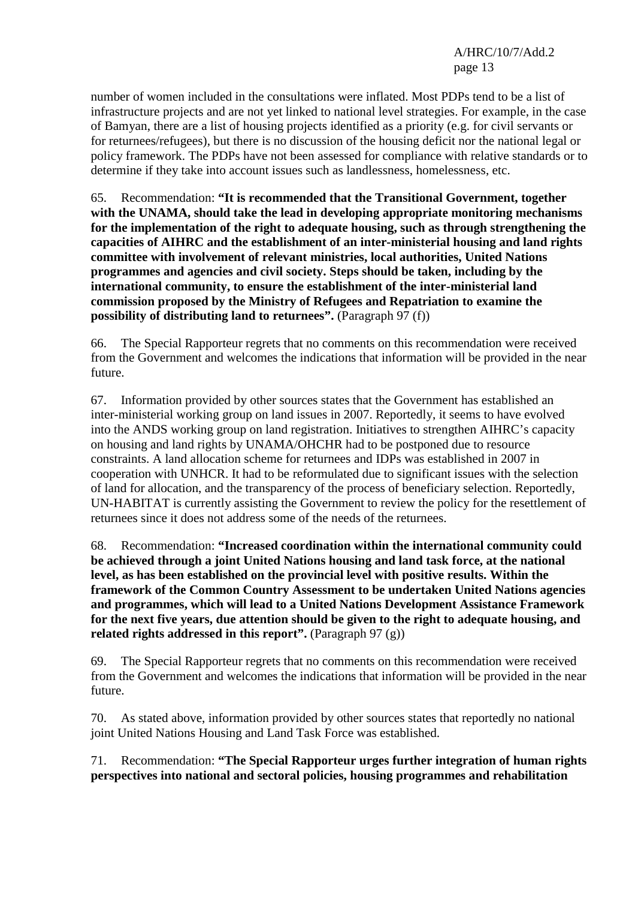number of women included in the consultations were inflated. Most PDPs tend to be a list of infrastructure projects and are not yet linked to national level strategies. For example, in the case of Bamyan, there are a list of housing projects identified as a priority (e.g. for civil servants or for returnees/refugees), but there is no discussion of the housing deficit nor the national legal or policy framework. The PDPs have not been assessed for compliance with relative standards or to determine if they take into account issues such as landlessness, homelessness, etc.

65. Recommendation: **"It is recommended that the Transitional Government, together with the UNAMA, should take the lead in developing appropriate monitoring mechanisms for the implementation of the right to adequate housing, such as through strengthening the capacities of AIHRC and the establishment of an inter-ministerial housing and land rights committee with involvement of relevant ministries, local authorities, United Nations programmes and agencies and civil society. Steps should be taken, including by the international community, to ensure the establishment of the inter-ministerial land commission proposed by the Ministry of Refugees and Repatriation to examine the possibility of distributing land to returnees".** (Paragraph 97 (f))

66. The Special Rapporteur regrets that no comments on this recommendation were received from the Government and welcomes the indications that information will be provided in the near future.

67. Information provided by other sources states that the Government has established an inter-ministerial working group on land issues in 2007. Reportedly, it seems to have evolved into the ANDS working group on land registration. Initiatives to strengthen AIHRC's capacity on housing and land rights by UNAMA/OHCHR had to be postponed due to resource constraints. A land allocation scheme for returnees and IDPs was established in 2007 in cooperation with UNHCR. It had to be reformulated due to significant issues with the selection of land for allocation, and the transparency of the process of beneficiary selection. Reportedly, UN-HABITAT is currently assisting the Government to review the policy for the resettlement of returnees since it does not address some of the needs of the returnees.

68. Recommendation: **"Increased coordination within the international community could be achieved through a joint United Nations housing and land task force, at the national level, as has been established on the provincial level with positive results. Within the framework of the Common Country Assessment to be undertaken United Nations agencies and programmes, which will lead to a United Nations Development Assistance Framework for the next five years, due attention should be given to the right to adequate housing, and related rights addressed in this report".** (Paragraph 97 (g))

69. The Special Rapporteur regrets that no comments on this recommendation were received from the Government and welcomes the indications that information will be provided in the near future.

70. As stated above, information provided by other sources states that reportedly no national joint United Nations Housing and Land Task Force was established.

71. Recommendation: **"The Special Rapporteur urges further integration of human rights perspectives into national and sectoral policies, housing programmes and rehabilitation**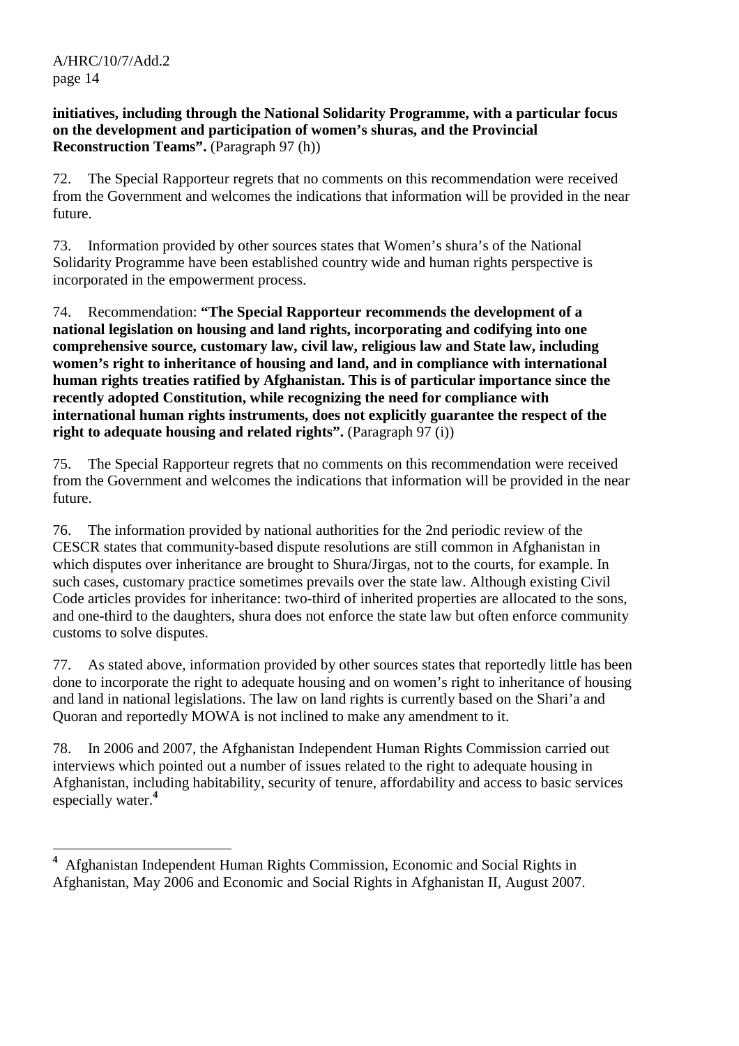**initiatives, including through the National Solidarity Programme, with a particular focus on the development and participation of women's shuras, and the Provincial Reconstruction Teams".** (Paragraph 97 (h))

72. The Special Rapporteur regrets that no comments on this recommendation were received from the Government and welcomes the indications that information will be provided in the near future.

73. Information provided by other sources states that Women's shura's of the National Solidarity Programme have been established country wide and human rights perspective is incorporated in the empowerment process.

74. Recommendation: **"The Special Rapporteur recommends the development of a national legislation on housing and land rights, incorporating and codifying into one comprehensive source, customary law, civil law, religious law and State law, including women's right to inheritance of housing and land, and in compliance with international human rights treaties ratified by Afghanistan. This is of particular importance since the recently adopted Constitution, while recognizing the need for compliance with international human rights instruments, does not explicitly guarantee the respect of the right to adequate housing and related rights".** (Paragraph 97 (i))

75. The Special Rapporteur regrets that no comments on this recommendation were received from the Government and welcomes the indications that information will be provided in the near future.

76. The information provided by national authorities for the 2nd periodic review of the CESCR states that community-based dispute resolutions are still common in Afghanistan in which disputes over inheritance are brought to Shura/Jirgas, not to the courts, for example. In such cases, customary practice sometimes prevails over the state law. Although existing Civil Code articles provides for inheritance: two-third of inherited properties are allocated to the sons, and one-third to the daughters, shura does not enforce the state law but often enforce community customs to solve disputes.

77. As stated above, information provided by other sources states that reportedly little has been done to incorporate the right to adequate housing and on women's right to inheritance of housing and land in national legislations. The law on land rights is currently based on the Shari'a and Quoran and reportedly MOWA is not inclined to make any amendment to it.

78. In 2006 and 2007, the Afghanistan Independent Human Rights Commission carried out interviews which pointed out a number of issues related to the right to adequate housing in Afghanistan, including habitability, security of tenure, affordability and access to basic services especially water.[4]

---

[4] Afghanistan Independent Human Rights Commission, Economic and Social Rights in Afghanistan, May 2006 and Economic and Social Rights in Afghanistan II, August 2007.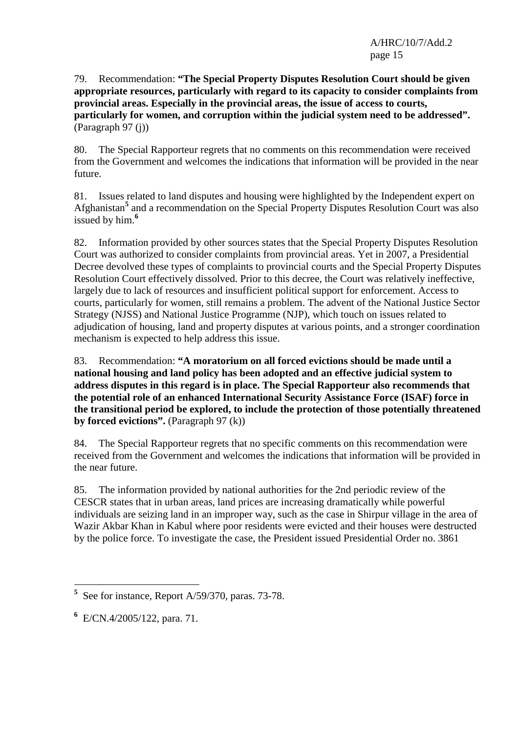79. Recommendation: **"The Special Property Disputes Resolution Court should be given appropriate resources, particularly with regard to its capacity to consider complaints from provincial areas. Especially in the provincial areas, the issue of access to courts, particularly for women, and corruption within the judicial system need to be addressed".** (Paragraph 97 (j))

80. The Special Rapporteur regrets that no comments on this recommendation were received from the Government and welcomes the indications that information will be provided in the near future.

81. Issues related to land disputes and housing were highlighted by the Independent expert on Afghanistan[5] and a recommendation on the Special Property Disputes Resolution Court was also issued by him.[6]

82. Information provided by other sources states that the Special Property Disputes Resolution Court was authorized to consider complaints from provincial areas. Yet in 2007, a Presidential Decree devolved these types of complaints to provincial courts and the Special Property Disputes Resolution Court effectively dissolved. Prior to this decree, the Court was relatively ineffective, largely due to lack of resources and insufficient political support for enforcement. Access to courts, particularly for women, still remains a problem. The advent of the National Justice Sector Strategy (NJSS) and National Justice Programme (NJP), which touch on issues related to adjudication of housing, land and property disputes at various points, and a stronger coordination mechanism is expected to help address this issue.

83. Recommendation: **"A moratorium on all forced evictions should be made until a national housing and land policy has been adopted and an effective judicial system to address disputes in this regard is in place. The Special Rapporteur also recommends that the potential role of an enhanced International Security Assistance Force (ISAF) force in the transitional period be explored, to include the protection of those potentially threatened by forced evictions".** (Paragraph 97 (k))

84. The Special Rapporteur regrets that no specific comments on this recommendation were received from the Government and welcomes the indications that information will be provided in the near future.

85. The information provided by national authorities for the 2nd periodic review of the CESCR states that in urban areas, land prices are increasing dramatically while powerful individuals are seizing land in an improper way, such as the case in Shirpur village in the area of Wazir Akbar Khan in Kabul where poor residents were evicted and their houses were destructed by the police force. To investigate the case, the President issued Presidential Order no. 3861

---

[5] See for instance, Report A/59/370, paras. 73-78.

[6] E/CN.4/2005/122, para. 71.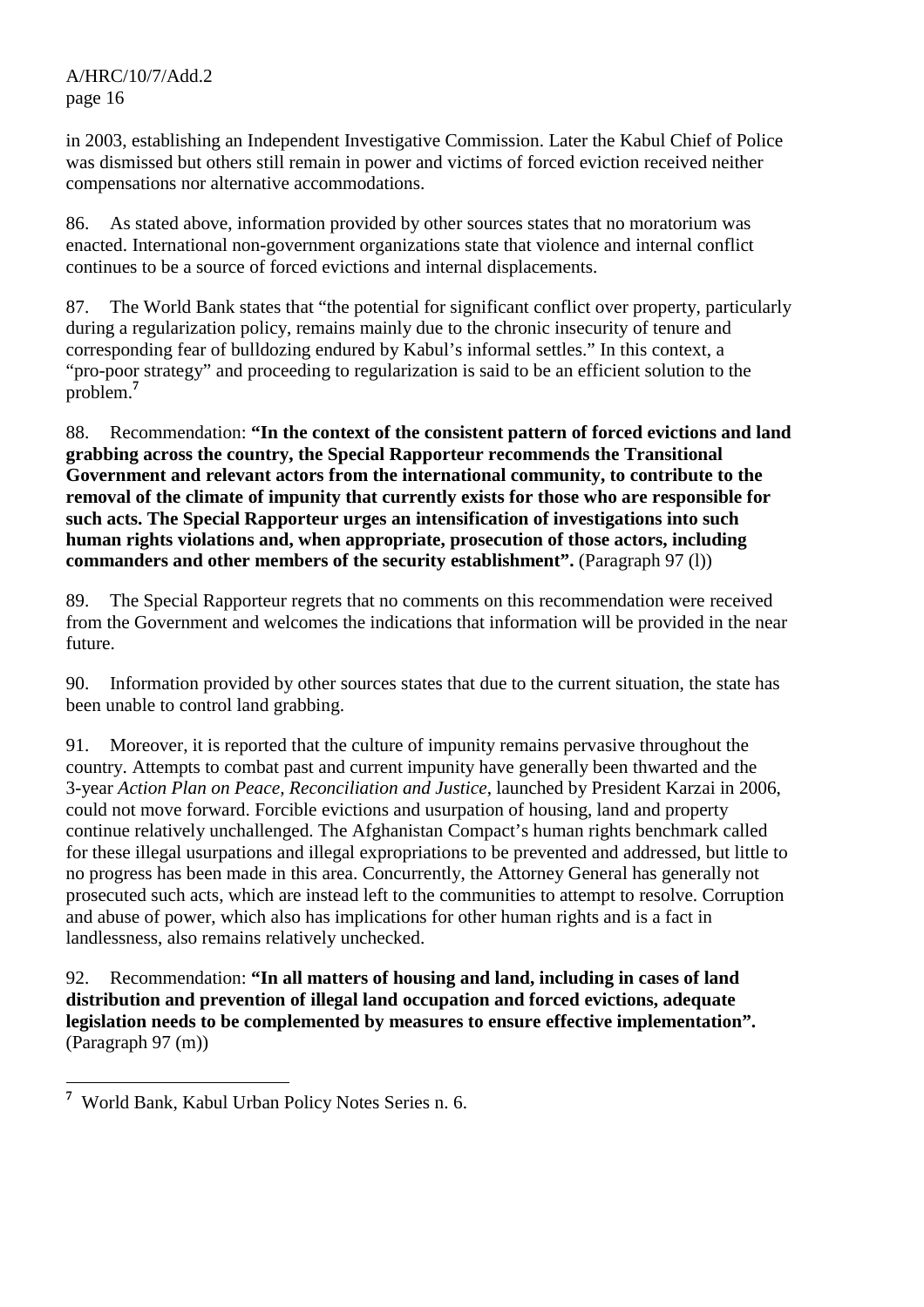in 2003, establishing an Independent Investigative Commission. Later the Kabul Chief of Police was dismissed but others still remain in power and victims of forced eviction received neither compensations nor alternative accommodations.

86. As stated above, information provided by other sources states that no moratorium was enacted. International non-government organizations state that violence and internal conflict continues to be a source of forced evictions and internal displacements.

87. The World Bank states that "the potential for significant conflict over property, particularly during a regularization policy, remains mainly due to the chronic insecurity of tenure and corresponding fear of bulldozing endured by Kabul's informal settles." In this context, a "pro-poor strategy" and proceeding to regularization is said to be an efficient solution to the problem.[7]

88. Recommendation: **"In the context of the consistent pattern of forced evictions and land grabbing across the country, the Special Rapporteur recommends the Transitional Government and relevant actors from the international community, to contribute to the removal of the climate of impunity that currently exists for those who are responsible for such acts. The Special Rapporteur urges an intensification of investigations into such human rights violations and, when appropriate, prosecution of those actors, including commanders and other members of the security establishment".** (Paragraph 97 (l))

89. The Special Rapporteur regrets that no comments on this recommendation were received from the Government and welcomes the indications that information will be provided in the near future.

90. Information provided by other sources states that due to the current situation, the state has been unable to control land grabbing.

91. Moreover, it is reported that the culture of impunity remains pervasive throughout the country. Attempts to combat past and current impunity have generally been thwarted and the 3-year *Action Plan on Peace, Reconciliation and Justice*, launched by President Karzai in 2006, could not move forward. Forcible evictions and usurpation of housing, land and property continue relatively unchallenged. The Afghanistan Compact's human rights benchmark called for these illegal usurpations and illegal expropriations to be prevented and addressed, but little to no progress has been made in this area. Concurrently, the Attorney General has generally not prosecuted such acts, which are instead left to the communities to attempt to resolve. Corruption and abuse of power, which also has implications for other human rights and is a fact in landlessness, also remains relatively unchecked.

92. Recommendation: **"In all matters of housing and land, including in cases of land distribution and prevention of illegal land occupation and forced evictions, adequate legislation needs to be complemented by measures to ensure effective implementation".** (Paragraph 97 (m))

---

[7] World Bank, Kabul Urban Policy Notes Series n. 6.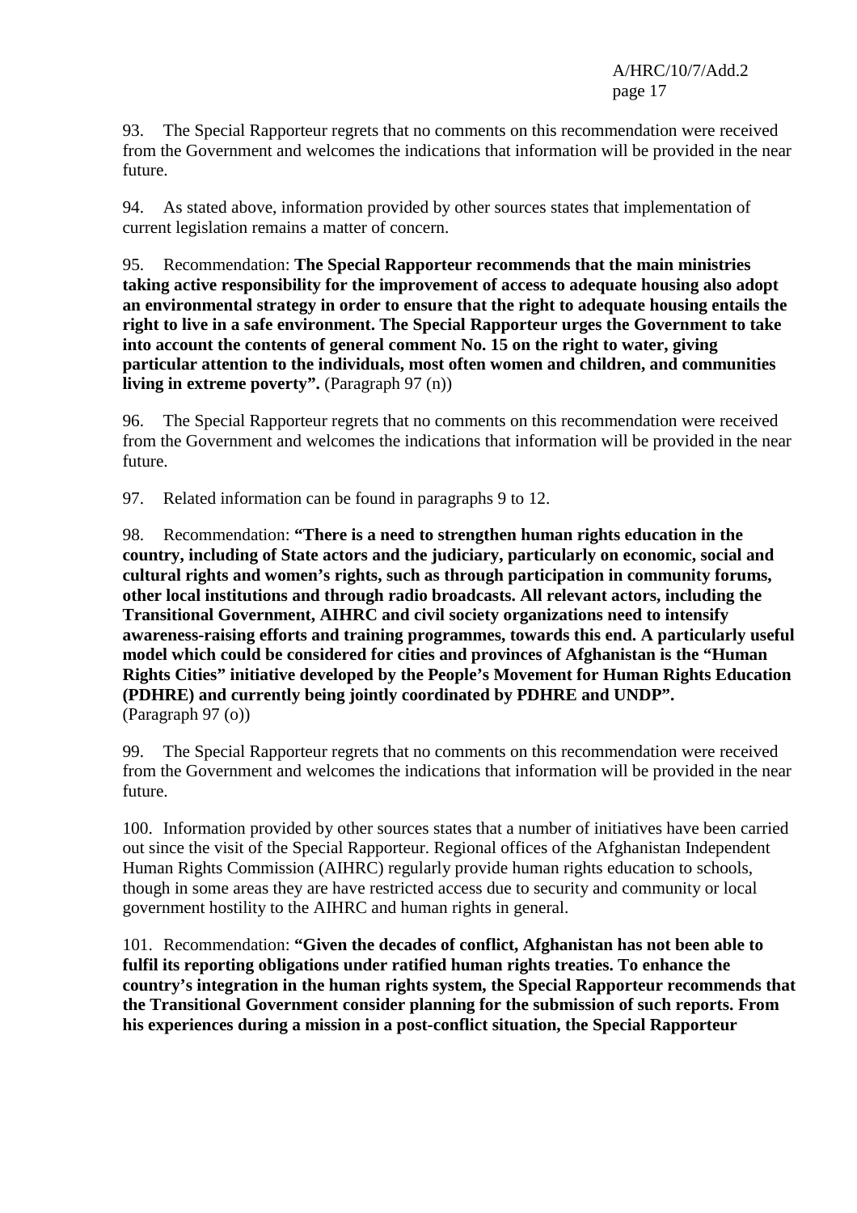93. The Special Rapporteur regrets that no comments on this recommendation were received from the Government and welcomes the indications that information will be provided in the near future.

94. As stated above, information provided by other sources states that implementation of current legislation remains a matter of concern.

95. Recommendation: **The Special Rapporteur recommends that the main ministries taking active responsibility for the improvement of access to adequate housing also adopt an environmental strategy in order to ensure that the right to adequate housing entails the right to live in a safe environment. The Special Rapporteur urges the Government to take into account the contents of general comment No. 15 on the right to water, giving particular attention to the individuals, most often women and children, and communities living in extreme poverty".** (Paragraph 97 (n))

96. The Special Rapporteur regrets that no comments on this recommendation were received from the Government and welcomes the indications that information will be provided in the near future.

97. Related information can be found in paragraphs 9 to 12.

98. Recommendation: **"There is a need to strengthen human rights education in the country, including of State actors and the judiciary, particularly on economic, social and cultural rights and women's rights, such as through participation in community forums, other local institutions and through radio broadcasts. All relevant actors, including the Transitional Government, AIHRC and civil society organizations need to intensify awareness-raising efforts and training programmes, towards this end. A particularly useful model which could be considered for cities and provinces of Afghanistan is the "Human Rights Cities" initiative developed by the People's Movement for Human Rights Education (PDHRE) and currently being jointly coordinated by PDHRE and UNDP".** (Paragraph 97 (o))

99. The Special Rapporteur regrets that no comments on this recommendation were received from the Government and welcomes the indications that information will be provided in the near future.

100. Information provided by other sources states that a number of initiatives have been carried out since the visit of the Special Rapporteur. Regional offices of the Afghanistan Independent Human Rights Commission (AIHRC) regularly provide human rights education to schools, though in some areas they are have restricted access due to security and community or local government hostility to the AIHRC and human rights in general.

101. Recommendation: **"Given the decades of conflict, Afghanistan has not been able to fulfil its reporting obligations under ratified human rights treaties. To enhance the country's integration in the human rights system, the Special Rapporteur recommends that the Transitional Government consider planning for the submission of such reports. From his experiences during a mission in a post-conflict situation, the Special Rapporteur**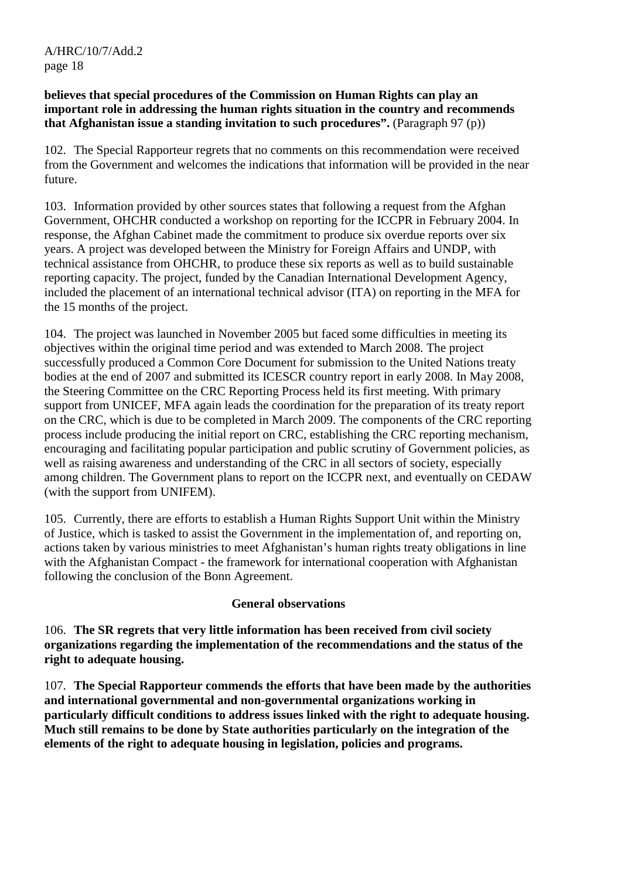**believes that special procedures of the Commission on Human Rights can play an important role in addressing the human rights situation in the country and recommends that Afghanistan issue a standing invitation to such procedures".** (Paragraph 97 (p))

102. The Special Rapporteur regrets that no comments on this recommendation were received from the Government and welcomes the indications that information will be provided in the near future.

103. Information provided by other sources states that following a request from the Afghan Government, OHCHR conducted a workshop on reporting for the ICCPR in February 2004. In response, the Afghan Cabinet made the commitment to produce six overdue reports over six years. A project was developed between the Ministry for Foreign Affairs and UNDP, with technical assistance from OHCHR, to produce these six reports as well as to build sustainable reporting capacity. The project, funded by the Canadian International Development Agency, included the placement of an international technical advisor (ITA) on reporting in the MFA for the 15 months of the project.

104. The project was launched in November 2005 but faced some difficulties in meeting its objectives within the original time period and was extended to March 2008. The project successfully produced a Common Core Document for submission to the United Nations treaty bodies at the end of 2007 and submitted its ICESCR country report in early 2008. In May 2008, the Steering Committee on the CRC Reporting Process held its first meeting. With primary support from UNICEF, MFA again leads the coordination for the preparation of its treaty report on the CRC, which is due to be completed in March 2009. The components of the CRC reporting process include producing the initial report on CRC, establishing the CRC reporting mechanism, encouraging and facilitating popular participation and public scrutiny of Government policies, as well as raising awareness and understanding of the CRC in all sectors of society, especially among children. The Government plans to report on the ICCPR next, and eventually on CEDAW (with the support from UNIFEM).

105. Currently, there are efforts to establish a Human Rights Support Unit within the Ministry of Justice, which is tasked to assist the Government in the implementation of, and reporting on, actions taken by various ministries to meet Afghanistan's human rights treaty obligations in line with the Afghanistan Compact - the framework for international cooperation with Afghanistan following the conclusion of the Bonn Agreement.

## General observations

106. **The SR regrets that very little information has been received from civil society organizations regarding the implementation of the recommendations and the status of the right to adequate housing.**

107. **The Special Rapporteur commends the efforts that have been made by the authorities and international governmental and non-governmental organizations working in particularly difficult conditions to address issues linked with the right to adequate housing. Much still remains to be done by State authorities particularly on the integration of the elements of the right to adequate housing in legislation, policies and programs.**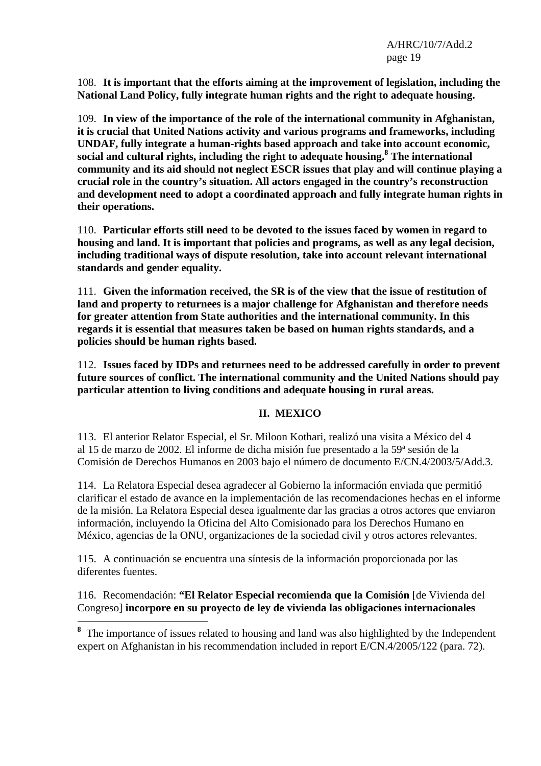108. **It is important that the efforts aiming at the improvement of legislation, including the National Land Policy, fully integrate human rights and the right to adequate housing.**

109. **In view of the importance of the role of the international community in Afghanistan, it is crucial that United Nations activity and various programs and frameworks, including UNDAF, fully integrate a human-rights based approach and take into account economic, social and cultural rights, including the right to adequate housing.[8] The international community and its aid should not neglect ESCR issues that play and will continue playing a crucial role in the country's situation. All actors engaged in the country's reconstruction and development need to adopt a coordinated approach and fully integrate human rights in their operations.**

110. **Particular efforts still need to be devoted to the issues faced by women in regard to housing and land. It is important that policies and programs, as well as any legal decision, including traditional ways of dispute resolution, take into account relevant international standards and gender equality.**

111. **Given the information received, the SR is of the view that the issue of restitution of land and property to returnees is a major challenge for Afghanistan and therefore needs for greater attention from State authorities and the international community. In this regards it is essential that measures taken be based on human rights standards, and a policies should be human rights based.**

112. **Issues faced by IDPs and returnees need to be addressed carefully in order to prevent future sources of conflict. The international community and the United Nations should pay particular attention to living conditions and adequate housing in rural areas.**

## II. MEXICO

113. El anterior Relator Especial, el Sr. Miloon Kothari, realizó una visita a México del 4 al 15 de marzo de 2002. El informe de dicha misión fue presentado a la 59ª sesión de la Comisión de Derechos Humanos en 2003 bajo el número de documento E/CN.4/2003/5/Add.3.

114. La Relatora Especial desea agradecer al Gobierno la información enviada que permitió clarificar el estado de avance en la implementación de las recomendaciones hechas en el informe de la misión. La Relatora Especial desea igualmente dar las gracias a otros actores que enviaron información, incluyendo la Oficina del Alto Comisionado para los Derechos Humano en México, agencias de la ONU, organizaciones de la sociedad civil y otros actores relevantes.

115. A continuación se encuentra una síntesis de la información proporcionada por las diferentes fuentes.

116. Recomendación: **"El Relator Especial recomienda que la Comisión** [de Vivienda del Congreso] **incorpore en su proyecto de ley de vivienda las obligaciones internacionales**

---

[8] The importance of issues related to housing and land was also highlighted by the Independent expert on Afghanistan in his recommendation included in report E/CN.4/2005/122 (para. 72).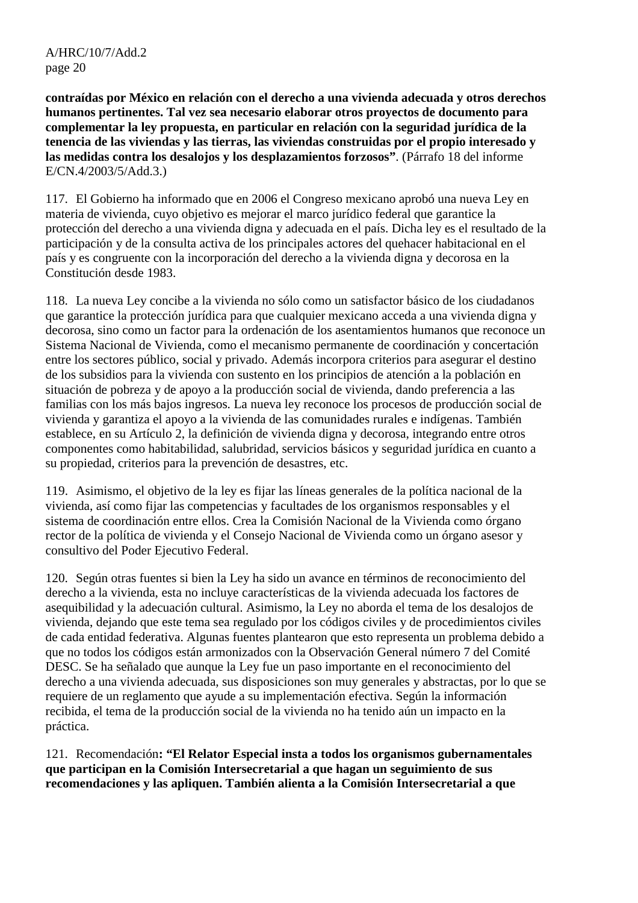**contraídas por México en relación con el derecho a una vivienda adecuada y otros derechos humanos pertinentes. Tal vez sea necesario elaborar otros proyectos de documento para complementar la ley propuesta, en particular en relación con la seguridad jurídica de la tenencia de las viviendas y las tierras, las viviendas construidas por el propio interesado y las medidas contra los desalojos y los desplazamientos forzosos"**. (Párrafo 18 del informe E/CN.4/2003/5/Add.3.)

117. El Gobierno ha informado que en 2006 el Congreso mexicano aprobó una nueva Ley en materia de vivienda, cuyo objetivo es mejorar el marco jurídico federal que garantice la protección del derecho a una vivienda digna y adecuada en el país. Dicha ley es el resultado de la participación y de la consulta activa de los principales actores del quehacer habitacional en el país y es congruente con la incorporación del derecho a la vivienda digna y decorosa en la Constitución desde 1983.

118. La nueva Ley concibe a la vivienda no sólo como un satisfactor básico de los ciudadanos que garantice la protección jurídica para que cualquier mexicano acceda a una vivienda digna y decorosa, sino como un factor para la ordenación de los asentamientos humanos que reconoce un Sistema Nacional de Vivienda, como el mecanismo permanente de coordinación y concertación entre los sectores público, social y privado. Además incorpora criterios para asegurar el destino de los subsidios para la vivienda con sustento en los principios de atención a la población en situación de pobreza y de apoyo a la producción social de vivienda, dando preferencia a las familias con los más bajos ingresos. La nueva ley reconoce los procesos de producción social de vivienda y garantiza el apoyo a la vivienda de las comunidades rurales e indígenas. También establece, en su Artículo 2, la definición de vivienda digna y decorosa, integrando entre otros componentes como habitabilidad, salubridad, servicios básicos y seguridad jurídica en cuanto a su propiedad, criterios para la prevención de desastres, etc.

119. Asimismo, el objetivo de la ley es fijar las líneas generales de la política nacional de la vivienda, así como fijar las competencias y facultades de los organismos responsables y el sistema de coordinación entre ellos. Crea la Comisión Nacional de la Vivienda como órgano rector de la política de vivienda y el Consejo Nacional de Vivienda como un órgano asesor y consultivo del Poder Ejecutivo Federal.

120. Según otras fuentes si bien la Ley ha sido un avance en términos de reconocimiento del derecho a la vivienda, esta no incluye características de la vivienda adecuada los factores de asequibilidad y la adecuación cultural. Asimismo, la Ley no aborda el tema de los desalojos de vivienda, dejando que este tema sea regulado por los códigos civiles y de procedimientos civiles de cada entidad federativa. Algunas fuentes plantearon que esto representa un problema debido a que no todos los códigos están armonizados con la Observación General número 7 del Comité DESC. Se ha señalado que aunque la Ley fue un paso importante en el reconocimiento del derecho a una vivienda adecuada, sus disposiciones son muy generales y abstractas, por lo que se requiere de un reglamento que ayude a su implementación efectiva. Según la información recibida, el tema de la producción social de la vivienda no ha tenido aún un impacto en la práctica.

121. Recomendación**: "El Relator Especial insta a todos los organismos gubernamentales que participan en la Comisión Intersecretarial a que hagan un seguimiento de sus recomendaciones y las apliquen. También alienta a la Comisión Intersecretarial a que**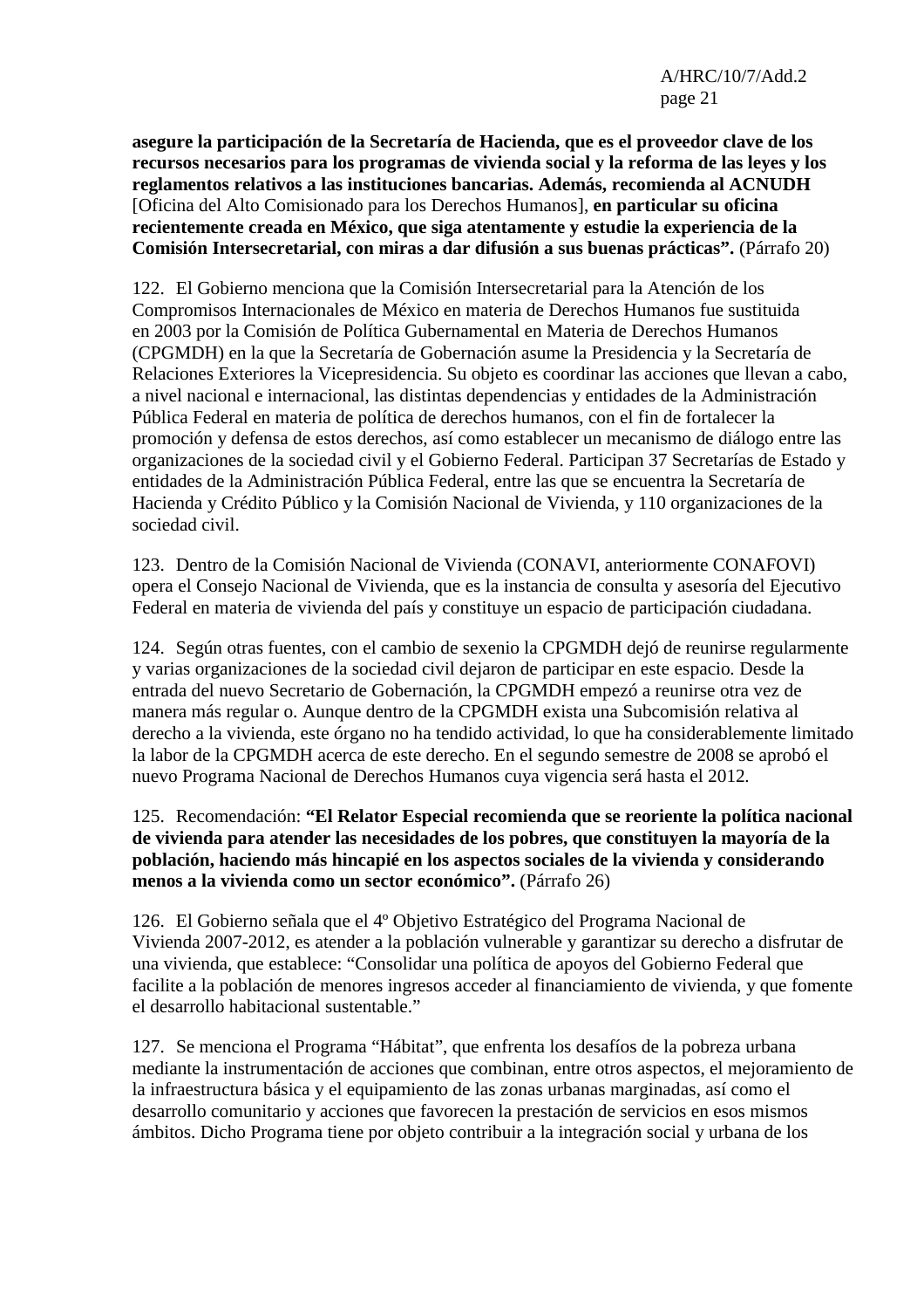**asegure la participación de la Secretaría de Hacienda, que es el proveedor clave de los recursos necesarios para los programas de vivienda social y la reforma de las leyes y los reglamentos relativos a las instituciones bancarias. Además, recomienda al ACNUDH** [Oficina del Alto Comisionado para los Derechos Humanos], **en particular su oficina recientemente creada en México, que siga atentamente y estudie la experiencia de la Comisión Intersecretarial, con miras a dar difusión a sus buenas prácticas".** (Párrafo 20)

122. El Gobierno menciona que la Comisión Intersecretarial para la Atención de los Compromisos Internacionales de México en materia de Derechos Humanos fue sustituida en 2003 por la Comisión de Política Gubernamental en Materia de Derechos Humanos (CPGMDH) en la que la Secretaría de Gobernación asume la Presidencia y la Secretaría de Relaciones Exteriores la Vicepresidencia. Su objeto es coordinar las acciones que llevan a cabo, a nivel nacional e internacional, las distintas dependencias y entidades de la Administración Pública Federal en materia de política de derechos humanos, con el fin de fortalecer la promoción y defensa de estos derechos, así como establecer un mecanismo de diálogo entre las organizaciones de la sociedad civil y el Gobierno Federal. Participan 37 Secretarías de Estado y entidades de la Administración Pública Federal, entre las que se encuentra la Secretaría de Hacienda y Crédito Público y la Comisión Nacional de Vivienda, y 110 organizaciones de la sociedad civil.

123. Dentro de la Comisión Nacional de Vivienda (CONAVI, anteriormente CONAFOVI) opera el Consejo Nacional de Vivienda, que es la instancia de consulta y asesoría del Ejecutivo Federal en materia de vivienda del país y constituye un espacio de participación ciudadana.

124. Según otras fuentes, con el cambio de sexenio la CPGMDH dejó de reunirse regularmente y varias organizaciones de la sociedad civil dejaron de participar en este espacio. Desde la entrada del nuevo Secretario de Gobernación, la CPGMDH empezó a reunirse otra vez de manera más regular o. Aunque dentro de la CPGMDH exista una Subcomisión relativa al derecho a la vivienda, este órgano no ha tendido actividad, lo que ha considerablemente limitado la labor de la CPGMDH acerca de este derecho. En el segundo semestre de 2008 se aprobó el nuevo Programa Nacional de Derechos Humanos cuya vigencia será hasta el 2012.

125. Recomendación: **"El Relator Especial recomienda que se reoriente la política nacional de vivienda para atender las necesidades de los pobres, que constituyen la mayoría de la población, haciendo más hincapié en los aspectos sociales de la vivienda y considerando menos a la vivienda como un sector económico".** (Párrafo 26)

126. El Gobierno señala que el 4º Objetivo Estratégico del Programa Nacional de Vivienda 2007-2012, es atender a la población vulnerable y garantizar su derecho a disfrutar de una vivienda, que establece: "Consolidar una política de apoyos del Gobierno Federal que facilite a la población de menores ingresos acceder al financiamiento de vivienda, y que fomente el desarrollo habitacional sustentable."

127. Se menciona el Programa "Hábitat", que enfrenta los desafíos de la pobreza urbana mediante la instrumentación de acciones que combinan, entre otros aspectos, el mejoramiento de la infraestructura básica y el equipamiento de las zonas urbanas marginadas, así como el desarrollo comunitario y acciones que favorecen la prestación de servicios en esos mismos ámbitos. Dicho Programa tiene por objeto contribuir a la integración social y urbana de los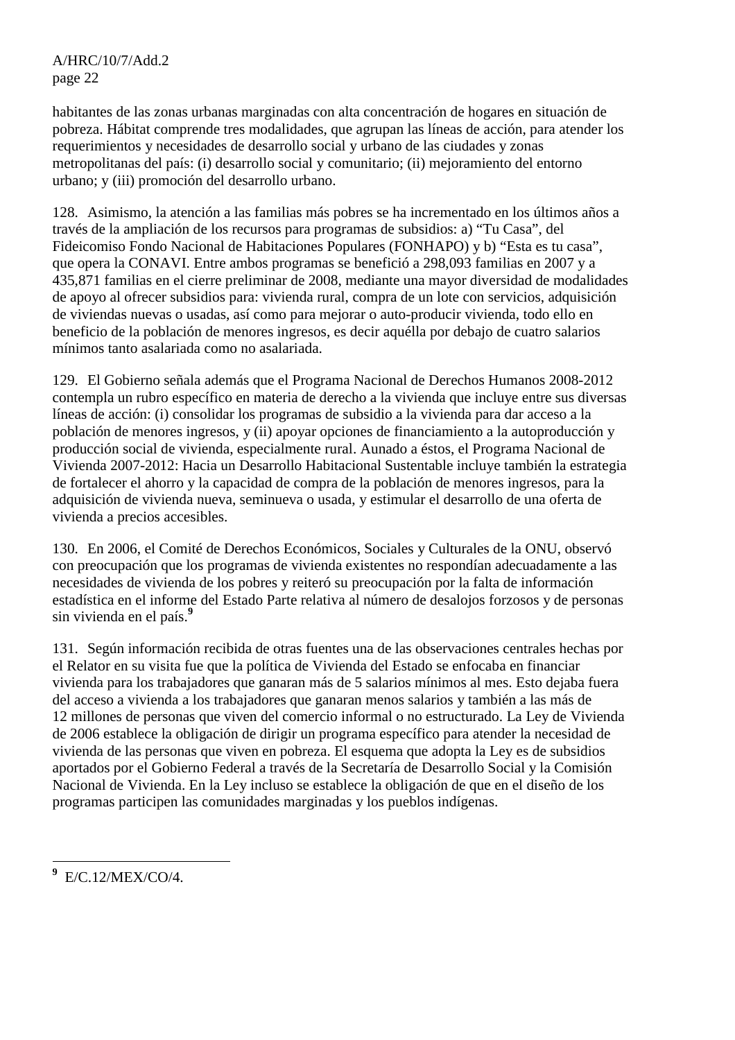habitantes de las zonas urbanas marginadas con alta concentración de hogares en situación de pobreza. Hábitat comprende tres modalidades, que agrupan las líneas de acción, para atender los requerimientos y necesidades de desarrollo social y urbano de las ciudades y zonas metropolitanas del país: (i) desarrollo social y comunitario; (ii) mejoramiento del entorno urbano; y (iii) promoción del desarrollo urbano.

128. Asimismo, la atención a las familias más pobres se ha incrementado en los últimos años a través de la ampliación de los recursos para programas de subsidios: a) "Tu Casa", del Fideicomiso Fondo Nacional de Habitaciones Populares (FONHAPO) y b) "Esta es tu casa", que opera la CONAVI. Entre ambos programas se benefició a 298,093 familias en 2007 y a 435,871 familias en el cierre preliminar de 2008, mediante una mayor diversidad de modalidades de apoyo al ofrecer subsidios para: vivienda rural, compra de un lote con servicios, adquisición de viviendas nuevas o usadas, así como para mejorar o auto-producir vivienda, todo ello en beneficio de la población de menores ingresos, es decir aquélla por debajo de cuatro salarios mínimos tanto asalariada como no asalariada.

129. El Gobierno señala además que el Programa Nacional de Derechos Humanos 2008-2012 contempla un rubro específico en materia de derecho a la vivienda que incluye entre sus diversas líneas de acción: (i) consolidar los programas de subsidio a la vivienda para dar acceso a la población de menores ingresos, y (ii) apoyar opciones de financiamiento a la autoproducción y producción social de vivienda, especialmente rural. Aunado a éstos, el Programa Nacional de Vivienda 2007-2012: Hacia un Desarrollo Habitacional Sustentable incluye también la estrategia de fortalecer el ahorro y la capacidad de compra de la población de menores ingresos, para la adquisición de vivienda nueva, seminueva o usada, y estimular el desarrollo de una oferta de vivienda a precios accesibles.

130. En 2006, el Comité de Derechos Económicos, Sociales y Culturales de la ONU, observó con preocupación que los programas de vivienda existentes no respondían adecuadamente a las necesidades de vivienda de los pobres y reiteró su preocupación por la falta de información estadística en el informe del Estado Parte relativa al número de desalojos forzosos y de personas sin vivienda en el país.[9]

131. Según información recibida de otras fuentes una de las observaciones centrales hechas por el Relator en su visita fue que la política de Vivienda del Estado se enfocaba en financiar vivienda para los trabajadores que ganaran más de 5 salarios mínimos al mes. Esto dejaba fuera del acceso a vivienda a los trabajadores que ganaran menos salarios y también a las más de 12 millones de personas que viven del comercio informal o no estructurado. La Ley de Vivienda de 2006 establece la obligación de dirigir un programa específico para atender la necesidad de vivienda de las personas que viven en pobreza. El esquema que adopta la Ley es de subsidios aportados por el Gobierno Federal a través de la Secretaría de Desarrollo Social y la Comisión Nacional de Vivienda. En la Ley incluso se establece la obligación de que en el diseño de los programas participen las comunidades marginadas y los pueblos indígenas.

---

[9] E/C.12/MEX/CO/4.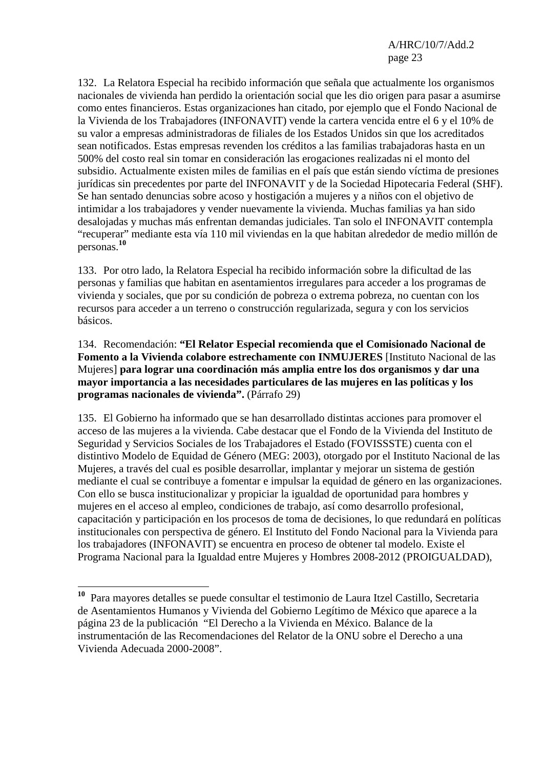132. La Relatora Especial ha recibido información que señala que actualmente los organismos nacionales de vivienda han perdido la orientación social que les dio origen para pasar a asumirse como entes financieros. Estas organizaciones han citado, por ejemplo que el Fondo Nacional de la Vivienda de los Trabajadores (INFONAVIT) vende la cartera vencida entre el 6 y el 10% de su valor a empresas administradoras de filiales de los Estados Unidos sin que los acreditados sean notificados. Estas empresas revenden los créditos a las familias trabajadoras hasta en un 500% del costo real sin tomar en consideración las erogaciones realizadas ni el monto del subsidio. Actualmente existen miles de familias en el país que están siendo víctima de presiones jurídicas sin precedentes por parte del INFONAVIT y de la Sociedad Hipotecaria Federal (SHF). Se han sentado denuncias sobre acoso y hostigación a mujeres y a niños con el objetivo de intimidar a los trabajadores y vender nuevamente la vivienda. Muchas familias ya han sido desalojadas y muchas más enfrentan demandas judiciales. Tan solo el INFONAVIT contempla "recuperar" mediante esta vía 110 mil viviendas en la que habitan alrededor de medio millón de personas.[10]

133. Por otro lado, la Relatora Especial ha recibido información sobre la dificultad de las personas y familias que habitan en asentamientos irregulares para acceder a los programas de vivienda y sociales, que por su condición de pobreza o extrema pobreza, no cuentan con los recursos para acceder a un terreno o construcción regularizada, segura y con los servicios básicos.

134. Recomendación: **"El Relator Especial recomienda que el Comisionado Nacional de Fomento a la Vivienda colabore estrechamente con INMUJERES** [Instituto Nacional de las Mujeres] **para lograr una coordinación más amplia entre los dos organismos y dar una mayor importancia a las necesidades particulares de las mujeres en las políticas y los programas nacionales de vivienda".** (Párrafo 29)

135. El Gobierno ha informado que se han desarrollado distintas acciones para promover el acceso de las mujeres a la vivienda. Cabe destacar que el Fondo de la Vivienda del Instituto de Seguridad y Servicios Sociales de los Trabajadores el Estado (FOVISSSTE) cuenta con el distintivo Modelo de Equidad de Género (MEG: 2003), otorgado por el Instituto Nacional de las Mujeres, a través del cual es posible desarrollar, implantar y mejorar un sistema de gestión mediante el cual se contribuye a fomentar e impulsar la equidad de género en las organizaciones. Con ello se busca institucionalizar y propiciar la igualdad de oportunidad para hombres y mujeres en el acceso al empleo, condiciones de trabajo, así como desarrollo profesional, capacitación y participación en los procesos de toma de decisiones, lo que redundará en políticas institucionales con perspectiva de género. El Instituto del Fondo Nacional para la Vivienda para los trabajadores (INFONAVIT) se encuentra en proceso de obtener tal modelo. Existe el Programa Nacional para la Igualdad entre Mujeres y Hombres 2008-2012 (PROIGUALDAD),

---

[10] Para mayores detalles se puede consultar el testimonio de Laura Itzel Castillo, Secretaria de Asentamientos Humanos y Vivienda del Gobierno Legítimo de México que aparece a la página 23 de la publicación "El Derecho a la Vivienda en México. Balance de la instrumentación de las Recomendaciones del Relator de la ONU sobre el Derecho a una Vivienda Adecuada 2000-2008".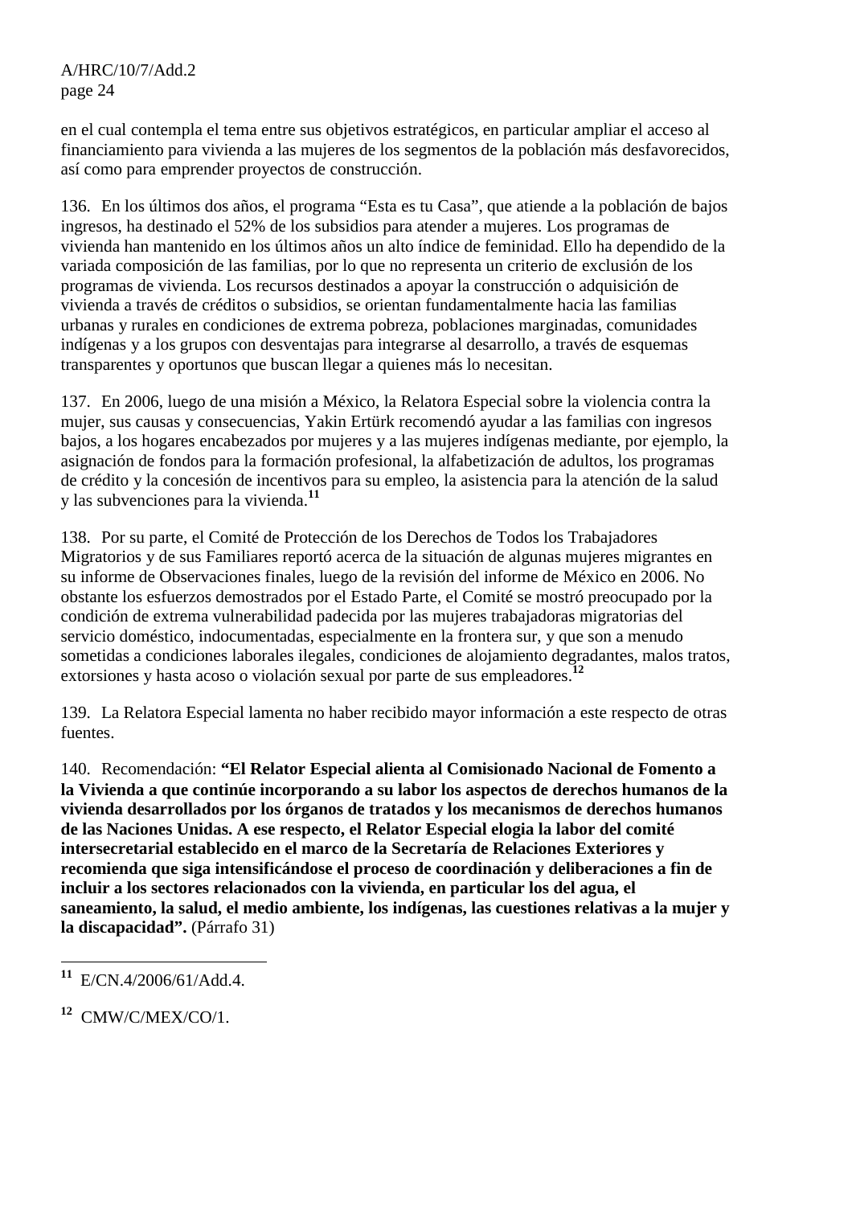en el cual contempla el tema entre sus objetivos estratégicos, en particular ampliar el acceso al financiamiento para vivienda a las mujeres de los segmentos de la población más desfavorecidos, así como para emprender proyectos de construcción.

136. En los últimos dos años, el programa “Esta es tu Casa”, que atiende a la población de bajos ingresos, ha destinado el 52% de los subsidios para atender a mujeres. Los programas de vivienda han mantenido en los últimos años un alto índice de feminidad. Ello ha dependido de la variada composición de las familias, por lo que no representa un criterio de exclusión de los programas de vivienda. Los recursos destinados a apoyar la construcción o adquisición de vivienda a través de créditos o subsidios, se orientan fundamentalmente hacia las familias urbanas y rurales en condiciones de extrema pobreza, poblaciones marginadas, comunidades indígenas y a los grupos con desventajas para integrarse al desarrollo, a través de esquemas transparentes y oportunos que buscan llegar a quienes más lo necesitan.

137. En 2006, luego de una misión a México, la Relatora Especial sobre la violencia contra la mujer, sus causas y consecuencias, Yakin Ertürk recomendó ayudar a las familias con ingresos bajos, a los hogares encabezados por mujeres y a las mujeres indígenas mediante, por ejemplo, la asignación de fondos para la formación profesional, la alfabetización de adultos, los programas de crédito y la concesión de incentivos para su empleo, la asistencia para la atención de la salud y las subvenciones para la vivienda.[11]

138. Por su parte, el Comité de Protección de los Derechos de Todos los Trabajadores Migratorios y de sus Familiares reportó acerca de la situación de algunas mujeres migrantes en su informe de Observaciones finales, luego de la revisión del informe de México en 2006. No obstante los esfuerzos demostrados por el Estado Parte, el Comité se mostró preocupado por la condición de extrema vulnerabilidad padecida por las mujeres trabajadoras migratorias del servicio doméstico, indocumentadas, especialmente en la frontera sur, y que son a menudo sometidas a condiciones laborales ilegales, condiciones de alojamiento degradantes, malos tratos, extorsiones y hasta acoso o violación sexual por parte de sus empleadores.[12]

139. La Relatora Especial lamenta no haber recibido mayor información a este respecto de otras fuentes.

140. Recomendación: **“El Relator Especial alienta al Comisionado Nacional de Fomento a la Vivienda a que continúe incorporando a su labor los aspectos de derechos humanos de la vivienda desarrollados por los órganos de tratados y los mecanismos de derechos humanos de las Naciones Unidas. A ese respecto, el Relator Especial elogia la labor del comité intersecretarial establecido en el marco de la Secretaría de Relaciones Exteriores y recomienda que siga intensificándose el proceso de coordinación y deliberaciones a fin de incluir a los sectores relacionados con la vivienda, en particular los del agua, el saneamiento, la salud, el medio ambiente, los indígenas, las cuestiones relativas a la mujer y la discapacidad”.** (Párrafo 31)

---

[11] E/CN.4/2006/61/Add.4.

[12] CMW/C/MEX/CO/1.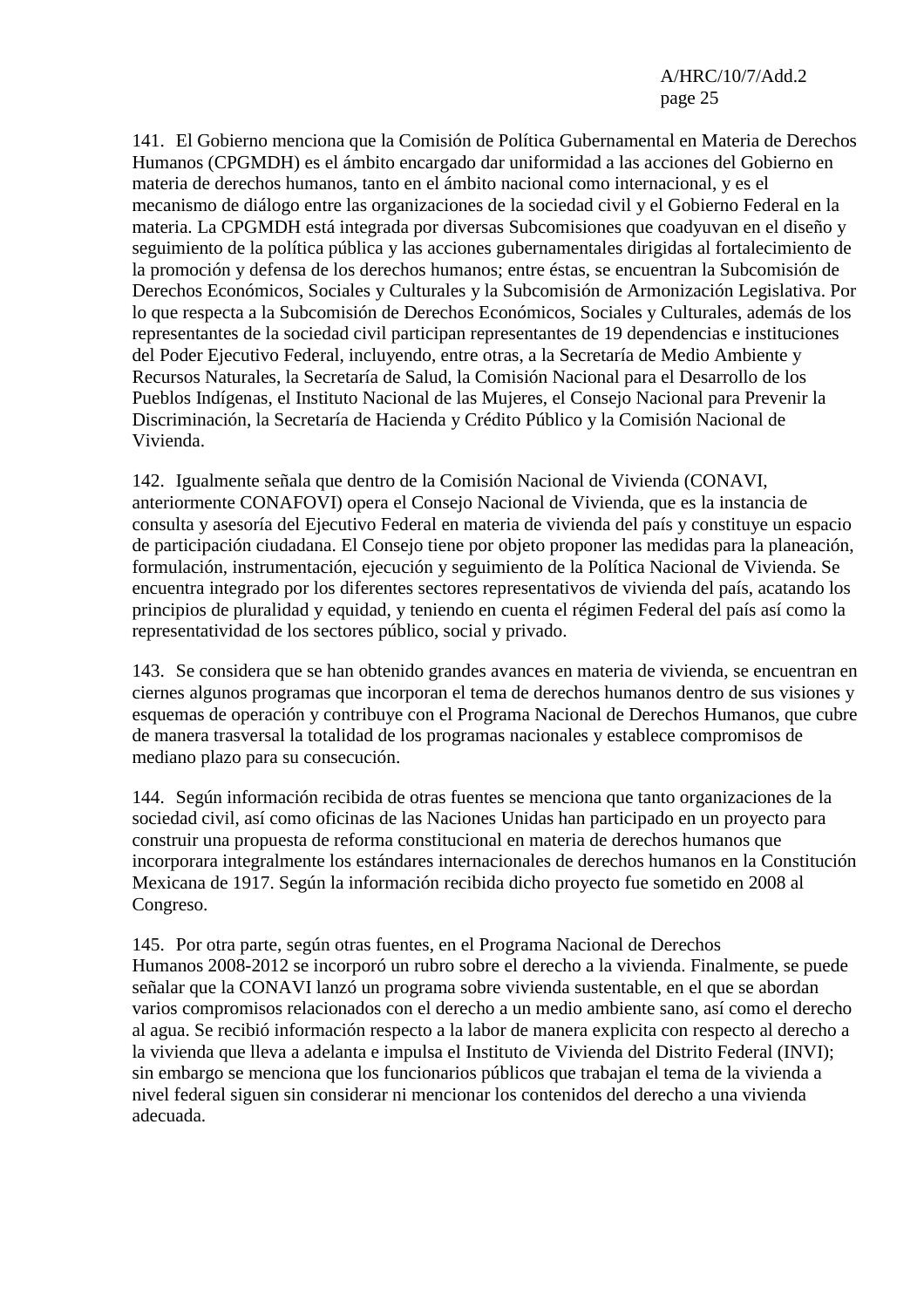141. El Gobierno menciona que la Comisión de Política Gubernamental en Materia de Derechos Humanos (CPGMDH) es el ámbito encargado dar uniformidad a las acciones del Gobierno en materia de derechos humanos, tanto en el ámbito nacional como internacional, y es el mecanismo de diálogo entre las organizaciones de la sociedad civil y el Gobierno Federal en la materia. La CPGMDH está integrada por diversas Subcomisiones que coadyuvan en el diseño y seguimiento de la política pública y las acciones gubernamentales dirigidas al fortalecimiento de la promoción y defensa de los derechos humanos; entre éstas, se encuentran la Subcomisión de Derechos Económicos, Sociales y Culturales y la Subcomisión de Armonización Legislativa. Por lo que respecta a la Subcomisión de Derechos Económicos, Sociales y Culturales, además de los representantes de la sociedad civil participan representantes de 19 dependencias e instituciones del Poder Ejecutivo Federal, incluyendo, entre otras, a la Secretaría de Medio Ambiente y Recursos Naturales, la Secretaría de Salud, la Comisión Nacional para el Desarrollo de los Pueblos Indígenas, el Instituto Nacional de las Mujeres, el Consejo Nacional para Prevenir la Discriminación, la Secretaría de Hacienda y Crédito Público y la Comisión Nacional de Vivienda.

142. Igualmente señala que dentro de la Comisión Nacional de Vivienda (CONAVI, anteriormente CONAFOVI) opera el Consejo Nacional de Vivienda, que es la instancia de consulta y asesoría del Ejecutivo Federal en materia de vivienda del país y constituye un espacio de participación ciudadana. El Consejo tiene por objeto proponer las medidas para la planeación, formulación, instrumentación, ejecución y seguimiento de la Política Nacional de Vivienda. Se encuentra integrado por los diferentes sectores representativos de vivienda del país, acatando los principios de pluralidad y equidad, y teniendo en cuenta el régimen Federal del país así como la representatividad de los sectores público, social y privado.

143. Se considera que se han obtenido grandes avances en materia de vivienda, se encuentran en ciernes algunos programas que incorporan el tema de derechos humanos dentro de sus visiones y esquemas de operación y contribuye con el Programa Nacional de Derechos Humanos, que cubre de manera trasversal la totalidad de los programas nacionales y establece compromisos de mediano plazo para su consecución.

144. Según información recibida de otras fuentes se menciona que tanto organizaciones de la sociedad civil, así como oficinas de las Naciones Unidas han participado en un proyecto para construir una propuesta de reforma constitucional en materia de derechos humanos que incorporara integralmente los estándares internacionales de derechos humanos en la Constitución Mexicana de 1917. Según la información recibida dicho proyecto fue sometido en 2008 al Congreso.

145. Por otra parte, según otras fuentes, en el Programa Nacional de Derechos Humanos 2008-2012 se incorporó un rubro sobre el derecho a la vivienda. Finalmente, se puede señalar que la CONAVI lanzó un programa sobre vivienda sustentable, en el que se abordan varios compromisos relacionados con el derecho a un medio ambiente sano, así como el derecho al agua. Se recibió información respecto a la labor de manera explicita con respecto al derecho a la vivienda que lleva a adelanta e impulsa el Instituto de Vivienda del Distrito Federal (INVI); sin embargo se menciona que los funcionarios públicos que trabajan el tema de la vivienda a nivel federal siguen sin considerar ni mencionar los contenidos del derecho a una vivienda adecuada.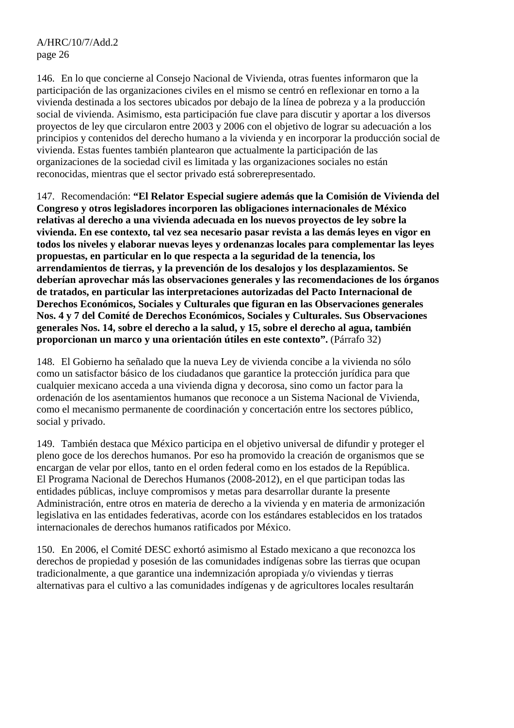146. En lo que concierne al Consejo Nacional de Vivienda, otras fuentes informaron que la participación de las organizaciones civiles en el mismo se centró en reflexionar en torno a la vivienda destinada a los sectores ubicados por debajo de la línea de pobreza y a la producción social de vivienda. Asimismo, esta participación fue clave para discutir y aportar a los diversos proyectos de ley que circularon entre 2003 y 2006 con el objetivo de lograr su adecuación a los principios y contenidos del derecho humano a la vivienda y en incorporar la producción social de vivienda. Estas fuentes también plantearon que actualmente la participación de las organizaciones de la sociedad civil es limitada y las organizaciones sociales no están reconocidas, mientras que el sector privado está sobrerepresentado.

147. Recomendación: **"El Relator Especial sugiere además que la Comisión de Vivienda del Congreso y otros legisladores incorporen las obligaciones internacionales de México relativas al derecho a una vivienda adecuada en los nuevos proyectos de ley sobre la vivienda. En ese contexto, tal vez sea necesario pasar revista a las demás leyes en vigor en todos los niveles y elaborar nuevas leyes y ordenanzas locales para complementar las leyes propuestas, en particular en lo que respecta a la seguridad de la tenencia, los arrendamientos de tierras, y la prevención de los desalojos y los desplazamientos. Se deberían aprovechar más las observaciones generales y las recomendaciones de los órganos de tratados, en particular las interpretaciones autorizadas del Pacto Internacional de Derechos Económicos, Sociales y Culturales que figuran en las Observaciones generales Nos. 4 y 7 del Comité de Derechos Económicos, Sociales y Culturales. Sus Observaciones generales Nos. 14, sobre el derecho a la salud, y 15, sobre el derecho al agua, también proporcionan un marco y una orientación útiles en este contexto".** (Párrafo 32)

148. El Gobierno ha señalado que la nueva Ley de vivienda concibe a la vivienda no sólo como un satisfactor básico de los ciudadanos que garantice la protección jurídica para que cualquier mexicano acceda a una vivienda digna y decorosa, sino como un factor para la ordenación de los asentamientos humanos que reconoce a un Sistema Nacional de Vivienda, como el mecanismo permanente de coordinación y concertación entre los sectores público, social y privado.

149. También destaca que México participa en el objetivo universal de difundir y proteger el pleno goce de los derechos humanos. Por eso ha promovido la creación de organismos que se encargan de velar por ellos, tanto en el orden federal como en los estados de la República. El Programa Nacional de Derechos Humanos (2008-2012), en el que participan todas las entidades públicas, incluye compromisos y metas para desarrollar durante la presente Administración, entre otros en materia de derecho a la vivienda y en materia de armonización legislativa en las entidades federativas, acorde con los estándares establecidos en los tratados internacionales de derechos humanos ratificados por México.

150. En 2006, el Comité DESC exhortó asimismo al Estado mexicano a que reconozca los derechos de propiedad y posesión de las comunidades indígenas sobre las tierras que ocupan tradicionalmente, a que garantice una indemnización apropiada y/o viviendas y tierras alternativas para el cultivo a las comunidades indígenas y de agricultores locales resultarán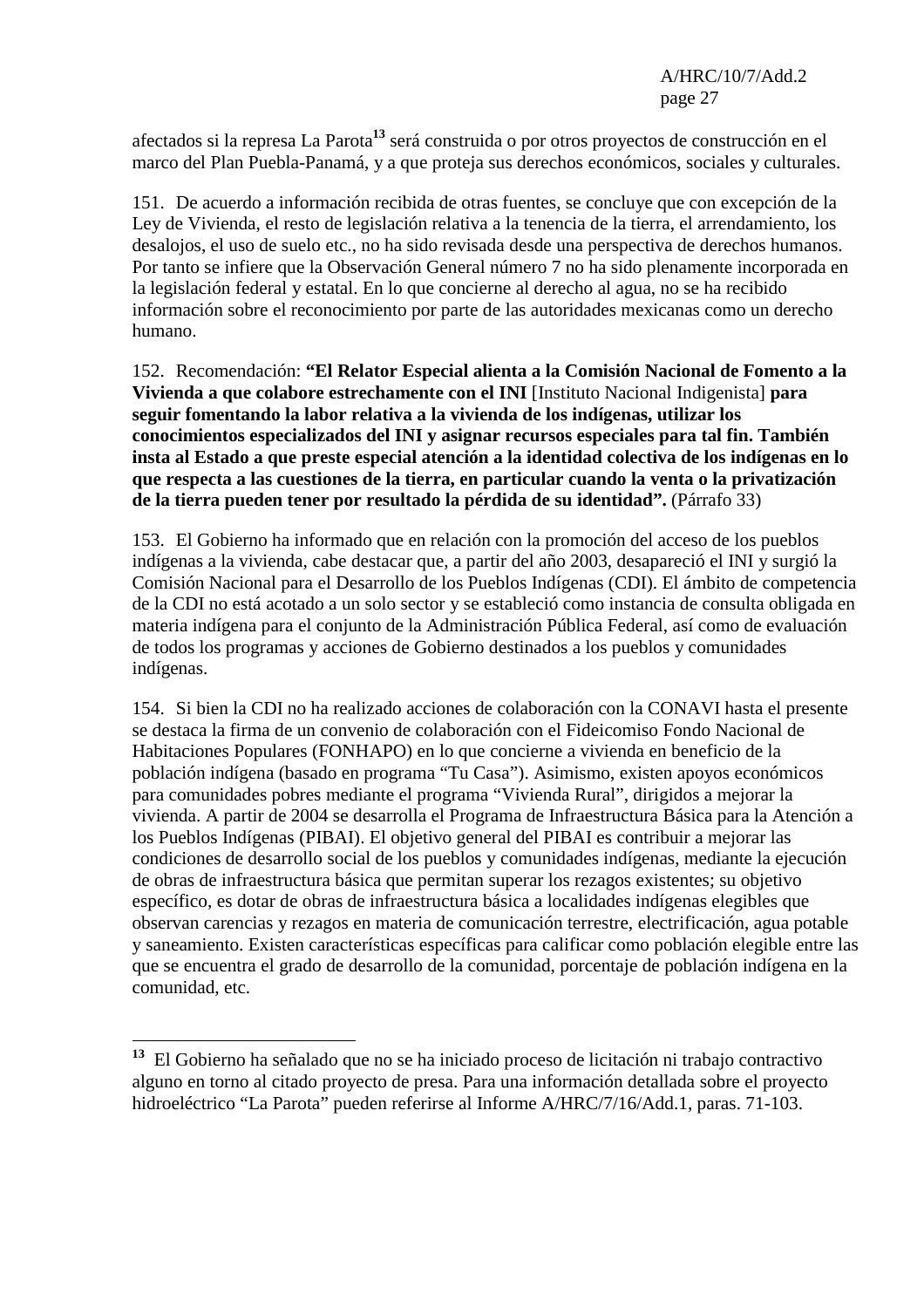afectados si la represa La Parota[13] será construida o por otros proyectos de construcción en el marco del Plan Puebla-Panamá, y a que proteja sus derechos económicos, sociales y culturales.

151. De acuerdo a información recibida de otras fuentes, se concluye que con excepción de la Ley de Vivienda, el resto de legislación relativa a la tenencia de la tierra, el arrendamiento, los desalojos, el uso de suelo etc., no ha sido revisada desde una perspectiva de derechos humanos. Por tanto se infiere que la Observación General número 7 no ha sido plenamente incorporada en la legislación federal y estatal. En lo que concierne al derecho al agua, no se ha recibido información sobre el reconocimiento por parte de las autoridades mexicanas como un derecho humano.

152. Recomendación: **"El Relator Especial alienta a la Comisión Nacional de Fomento a la Vivienda a que colabore estrechamente con el INI** [Instituto Nacional Indigenista] **para seguir fomentando la labor relativa a la vivienda de los indígenas, utilizar los conocimientos especializados del INI y asignar recursos especiales para tal fin. También insta al Estado a que preste especial atención a la identidad colectiva de los indígenas en lo que respecta a las cuestiones de la tierra, en particular cuando la venta o la privatización de la tierra pueden tener por resultado la pérdida de su identidad".** (Párrafo 33)

153. El Gobierno ha informado que en relación con la promoción del acceso de los pueblos indígenas a la vivienda, cabe destacar que, a partir del año 2003, desapareció el INI y surgió la Comisión Nacional para el Desarrollo de los Pueblos Indígenas (CDI). El ámbito de competencia de la CDI no está acotado a un solo sector y se estableció como instancia de consulta obligada en materia indígena para el conjunto de la Administración Pública Federal, así como de evaluación de todos los programas y acciones de Gobierno destinados a los pueblos y comunidades indígenas.

154. Si bien la CDI no ha realizado acciones de colaboración con la CONAVI hasta el presente se destaca la firma de un convenio de colaboración con el Fideicomiso Fondo Nacional de Habitaciones Populares (FONHAPO) en lo que concierne a vivienda en beneficio de la población indígena (basado en programa "Tu Casa"). Asimismo, existen apoyos económicos para comunidades pobres mediante el programa "Vivienda Rural", dirigidos a mejorar la vivienda. A partir de 2004 se desarrolla el Programa de Infraestructura Básica para la Atención a los Pueblos Indígenas (PIBAI). El objetivo general del PIBAI es contribuir a mejorar las condiciones de desarrollo social de los pueblos y comunidades indígenas, mediante la ejecución de obras de infraestructura básica que permitan superar los rezagos existentes; su objetivo específico, es dotar de obras de infraestructura básica a localidades indígenas elegibles que observan carencias y rezagos en materia de comunicación terrestre, electrificación, agua potable y saneamiento. Existen características específicas para calificar como población elegible entre las que se encuentra el grado de desarrollo de la comunidad, porcentaje de población indígena en la comunidad, etc.

---

[13] El Gobierno ha señalado que no se ha iniciado proceso de licitación ni trabajo contractivo alguno en torno al citado proyecto de presa. Para una información detallada sobre el proyecto hidroeléctrico "La Parota" pueden referirse al Informe A/HRC/7/16/Add.1, paras. 71-103.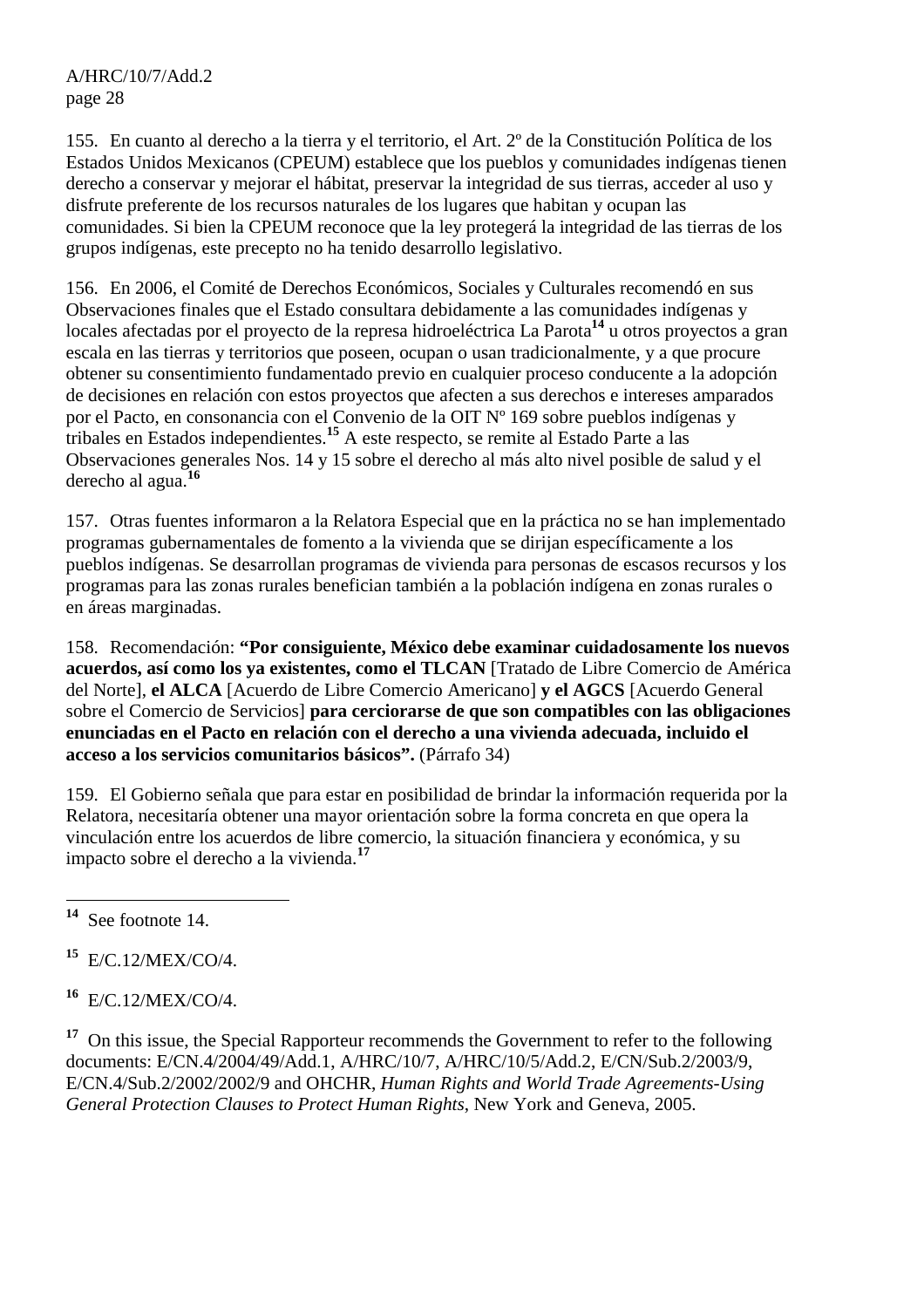155. En cuanto al derecho a la tierra y el territorio, el Art. 2º de la Constitución Política de los Estados Unidos Mexicanos (CPEUM) establece que los pueblos y comunidades indígenas tienen derecho a conservar y mejorar el hábitat, preservar la integridad de sus tierras, acceder al uso y disfrute preferente de los recursos naturales de los lugares que habitan y ocupan las comunidades. Si bien la CPEUM reconoce que la ley protegerá la integridad de las tierras de los grupos indígenas, este precepto no ha tenido desarrollo legislativo.

156. En 2006, el Comité de Derechos Económicos, Sociales y Culturales recomendó en sus Observaciones finales que el Estado consultara debidamente a las comunidades indígenas y locales afectadas por el proyecto de la represa hidroeléctrica La Parota[14] u otros proyectos a gran escala en las tierras y territorios que poseen, ocupan o usan tradicionalmente, y a que procure obtener su consentimiento fundamentado previo en cualquier proceso conducente a la adopción de decisiones en relación con estos proyectos que afecten a sus derechos e intereses amparados por el Pacto, en consonancia con el Convenio de la OIT Nº 169 sobre pueblos indígenas y tribales en Estados independientes.[15] A este respecto, se remite al Estado Parte a las Observaciones generales Nos. 14 y 15 sobre el derecho al más alto nivel posible de salud y el derecho al agua.[16]

157. Otras fuentes informaron a la Relatora Especial que en la práctica no se han implementado programas gubernamentales de fomento a la vivienda que se dirijan específicamente a los pueblos indígenas. Se desarrollan programas de vivienda para personas de escasos recursos y los programas para las zonas rurales benefician también a la población indígena en zonas rurales o en áreas marginadas.

158. Recomendación: **"Por consiguiente, México debe examinar cuidadosamente los nuevos acuerdos, así como los ya existentes, como el TLCAN** [Tratado de Libre Comercio de América del Norte], **el ALCA** [Acuerdo de Libre Comercio Americano] **y el AGCS** [Acuerdo General sobre el Comercio de Servicios] **para cerciorarse de que son compatibles con las obligaciones enunciadas en el Pacto en relación con el derecho a una vivienda adecuada, incluido el acceso a los servicios comunitarios básicos".** (Párrafo 34)

159. El Gobierno señala que para estar en posibilidad de brindar la información requerida por la Relatora, necesitaría obtener una mayor orientación sobre la forma concreta en que opera la vinculación entre los acuerdos de libre comercio, la situación financiera y económica, y su impacto sobre el derecho a la vivienda.[17]

---

[14] See footnote 14.

[15] E/C.12/MEX/CO/4.

[16] E/C.12/MEX/CO/4.

[17] On this issue, the Special Rapporteur recommends the Government to refer to the following documents: E/CN.4/2004/49/Add.1, A/HRC/10/7, A/HRC/10/5/Add.2, E/CN/Sub.2/2003/9, E/CN.4/Sub.2/2002/2002/9 and OHCHR, *Human Rights and World Trade Agreements-Using General Protection Clauses to Protect Human Rights*, New York and Geneva, 2005.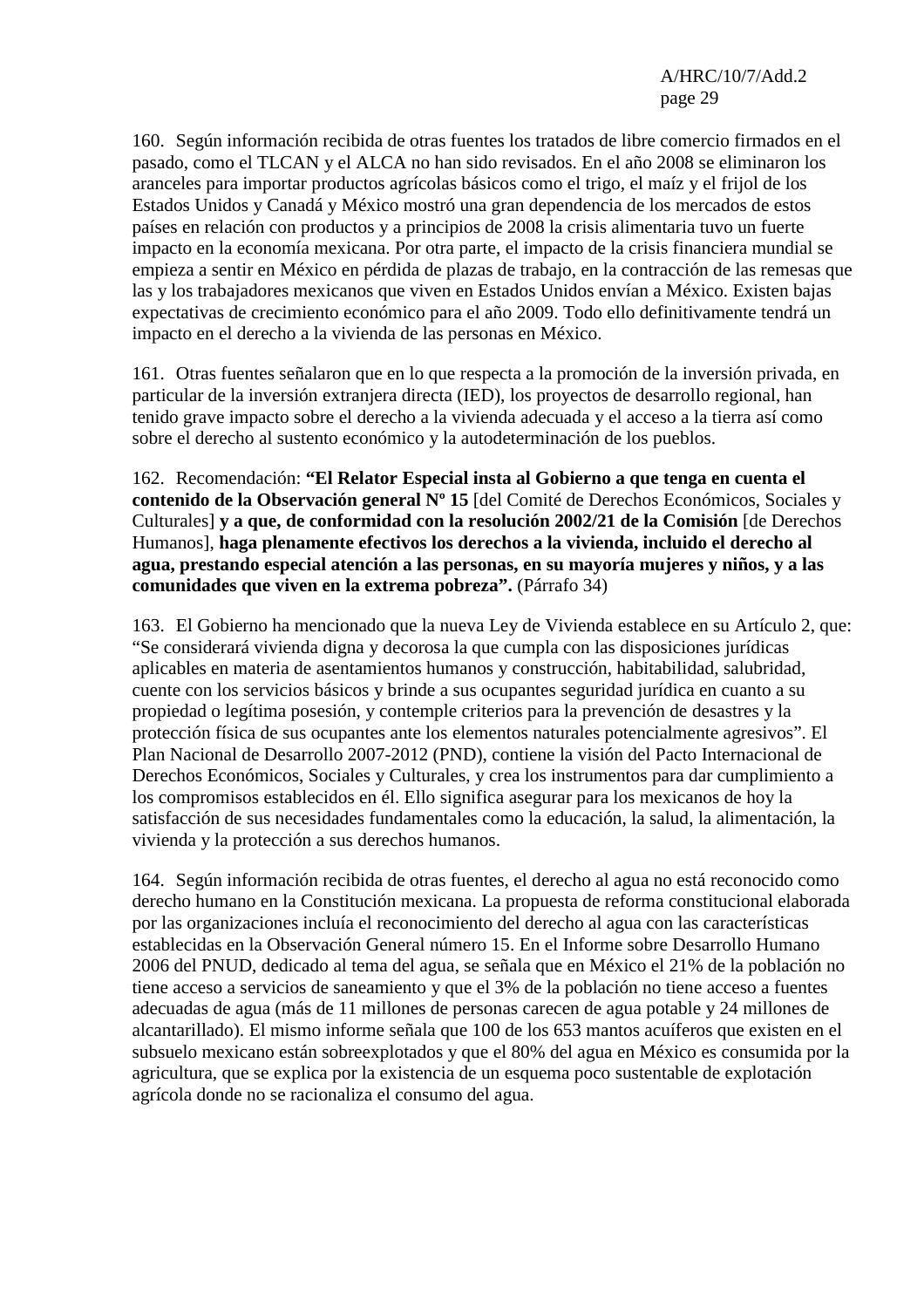160. Según información recibida de otras fuentes los tratados de libre comercio firmados en el pasado, como el TLCAN y el ALCA no han sido revisados. En el año 2008 se eliminaron los aranceles para importar productos agrícolas básicos como el trigo, el maíz y el frijol de los Estados Unidos y Canadá y México mostró una gran dependencia de los mercados de estos países en relación con productos y a principios de 2008 la crisis alimentaria tuvo un fuerte impacto en la economía mexicana. Por otra parte, el impacto de la crisis financiera mundial se empieza a sentir en México en pérdida de plazas de trabajo, en la contracción de las remesas que las y los trabajadores mexicanos que viven en Estados Unidos envían a México. Existen bajas expectativas de crecimiento económico para el año 2009. Todo ello definitivamente tendrá un impacto en el derecho a la vivienda de las personas en México.

161. Otras fuentes señalaron que en lo que respecta a la promoción de la inversión privada, en particular de la inversión extranjera directa (IED), los proyectos de desarrollo regional, han tenido grave impacto sobre el derecho a la vivienda adecuada y el acceso a la tierra así como sobre el derecho al sustento económico y la autodeterminación de los pueblos.

162. Recomendación: **"El Relator Especial insta al Gobierno a que tenga en cuenta el contenido de la Observación general Nº 15** [del Comité de Derechos Económicos, Sociales y Culturales] **y a que, de conformidad con la resolución 2002/21 de la Comisión** [de Derechos Humanos], **haga plenamente efectivos los derechos a la vivienda, incluido el derecho al agua, prestando especial atención a las personas, en su mayoría mujeres y niños, y a las comunidades que viven en la extrema pobreza".** (Párrafo 34)

163. El Gobierno ha mencionado que la nueva Ley de Vivienda establece en su Artículo 2, que: "Se considerará vivienda digna y decorosa la que cumpla con las disposiciones jurídicas aplicables en materia de asentamientos humanos y construcción, habitabilidad, salubridad, cuente con los servicios básicos y brinde a sus ocupantes seguridad jurídica en cuanto a su propiedad o legítima posesión, y contemple criterios para la prevención de desastres y la protección física de sus ocupantes ante los elementos naturales potencialmente agresivos". El Plan Nacional de Desarrollo 2007-2012 (PND), contiene la visión del Pacto Internacional de Derechos Económicos, Sociales y Culturales, y crea los instrumentos para dar cumplimiento a los compromisos establecidos en él. Ello significa asegurar para los mexicanos de hoy la satisfacción de sus necesidades fundamentales como la educación, la salud, la alimentación, la vivienda y la protección a sus derechos humanos.

164. Según información recibida de otras fuentes, el derecho al agua no está reconocido como derecho humano en la Constitución mexicana. La propuesta de reforma constitucional elaborada por las organizaciones incluía el reconocimiento del derecho al agua con las características establecidas en la Observación General número 15. En el Informe sobre Desarrollo Humano 2006 del PNUD, dedicado al tema del agua, se señala que en México el 21% de la población no tiene acceso a servicios de saneamiento y que el 3% de la población no tiene acceso a fuentes adecuadas de agua (más de 11 millones de personas carecen de agua potable y 24 millones de alcantarillado). El mismo informe señala que 100 de los 653 mantos acuíferos que existen en el subsuelo mexicano están sobreexplotados y que el 80% del agua en México es consumida por la agricultura, que se explica por la existencia de un esquema poco sustentable de explotación agrícola donde no se racionaliza el consumo del agua.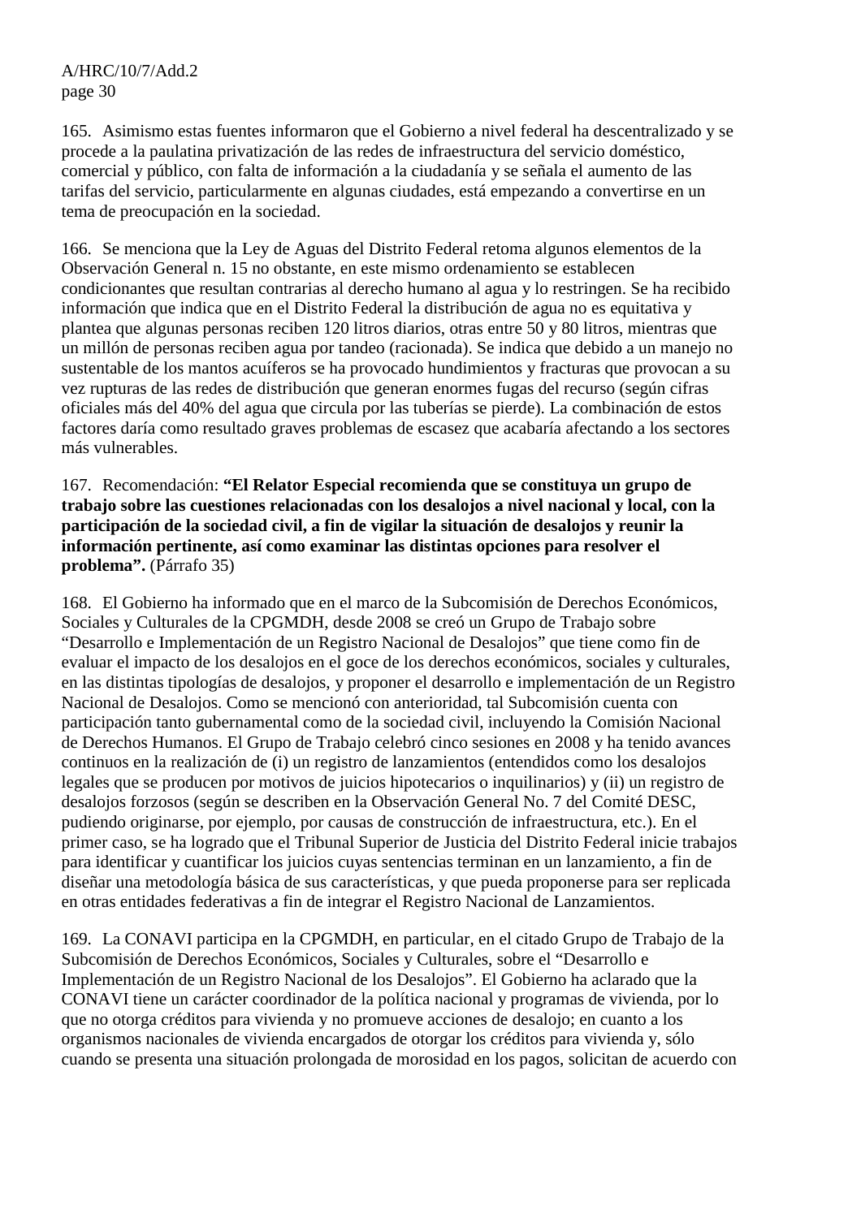165. Asimismo estas fuentes informaron que el Gobierno a nivel federal ha descentralizado y se procede a la paulatina privatización de las redes de infraestructura del servicio doméstico, comercial y público, con falta de información a la ciudadanía y se señala el aumento de las tarifas del servicio, particularmente en algunas ciudades, está empezando a convertirse en un tema de preocupación en la sociedad.

166. Se menciona que la Ley de Aguas del Distrito Federal retoma algunos elementos de la Observación General n. 15 no obstante, en este mismo ordenamiento se establecen condicionantes que resultan contrarias al derecho humano al agua y lo restringen. Se ha recibido información que indica que en el Distrito Federal la distribución de agua no es equitativa y plantea que algunas personas reciben 120 litros diarios, otras entre 50 y 80 litros, mientras que un millón de personas reciben agua por tandeo (racionada). Se indica que debido a un manejo no sustentable de los mantos acuíferos se ha provocado hundimientos y fracturas que provocan a su vez rupturas de las redes de distribución que generan enormes fugas del recurso (según cifras oficiales más del 40% del agua que circula por las tuberías se pierde). La combinación de estos factores daría como resultado graves problemas de escasez que acabaría afectando a los sectores más vulnerables.

167. Recomendación: **"El Relator Especial recomienda que se constituya un grupo de trabajo sobre las cuestiones relacionadas con los desalojos a nivel nacional y local, con la participación de la sociedad civil, a fin de vigilar la situación de desalojos y reunir la información pertinente, así como examinar las distintas opciones para resolver el problema".** (Párrafo 35)

168. El Gobierno ha informado que en el marco de la Subcomisión de Derechos Económicos, Sociales y Culturales de la CPGMDH, desde 2008 se creó un Grupo de Trabajo sobre "Desarrollo e Implementación de un Registro Nacional de Desalojos" que tiene como fin de evaluar el impacto de los desalojos en el goce de los derechos económicos, sociales y culturales, en las distintas tipologías de desalojos, y proponer el desarrollo e implementación de un Registro Nacional de Desalojos. Como se mencionó con anterioridad, tal Subcomisión cuenta con participación tanto gubernamental como de la sociedad civil, incluyendo la Comisión Nacional de Derechos Humanos. El Grupo de Trabajo celebró cinco sesiones en 2008 y ha tenido avances continuos en la realización de (i) un registro de lanzamientos (entendidos como los desalojos legales que se producen por motivos de juicios hipotecarios o inquilinarios) y (ii) un registro de desalojos forzosos (según se describen en la Observación General No. 7 del Comité DESC, pudiendo originarse, por ejemplo, por causas de construcción de infraestructura, etc.). En el primer caso, se ha logrado que el Tribunal Superior de Justicia del Distrito Federal inicie trabajos para identificar y cuantificar los juicios cuyas sentencias terminan en un lanzamiento, a fin de diseñar una metodología básica de sus características, y que pueda proponerse para ser replicada en otras entidades federativas a fin de integrar el Registro Nacional de Lanzamientos.

169. La CONAVI participa en la CPGMDH, en particular, en el citado Grupo de Trabajo de la Subcomisión de Derechos Económicos, Sociales y Culturales, sobre el "Desarrollo e Implementación de un Registro Nacional de los Desalojos". El Gobierno ha aclarado que la CONAVI tiene un carácter coordinador de la política nacional y programas de vivienda, por lo que no otorga créditos para vivienda y no promueve acciones de desalojo; en cuanto a los organismos nacionales de vivienda encargados de otorgar los créditos para vivienda y, sólo cuando se presenta una situación prolongada de morosidad en los pagos, solicitan de acuerdo con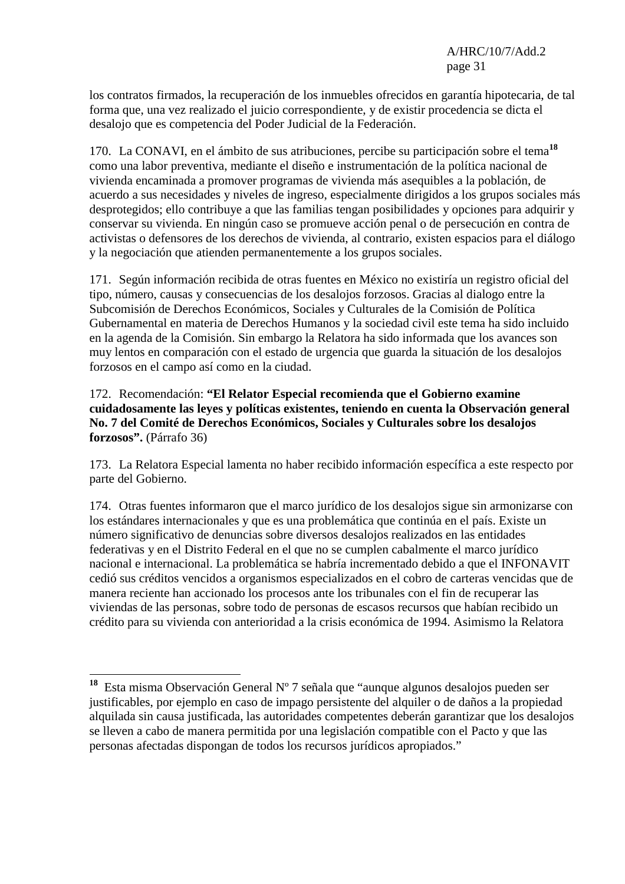los contratos firmados, la recuperación de los inmuebles ofrecidos en garantía hipotecaria, de tal forma que, una vez realizado el juicio correspondiente, y de existir procedencia se dicta el desalojo que es competencia del Poder Judicial de la Federación.

170. La CONAVI, en el ámbito de sus atribuciones, percibe su participación sobre el tema[18] como una labor preventiva, mediante el diseño e instrumentación de la política nacional de vivienda encaminada a promover programas de vivienda más asequibles a la población, de acuerdo a sus necesidades y niveles de ingreso, especialmente dirigidos a los grupos sociales más desprotegidos; ello contribuye a que las familias tengan posibilidades y opciones para adquirir y conservar su vivienda. En ningún caso se promueve acción penal o de persecución en contra de activistas o defensores de los derechos de vivienda, al contrario, existen espacios para el diálogo y la negociación que atienden permanentemente a los grupos sociales.

171. Según información recibida de otras fuentes en México no existiría un registro oficial del tipo, número, causas y consecuencias de los desalojos forzosos. Gracias al dialogo entre la Subcomisión de Derechos Económicos, Sociales y Culturales de la Comisión de Política Gubernamental en materia de Derechos Humanos y la sociedad civil este tema ha sido incluido en la agenda de la Comisión. Sin embargo la Relatora ha sido informada que los avances son muy lentos en comparación con el estado de urgencia que guarda la situación de los desalojos forzosos en el campo así como en la ciudad.

172. Recomendación: **"El Relator Especial recomienda que el Gobierno examine cuidadosamente las leyes y políticas existentes, teniendo en cuenta la Observación general No. 7 del Comité de Derechos Económicos, Sociales y Culturales sobre los desalojos forzosos".** (Párrafo 36)

173. La Relatora Especial lamenta no haber recibido información específica a este respecto por parte del Gobierno.

174. Otras fuentes informaron que el marco jurídico de los desalojos sigue sin armonizarse con los estándares internacionales y que es una problemática que continúa en el país. Existe un número significativo de denuncias sobre diversos desalojos realizados en las entidades federativas y en el Distrito Federal en el que no se cumplen cabalmente el marco jurídico nacional e internacional. La problemática se habría incrementado debido a que el INFONAVIT cedió sus créditos vencidos a organismos especializados en el cobro de carteras vencidas que de manera reciente han accionado los procesos ante los tribunales con el fin de recuperar las viviendas de las personas, sobre todo de personas de escasos recursos que habían recibido un crédito para su vivienda con anterioridad a la crisis económica de 1994. Asimismo la Relatora

---

[18] Esta misma Observación General Nº 7 señala que "aunque algunos desalojos pueden ser justificables, por ejemplo en caso de impago persistente del alquiler o de daños a la propiedad alquilada sin causa justificada, las autoridades competentes deberán garantizar que los desalojos se lleven a cabo de manera permitida por una legislación compatible con el Pacto y que las personas afectadas dispongan de todos los recursos jurídicos apropiados."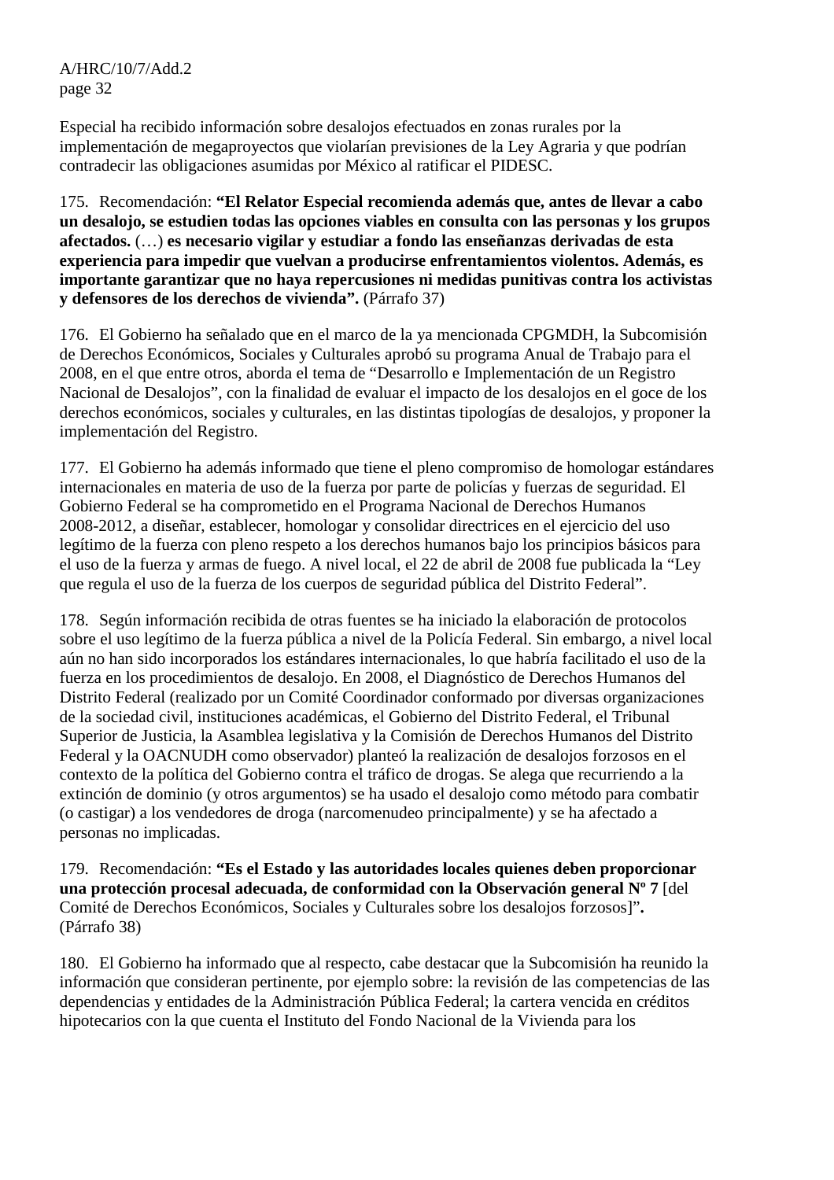Especial ha recibido información sobre desalojos efectuados en zonas rurales por la implementación de megaproyectos que violarían previsiones de la Ley Agraria y que podrían contradecir las obligaciones asumidas por México al ratificar el PIDESC.

175. Recomendación: **"El Relator Especial recomienda además que, antes de llevar a cabo un desalojo, se estudien todas las opciones viables en consulta con las personas y los grupos afectados.** (…) **es necesario vigilar y estudiar a fondo las enseñanzas derivadas de esta experiencia para impedir que vuelvan a producirse enfrentamientos violentos. Además, es importante garantizar que no haya repercusiones ni medidas punitivas contra los activistas y defensores de los derechos de vivienda".** (Párrafo 37)

176. El Gobierno ha señalado que en el marco de la ya mencionada CPGMDH, la Subcomisión de Derechos Económicos, Sociales y Culturales aprobó su programa Anual de Trabajo para el 2008, en el que entre otros, aborda el tema de "Desarrollo e Implementación de un Registro Nacional de Desalojos", con la finalidad de evaluar el impacto de los desalojos en el goce de los derechos económicos, sociales y culturales, en las distintas tipologías de desalojos, y proponer la implementación del Registro.

177. El Gobierno ha además informado que tiene el pleno compromiso de homologar estándares internacionales en materia de uso de la fuerza por parte de policías y fuerzas de seguridad. El Gobierno Federal se ha comprometido en el Programa Nacional de Derechos Humanos 2008-2012, a diseñar, establecer, homologar y consolidar directrices en el ejercicio del uso legítimo de la fuerza con pleno respeto a los derechos humanos bajo los principios básicos para el uso de la fuerza y armas de fuego. A nivel local, el 22 de abril de 2008 fue publicada la "Ley que regula el uso de la fuerza de los cuerpos de seguridad pública del Distrito Federal".

178. Según información recibida de otras fuentes se ha iniciado la elaboración de protocolos sobre el uso legítimo de la fuerza pública a nivel de la Policía Federal. Sin embargo, a nivel local aún no han sido incorporados los estándares internacionales, lo que habría facilitado el uso de la fuerza en los procedimientos de desalojo. En 2008, el Diagnóstico de Derechos Humanos del Distrito Federal (realizado por un Comité Coordinador conformado por diversas organizaciones de la sociedad civil, instituciones académicas, el Gobierno del Distrito Federal, el Tribunal Superior de Justicia, la Asamblea legislativa y la Comisión de Derechos Humanos del Distrito Federal y la OACNUDH como observador) planteó la realización de desalojos forzosos en el contexto de la política del Gobierno contra el tráfico de drogas. Se alega que recurriendo a la extinción de dominio (y otros argumentos) se ha usado el desalojo como método para combatir (o castigar) a los vendedores de droga (narcomenudeo principalmente) y se ha afectado a personas no implicadas.

179. Recomendación: **"Es el Estado y las autoridades locales quienes deben proporcionar una protección procesal adecuada, de conformidad con la Observación general Nº 7** [del Comité de Derechos Económicos, Sociales y Culturales sobre los desalojos forzosos]"**.** (Párrafo 38)

180. El Gobierno ha informado que al respecto, cabe destacar que la Subcomisión ha reunido la información que consideran pertinente, por ejemplo sobre: la revisión de las competencias de las dependencias y entidades de la Administración Pública Federal; la cartera vencida en créditos hipotecarios con la que cuenta el Instituto del Fondo Nacional de la Vivienda para los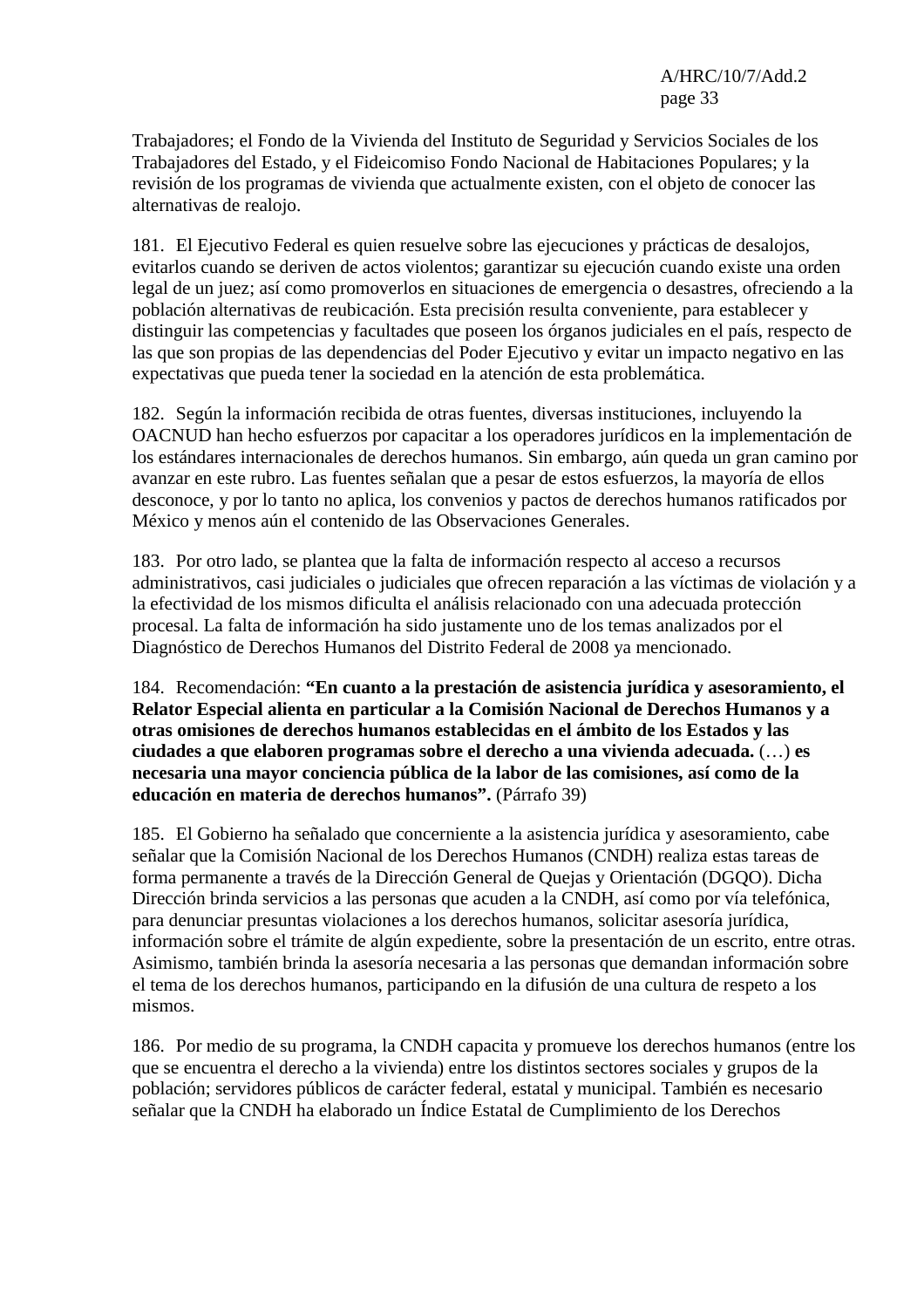Trabajadores; el Fondo de la Vivienda del Instituto de Seguridad y Servicios Sociales de los Trabajadores del Estado, y el Fideicomiso Fondo Nacional de Habitaciones Populares; y la revisión de los programas de vivienda que actualmente existen, con el objeto de conocer las alternativas de realojo.

181. El Ejecutivo Federal es quien resuelve sobre las ejecuciones y prácticas de desalojos, evitarlos cuando se deriven de actos violentos; garantizar su ejecución cuando existe una orden legal de un juez; así como promoverlos en situaciones de emergencia o desastres, ofreciendo a la población alternativas de reubicación. Esta precisión resulta conveniente, para establecer y distinguir las competencias y facultades que poseen los órganos judiciales en el país, respecto de las que son propias de las dependencias del Poder Ejecutivo y evitar un impacto negativo en las expectativas que pueda tener la sociedad en la atención de esta problemática.

182. Según la información recibida de otras fuentes, diversas instituciones, incluyendo la OACNUD han hecho esfuerzos por capacitar a los operadores jurídicos en la implementación de los estándares internacionales de derechos humanos. Sin embargo, aún queda un gran camino por avanzar en este rubro. Las fuentes señalan que a pesar de estos esfuerzos, la mayoría de ellos desconoce, y por lo tanto no aplica, los convenios y pactos de derechos humanos ratificados por México y menos aún el contenido de las Observaciones Generales.

183. Por otro lado, se plantea que la falta de información respecto al acceso a recursos administrativos, casi judiciales o judiciales que ofrecen reparación a las víctimas de violación y a la efectividad de los mismos dificulta el análisis relacionado con una adecuada protección procesal. La falta de información ha sido justamente uno de los temas analizados por el Diagnóstico de Derechos Humanos del Distrito Federal de 2008 ya mencionado.

184. Recomendación: **"En cuanto a la prestación de asistencia jurídica y asesoramiento, el Relator Especial alienta en particular a la Comisión Nacional de Derechos Humanos y a otras omisiones de derechos humanos establecidas en el ámbito de los Estados y las ciudades a que elaboren programas sobre el derecho a una vivienda adecuada.** (…) **es necesaria una mayor conciencia pública de la labor de las comisiones, así como de la educación en materia de derechos humanos".** (Párrafo 39)

185. El Gobierno ha señalado que concerniente a la asistencia jurídica y asesoramiento, cabe señalar que la Comisión Nacional de los Derechos Humanos (CNDH) realiza estas tareas de forma permanente a través de la Dirección General de Quejas y Orientación (DGQO). Dicha Dirección brinda servicios a las personas que acuden a la CNDH, así como por vía telefónica, para denunciar presuntas violaciones a los derechos humanos, solicitar asesoría jurídica, información sobre el trámite de algún expediente, sobre la presentación de un escrito, entre otras. Asimismo, también brinda la asesoría necesaria a las personas que demandan información sobre el tema de los derechos humanos, participando en la difusión de una cultura de respeto a los mismos.

186. Por medio de su programa, la CNDH capacita y promueve los derechos humanos (entre los que se encuentra el derecho a la vivienda) entre los distintos sectores sociales y grupos de la población; servidores públicos de carácter federal, estatal y municipal. También es necesario señalar que la CNDH ha elaborado un Índice Estatal de Cumplimiento de los Derechos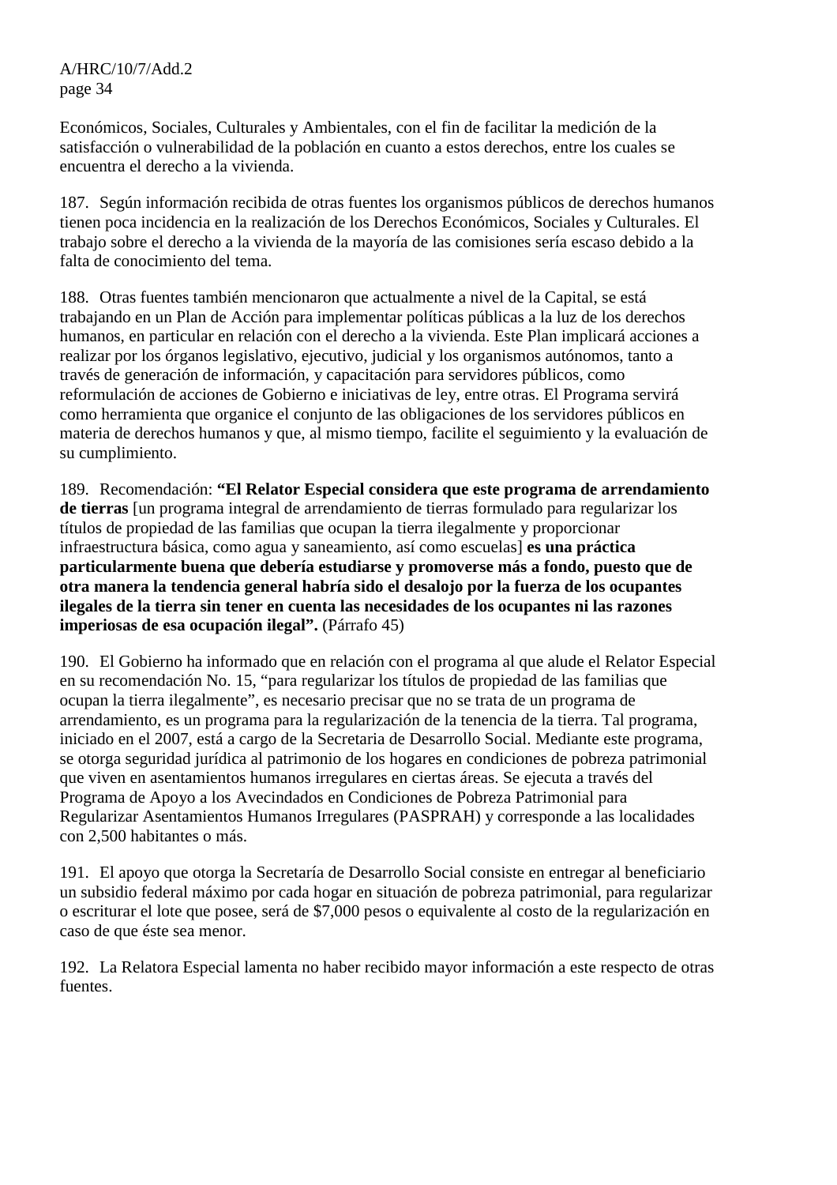Económicos, Sociales, Culturales y Ambientales, con el fin de facilitar la medición de la satisfacción o vulnerabilidad de la población en cuanto a estos derechos, entre los cuales se encuentra el derecho a la vivienda.

187. Según información recibida de otras fuentes los organismos públicos de derechos humanos tienen poca incidencia en la realización de los Derechos Económicos, Sociales y Culturales. El trabajo sobre el derecho a la vivienda de la mayoría de las comisiones sería escaso debido a la falta de conocimiento del tema.

188. Otras fuentes también mencionaron que actualmente a nivel de la Capital, se está trabajando en un Plan de Acción para implementar políticas públicas a la luz de los derechos humanos, en particular en relación con el derecho a la vivienda. Este Plan implicará acciones a realizar por los órganos legislativo, ejecutivo, judicial y los organismos autónomos, tanto a través de generación de información, y capacitación para servidores públicos, como reformulación de acciones de Gobierno e iniciativas de ley, entre otras. El Programa servirá como herramienta que organice el conjunto de las obligaciones de los servidores públicos en materia de derechos humanos y que, al mismo tiempo, facilite el seguimiento y la evaluación de su cumplimiento.

189. Recomendación: **"El Relator Especial considera que este programa de arrendamiento de tierras** [un programa integral de arrendamiento de tierras formulado para regularizar los títulos de propiedad de las familias que ocupan la tierra ilegalmente y proporcionar infraestructura básica, como agua y saneamiento, así como escuelas] **es una práctica particularmente buena que debería estudiarse y promoverse más a fondo, puesto que de otra manera la tendencia general habría sido el desalojo por la fuerza de los ocupantes ilegales de la tierra sin tener en cuenta las necesidades de los ocupantes ni las razones imperiosas de esa ocupación ilegal".** (Párrafo 45)

190. El Gobierno ha informado que en relación con el programa al que alude el Relator Especial en su recomendación No. 15, "para regularizar los títulos de propiedad de las familias que ocupan la tierra ilegalmente", es necesario precisar que no se trata de un programa de arrendamiento, es un programa para la regularización de la tenencia de la tierra. Tal programa, iniciado en el 2007, está a cargo de la Secretaria de Desarrollo Social. Mediante este programa, se otorga seguridad jurídica al patrimonio de los hogares en condiciones de pobreza patrimonial que viven en asentamientos humanos irregulares en ciertas áreas. Se ejecuta a través del Programa de Apoyo a los Avecindados en Condiciones de Pobreza Patrimonial para Regularizar Asentamientos Humanos Irregulares (PASPRAH) y corresponde a las localidades con 2,500 habitantes o más.

191. El apoyo que otorga la Secretaría de Desarrollo Social consiste en entregar al beneficiario un subsidio federal máximo por cada hogar en situación de pobreza patrimonial, para regularizar o escriturar el lote que posee, será de $7,000 pesos o equivalente al costo de la regularización en caso de que éste sea menor.

192. La Relatora Especial lamenta no haber recibido mayor información a este respecto de otras fuentes.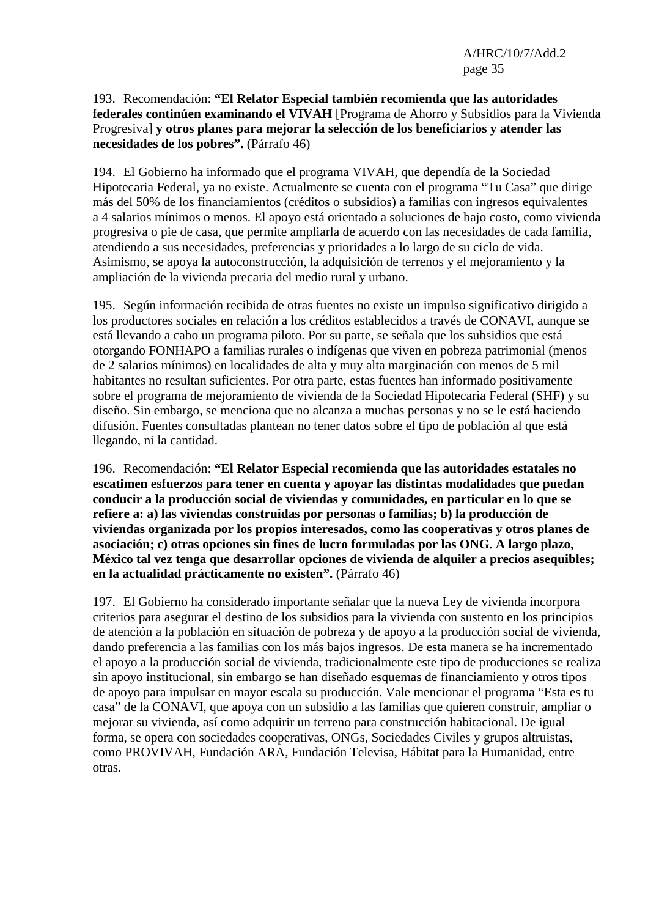193. Recomendación: **"El Relator Especial también recomienda que las autoridades federales continúen examinando el VIVAH** [Programa de Ahorro y Subsidios para la Vivienda Progresiva] **y otros planes para mejorar la selección de los beneficiarios y atender las necesidades de los pobres".** (Párrafo 46)

194. El Gobierno ha informado que el programa VIVAH, que dependía de la Sociedad Hipotecaria Federal, ya no existe. Actualmente se cuenta con el programa "Tu Casa" que dirige más del 50% de los financiamientos (créditos o subsidios) a familias con ingresos equivalentes a 4 salarios mínimos o menos. El apoyo está orientado a soluciones de bajo costo, como vivienda progresiva o pie de casa, que permite ampliarla de acuerdo con las necesidades de cada familia, atendiendo a sus necesidades, preferencias y prioridades a lo largo de su ciclo de vida. Asimismo, se apoya la autoconstrucción, la adquisición de terrenos y el mejoramiento y la ampliación de la vivienda precaria del medio rural y urbano.

195. Según información recibida de otras fuentes no existe un impulso significativo dirigido a los productores sociales en relación a los créditos establecidos a través de CONAVI, aunque se está llevando a cabo un programa piloto. Por su parte, se señala que los subsidios que está otorgando FONHAPO a familias rurales o indígenas que viven en pobreza patrimonial (menos de 2 salarios mínimos) en localidades de alta y muy alta marginación con menos de 5 mil habitantes no resultan suficientes. Por otra parte, estas fuentes han informado positivamente sobre el programa de mejoramiento de vivienda de la Sociedad Hipotecaria Federal (SHF) y su diseño. Sin embargo, se menciona que no alcanza a muchas personas y no se le está haciendo difusión. Fuentes consultadas plantean no tener datos sobre el tipo de población al que está llegando, ni la cantidad.

196. Recomendación: **"El Relator Especial recomienda que las autoridades estatales no escatimen esfuerzos para tener en cuenta y apoyar las distintas modalidades que puedan conducir a la producción social de viviendas y comunidades, en particular en lo que se refiere a: a) las viviendas construidas por personas o familias; b) la producción de viviendas organizada por los propios interesados, como las cooperativas y otros planes de asociación; c) otras opciones sin fines de lucro formuladas por las ONG. A largo plazo, México tal vez tenga que desarrollar opciones de vivienda de alquiler a precios asequibles; en la actualidad prácticamente no existen".** (Párrafo 46)

197. El Gobierno ha considerado importante señalar que la nueva Ley de vivienda incorpora criterios para asegurar el destino de los subsidios para la vivienda con sustento en los principios de atención a la población en situación de pobreza y de apoyo a la producción social de vivienda, dando preferencia a las familias con los más bajos ingresos. De esta manera se ha incrementado el apoyo a la producción social de vivienda, tradicionalmente este tipo de producciones se realiza sin apoyo institucional, sin embargo se han diseñado esquemas de financiamiento y otros tipos de apoyo para impulsar en mayor escala su producción. Vale mencionar el programa "Esta es tu casa" de la CONAVI, que apoya con un subsidio a las familias que quieren construir, ampliar o mejorar su vivienda, así como adquirir un terreno para construcción habitacional. De igual forma, se opera con sociedades cooperativas, ONGs, Sociedades Civiles y grupos altruistas, como PROVIVAH, Fundación ARA, Fundación Televisa, Hábitat para la Humanidad, entre otras.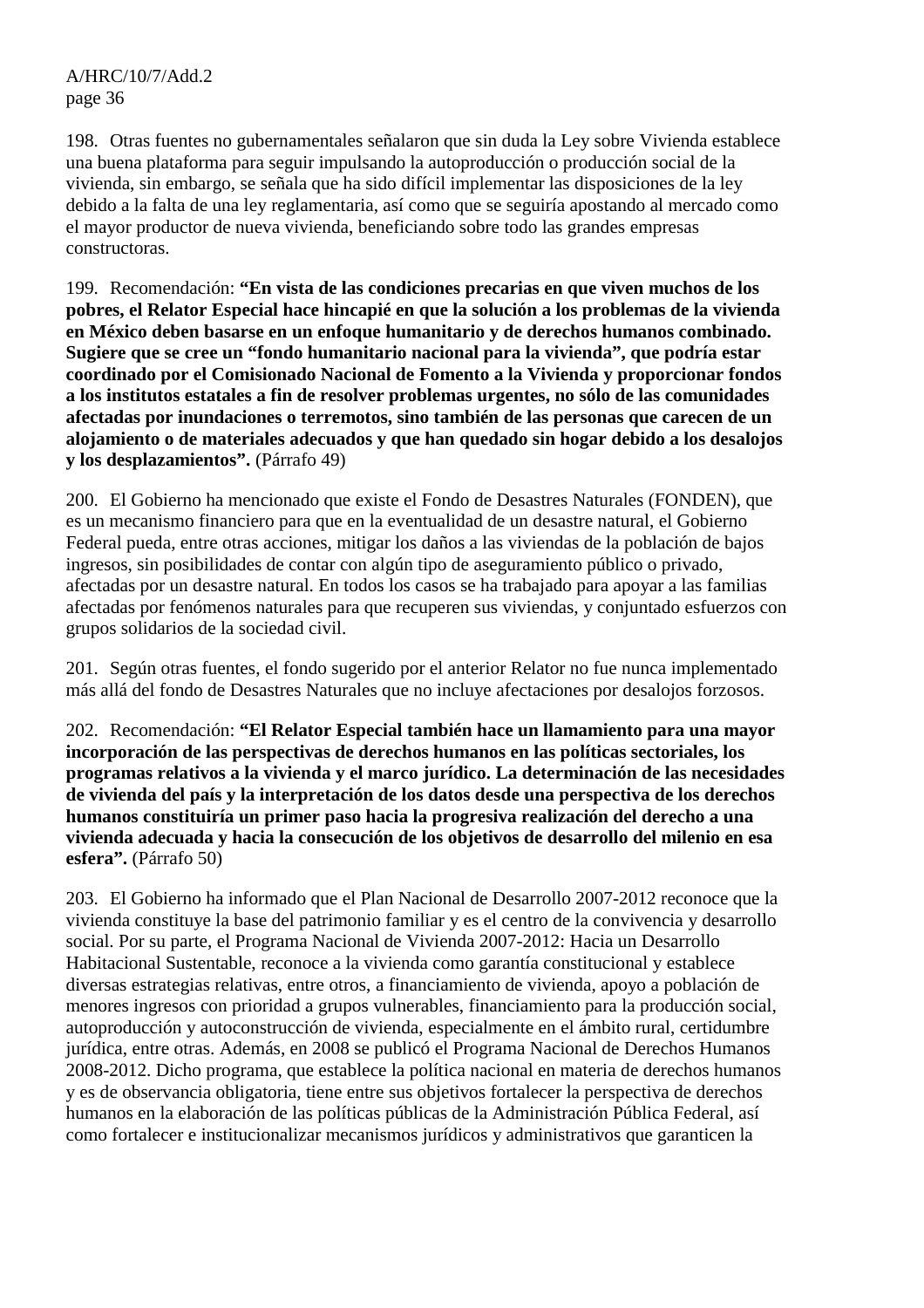198. Otras fuentes no gubernamentales señalaron que sin duda la Ley sobre Vivienda establece una buena plataforma para seguir impulsando la autoproducción o producción social de la vivienda, sin embargo, se señala que ha sido difícil implementar las disposiciones de la ley debido a la falta de una ley reglamentaria, así como que se seguiría apostando al mercado como el mayor productor de nueva vivienda, beneficiando sobre todo las grandes empresas constructoras.

199. Recomendación: **“En vista de las condiciones precarias en que viven muchos de los pobres, el Relator Especial hace hincapié en que la solución a los problemas de la vivienda en México deben basarse en un enfoque humanitario y de derechos humanos combinado. Sugiere que se cree un “fondo humanitario nacional para la vivienda”, que podría estar coordinado por el Comisionado Nacional de Fomento a la Vivienda y proporcionar fondos a los institutos estatales a fin de resolver problemas urgentes, no sólo de las comunidades afectadas por inundaciones o terremotos, sino también de las personas que carecen de un alojamiento o de materiales adecuados y que han quedado sin hogar debido a los desalojos y los desplazamientos”.** (Párrafo 49)

200. El Gobierno ha mencionado que existe el Fondo de Desastres Naturales (FONDEN), que es un mecanismo financiero para que en la eventualidad de un desastre natural, el Gobierno Federal pueda, entre otras acciones, mitigar los daños a las viviendas de la población de bajos ingresos, sin posibilidades de contar con algún tipo de aseguramiento público o privado, afectadas por un desastre natural. En todos los casos se ha trabajado para apoyar a las familias afectadas por fenómenos naturales para que recuperen sus viviendas, y conjuntado esfuerzos con grupos solidarios de la sociedad civil.

201. Según otras fuentes, el fondo sugerido por el anterior Relator no fue nunca implementado más allá del fondo de Desastres Naturales que no incluye afectaciones por desalojos forzosos.

202. Recomendación: **“El Relator Especial también hace un llamamiento para una mayor incorporación de las perspectivas de derechos humanos en las políticas sectoriales, los programas relativos a la vivienda y el marco jurídico. La determinación de las necesidades de vivienda del país y la interpretación de los datos desde una perspectiva de los derechos humanos constituiría un primer paso hacia la progresiva realización del derecho a una vivienda adecuada y hacia la consecución de los objetivos de desarrollo del milenio en esa esfera”.** (Párrafo 50)

203. El Gobierno ha informado que el Plan Nacional de Desarrollo 2007-2012 reconoce que la vivienda constituye la base del patrimonio familiar y es el centro de la convivencia y desarrollo social. Por su parte, el Programa Nacional de Vivienda 2007-2012: Hacia un Desarrollo Habitacional Sustentable, reconoce a la vivienda como garantía constitucional y establece diversas estrategias relativas, entre otros, a financiamiento de vivienda, apoyo a población de menores ingresos con prioridad a grupos vulnerables, financiamiento para la producción social, autoproducción y autoconstrucción de vivienda, especialmente en el ámbito rural, certidumbre jurídica, entre otras. Además, en 2008 se publicó el Programa Nacional de Derechos Humanos 2008-2012. Dicho programa, que establece la política nacional en materia de derechos humanos y es de observancia obligatoria, tiene entre sus objetivos fortalecer la perspectiva de derechos humanos en la elaboración de las políticas públicas de la Administración Pública Federal, así como fortalecer e institucionalizar mecanismos jurídicos y administrativos que garanticen la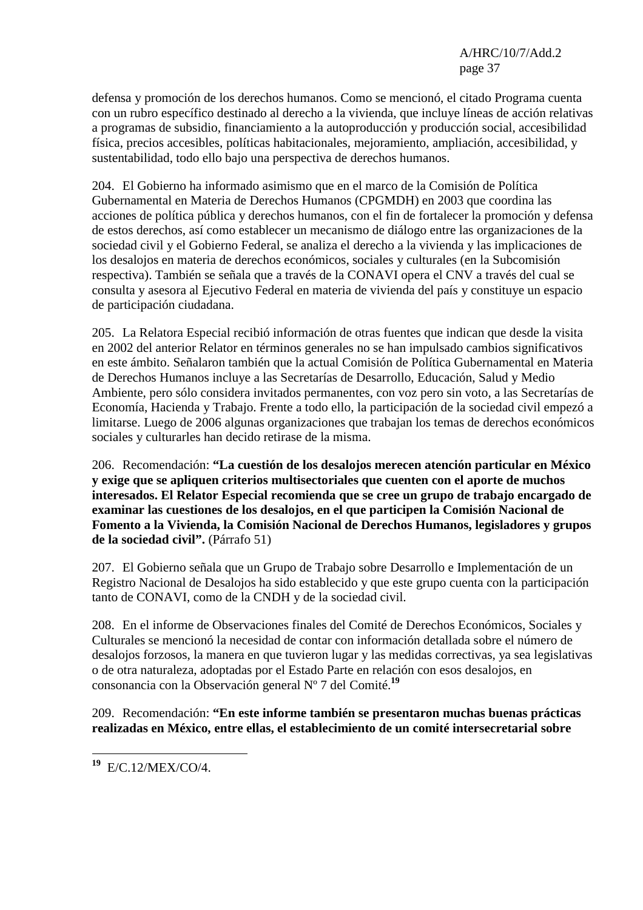defensa y promoción de los derechos humanos. Como se mencionó, el citado Programa cuenta con un rubro específico destinado al derecho a la vivienda, que incluye líneas de acción relativas a programas de subsidio, financiamiento a la autoproducción y producción social, accesibilidad física, precios accesibles, políticas habitacionales, mejoramiento, ampliación, accesibilidad, y sustentabilidad, todo ello bajo una perspectiva de derechos humanos.

204. El Gobierno ha informado asimismo que en el marco de la Comisión de Política Gubernamental en Materia de Derechos Humanos (CPGMDH) en 2003 que coordina las acciones de política pública y derechos humanos, con el fin de fortalecer la promoción y defensa de estos derechos, así como establecer un mecanismo de diálogo entre las organizaciones de la sociedad civil y el Gobierno Federal, se analiza el derecho a la vivienda y las implicaciones de los desalojos en materia de derechos económicos, sociales y culturales (en la Subcomisión respectiva). También se señala que a través de la CONAVI opera el CNV a través del cual se consulta y asesora al Ejecutivo Federal en materia de vivienda del país y constituye un espacio de participación ciudadana.

205. La Relatora Especial recibió información de otras fuentes que indican que desde la visita en 2002 del anterior Relator en términos generales no se han impulsado cambios significativos en este ámbito. Señalaron también que la actual Comisión de Política Gubernamental en Materia de Derechos Humanos incluye a las Secretarías de Desarrollo, Educación, Salud y Medio Ambiente, pero sólo considera invitados permanentes, con voz pero sin voto, a las Secretarías de Economía, Hacienda y Trabajo. Frente a todo ello, la participación de la sociedad civil empezó a limitarse. Luego de 2006 algunas organizaciones que trabajan los temas de derechos económicos sociales y culturarles han decido retirase de la misma.

206. Recomendación: **"La cuestión de los desalojos merecen atención particular en México y exige que se apliquen criterios multisectoriales que cuenten con el aporte de muchos interesados. El Relator Especial recomienda que se cree un grupo de trabajo encargado de examinar las cuestiones de los desalojos, en el que participen la Comisión Nacional de Fomento a la Vivienda, la Comisión Nacional de Derechos Humanos, legisladores y grupos de la sociedad civil".** (Párrafo 51)

207. El Gobierno señala que un Grupo de Trabajo sobre Desarrollo e Implementación de un Registro Nacional de Desalojos ha sido establecido y que este grupo cuenta con la participación tanto de CONAVI, como de la CNDH y de la sociedad civil.

208. En el informe de Observaciones finales del Comité de Derechos Económicos, Sociales y Culturales se mencionó la necesidad de contar con información detallada sobre el número de desalojos forzosos, la manera en que tuvieron lugar y las medidas correctivas, ya sea legislativas o de otra naturaleza, adoptadas por el Estado Parte en relación con esos desalojos, en consonancia con la Observación general Nº 7 del Comité.[19]

209. Recomendación: **"En este informe también se presentaron muchas buenas prácticas realizadas en México, entre ellas, el establecimiento de un comité intersecretarial sobre**

---

[19] E/C.12/MEX/CO/4.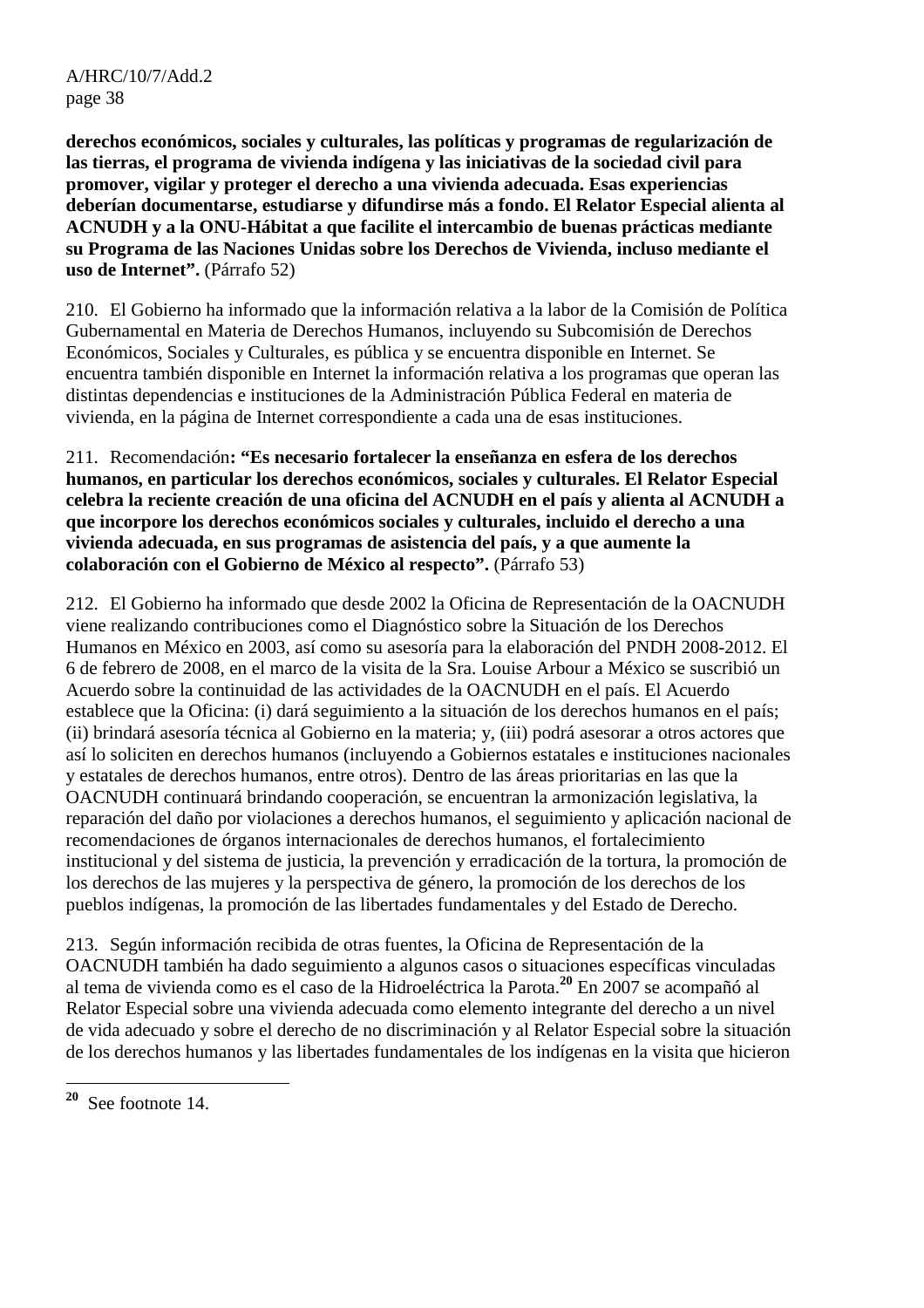**derechos económicos, sociales y culturales, las políticas y programas de regularización de las tierras, el programa de vivienda indígena y las iniciativas de la sociedad civil para promover, vigilar y proteger el derecho a una vivienda adecuada. Esas experiencias deberían documentarse, estudiarse y difundirse más a fondo. El Relator Especial alienta al ACNUDH y a la ONU-Hábitat a que facilite el intercambio de buenas prácticas mediante su Programa de las Naciones Unidas sobre los Derechos de Vivienda, incluso mediante el uso de Internet".** (Párrafo 52)

210. El Gobierno ha informado que la información relativa a la labor de la Comisión de Política Gubernamental en Materia de Derechos Humanos, incluyendo su Subcomisión de Derechos Económicos, Sociales y Culturales, es pública y se encuentra disponible en Internet. Se encuentra también disponible en Internet la información relativa a los programas que operan las distintas dependencias e instituciones de la Administración Pública Federal en materia de vivienda, en la página de Internet correspondiente a cada una de esas instituciones.

211. Recomendación**: "Es necesario fortalecer la enseñanza en esfera de los derechos humanos, en particular los derechos económicos, sociales y culturales. El Relator Especial celebra la reciente creación de una oficina del ACNUDH en el país y alienta al ACNUDH a que incorpore los derechos económicos sociales y culturales, incluido el derecho a una vivienda adecuada, en sus programas de asistencia del país, y a que aumente la colaboración con el Gobierno de México al respecto".** (Párrafo 53)

212. El Gobierno ha informado que desde 2002 la Oficina de Representación de la OACNUDH viene realizando contribuciones como el Diagnóstico sobre la Situación de los Derechos Humanos en México en 2003, así como su asesoría para la elaboración del PNDH 2008-2012. El 6 de febrero de 2008, en el marco de la visita de la Sra. Louise Arbour a México se suscribió un Acuerdo sobre la continuidad de las actividades de la OACNUDH en el país. El Acuerdo establece que la Oficina: (i) dará seguimiento a la situación de los derechos humanos en el país; (ii) brindará asesoría técnica al Gobierno en la materia; y, (iii) podrá asesorar a otros actores que así lo soliciten en derechos humanos (incluyendo a Gobiernos estatales e instituciones nacionales y estatales de derechos humanos, entre otros). Dentro de las áreas prioritarias en las que la OACNUDH continuará brindando cooperación, se encuentran la armonización legislativa, la reparación del daño por violaciones a derechos humanos, el seguimiento y aplicación nacional de recomendaciones de órganos internacionales de derechos humanos, el fortalecimiento institucional y del sistema de justicia, la prevención y erradicación de la tortura, la promoción de los derechos de las mujeres y la perspectiva de género, la promoción de los derechos de los pueblos indígenas, la promoción de las libertades fundamentales y del Estado de Derecho.

213. Según información recibida de otras fuentes, la Oficina de Representación de la OACNUDH también ha dado seguimiento a algunos casos o situaciones específicas vinculadas al tema de vivienda como es el caso de la Hidroeléctrica la Parota.[20] En 2007 se acompañó al Relator Especial sobre una vivienda adecuada como elemento integrante del derecho a un nivel de vida adecuado y sobre el derecho de no discriminación y al Relator Especial sobre la situación de los derechos humanos y las libertades fundamentales de los indígenas en la visita que hicieron

---

[20] See footnote 14.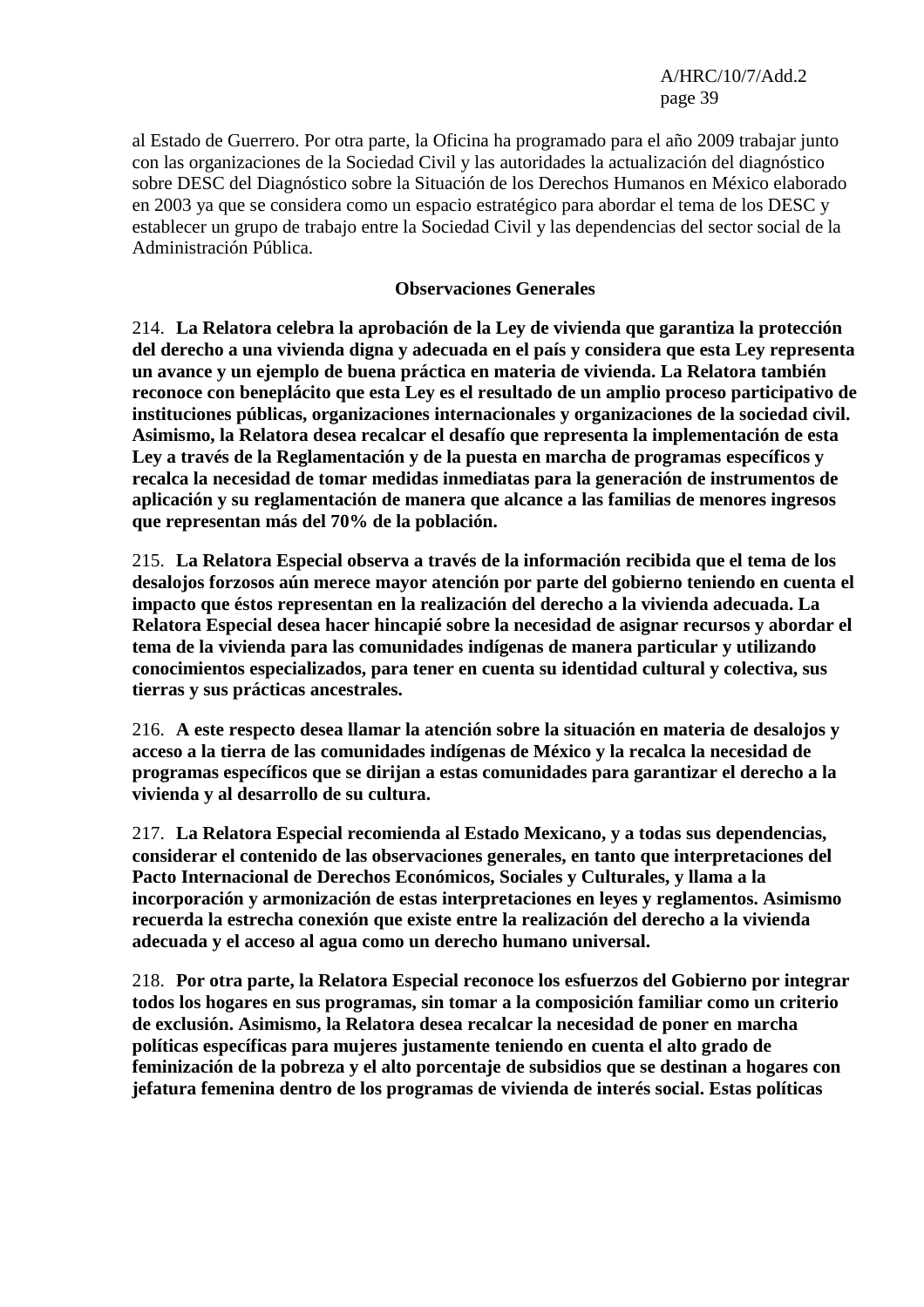al Estado de Guerrero. Por otra parte, la Oficina ha programado para el año 2009 trabajar junto con las organizaciones de la Sociedad Civil y las autoridades la actualización del diagnóstico sobre DESC del Diagnóstico sobre la Situación de los Derechos Humanos en México elaborado en 2003 ya que se considera como un espacio estratégico para abordar el tema de los DESC y establecer un grupo de trabajo entre la Sociedad Civil y las dependencias del sector social de la Administración Pública.

**Observaciones Generales**

214. **La Relatora celebra la aprobación de la Ley de vivienda que garantiza la protección del derecho a una vivienda digna y adecuada en el país y considera que esta Ley representa un avance y un ejemplo de buena práctica en materia de vivienda. La Relatora también reconoce con beneplácito que esta Ley es el resultado de un amplio proceso participativo de instituciones públicas, organizaciones internacionales y organizaciones de la sociedad civil. Asimismo, la Relatora desea recalcar el desafío que representa la implementación de esta Ley a través de la Reglamentación y de la puesta en marcha de programas específicos y recalca la necesidad de tomar medidas inmediatas para la generación de instrumentos de aplicación y su reglamentación de manera que alcance a las familias de menores ingresos que representan más del 70% de la población.**

215. **La Relatora Especial observa a través de la información recibida que el tema de los desalojos forzosos aún merece mayor atención por parte del gobierno teniendo en cuenta el impacto que éstos representan en la realización del derecho a la vivienda adecuada. La Relatora Especial desea hacer hincapié sobre la necesidad de asignar recursos y abordar el tema de la vivienda para las comunidades indígenas de manera particular y utilizando conocimientos especializados, para tener en cuenta su identidad cultural y colectiva, sus tierras y sus prácticas ancestrales.**

216. **A este respecto desea llamar la atención sobre la situación en materia de desalojos y acceso a la tierra de las comunidades indígenas de México y la recalca la necesidad de programas específicos que se dirijan a estas comunidades para garantizar el derecho a la vivienda y al desarrollo de su cultura.**

217. **La Relatora Especial recomienda al Estado Mexicano, y a todas sus dependencias, considerar el contenido de las observaciones generales, en tanto que interpretaciones del Pacto Internacional de Derechos Económicos, Sociales y Culturales, y llama a la incorporación y armonización de estas interpretaciones en leyes y reglamentos. Asimismo recuerda la estrecha conexión que existe entre la realización del derecho a la vivienda adecuada y el acceso al agua como un derecho humano universal.**

218. **Por otra parte, la Relatora Especial reconoce los esfuerzos del Gobierno por integrar todos los hogares en sus programas, sin tomar a la composición familiar como un criterio de exclusión. Asimismo, la Relatora desea recalcar la necesidad de poner en marcha políticas específicas para mujeres justamente teniendo en cuenta el alto grado de feminización de la pobreza y el alto porcentaje de subsidios que se destinan a hogares con jefatura femenina dentro de los programas de vivienda de interés social. Estas políticas**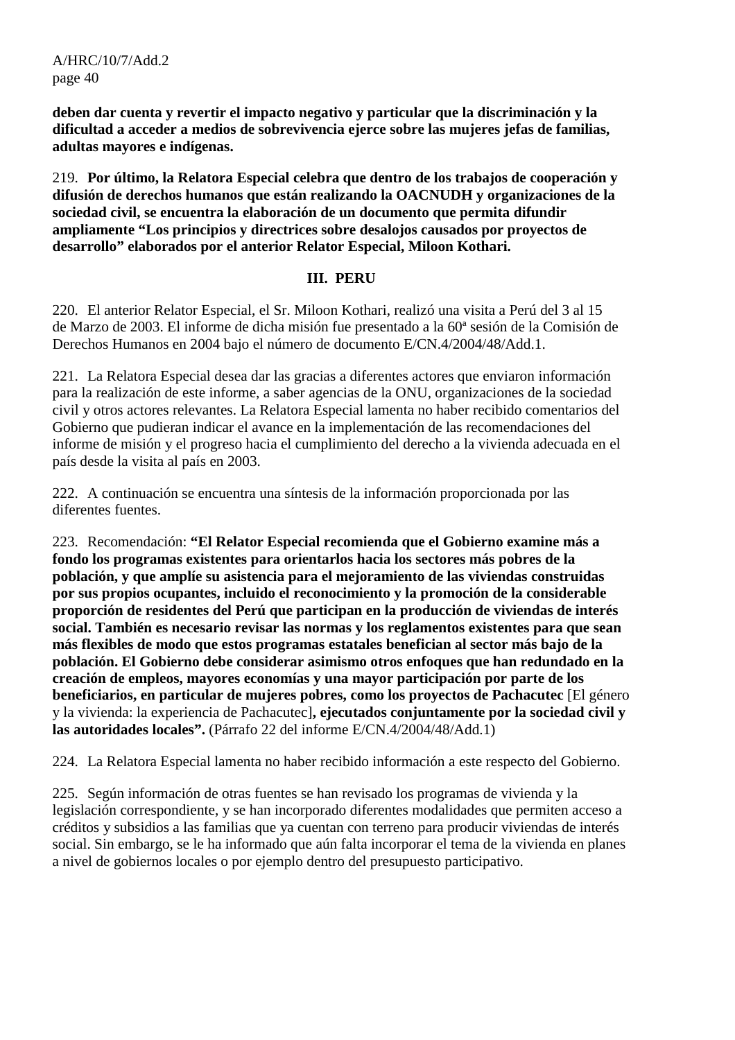**deben dar cuenta y revertir el impacto negativo y particular que la discriminación y la dificultad a acceder a medios de sobrevivencia ejerce sobre las mujeres jefas de familias, adultas mayores e indígenas.**

219. **Por último, la Relatora Especial celebra que dentro de los trabajos de cooperación y difusión de derechos humanos que están realizando la OACNUDH y organizaciones de la sociedad civil, se encuentra la elaboración de un documento que permita difundir ampliamente "Los principios y directrices sobre desalojos causados por proyectos de desarrollo" elaborados por el anterior Relator Especial, Miloon Kothari.**

## III. PERU

220. El anterior Relator Especial, el Sr. Miloon Kothari, realizó una visita a Perú del 3 al 15 de Marzo de 2003. El informe de dicha misión fue presentado a la 60ª sesión de la Comisión de Derechos Humanos en 2004 bajo el número de documento E/CN.4/2004/48/Add.1.

221. La Relatora Especial desea dar las gracias a diferentes actores que enviaron información para la realización de este informe, a saber agencias de la ONU, organizaciones de la sociedad civil y otros actores relevantes. La Relatora Especial lamenta no haber recibido comentarios del Gobierno que pudieran indicar el avance en la implementación de las recomendaciones del informe de misión y el progreso hacia el cumplimiento del derecho a la vivienda adecuada en el país desde la visita al país en 2003.

222. A continuación se encuentra una síntesis de la información proporcionada por las diferentes fuentes.

223. Recomendación: **"El Relator Especial recomienda que el Gobierno examine más a fondo los programas existentes para orientarlos hacia los sectores más pobres de la población, y que amplíe su asistencia para el mejoramiento de las viviendas construidas por sus propios ocupantes, incluido el reconocimiento y la promoción de la considerable proporción de residentes del Perú que participan en la producción de viviendas de interés social. También es necesario revisar las normas y los reglamentos existentes para que sean más flexibles de modo que estos programas estatales beneficien al sector más bajo de la población. El Gobierno debe considerar asimismo otros enfoques que han redundado en la creación de empleos, mayores economías y una mayor participación por parte de los beneficiarios, en particular de mujeres pobres, como los proyectos de Pachacutec** [El género y la vivienda: la experiencia de Pachacutec]**, ejecutados conjuntamente por la sociedad civil y las autoridades locales".** (Párrafo 22 del informe E/CN.4/2004/48/Add.1)

224. La Relatora Especial lamenta no haber recibido información a este respecto del Gobierno.

225. Según información de otras fuentes se han revisado los programas de vivienda y la legislación correspondiente, y se han incorporado diferentes modalidades que permiten acceso a créditos y subsidios a las familias que ya cuentan con terreno para producir viviendas de interés social. Sin embargo, se le ha informado que aún falta incorporar el tema de la vivienda en planes a nivel de gobiernos locales o por ejemplo dentro del presupuesto participativo.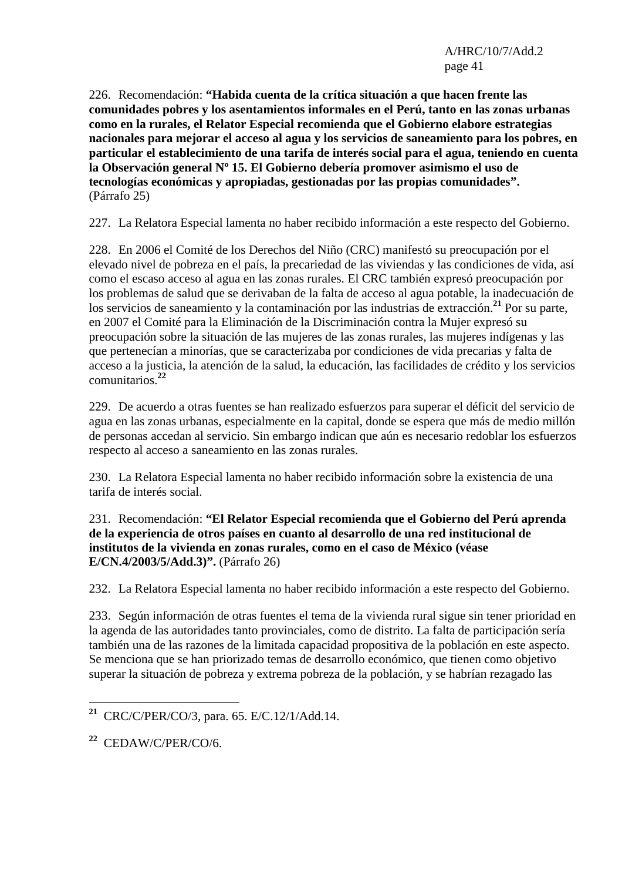226. Recomendación: **"Habida cuenta de la crítica situación a que hacen frente las comunidades pobres y los asentamientos informales en el Perú, tanto en las zonas urbanas como en la rurales, el Relator Especial recomienda que el Gobierno elabore estrategias nacionales para mejorar el acceso al agua y los servicios de saneamiento para los pobres, en particular el establecimiento de una tarifa de interés social para el agua, teniendo en cuenta la Observación general Nº 15. El Gobierno debería promover asimismo el uso de tecnologías económicas y apropiadas, gestionadas por las propias comunidades".** (Párrafo 25)

227. La Relatora Especial lamenta no haber recibido información a este respecto del Gobierno.

228. En 2006 el Comité de los Derechos del Niño (CRC) manifestó su preocupación por el elevado nivel de pobreza en el país, la precariedad de las viviendas y las condiciones de vida, así como el escaso acceso al agua en las zonas rurales. El CRC también expresó preocupación por los problemas de salud que se derivaban de la falta de acceso al agua potable, la inadecuación de los servicios de saneamiento y la contaminación por las industrias de extracción.[21] Por su parte, en 2007 el Comité para la Eliminación de la Discriminación contra la Mujer expresó su preocupación sobre la situación de las mujeres de las zonas rurales, las mujeres indígenas y las que pertenecían a minorías, que se caracterizaba por condiciones de vida precarias y falta de acceso a la justicia, la atención de la salud, la educación, las facilidades de crédito y los servicios comunitarios.[22]

229. De acuerdo a otras fuentes se han realizado esfuerzos para superar el déficit del servicio de agua en las zonas urbanas, especialmente en la capital, donde se espera que más de medio millón de personas accedan al servicio. Sin embargo indican que aún es necesario redoblar los esfuerzos respecto al acceso a saneamiento en las zonas rurales.

230. La Relatora Especial lamenta no haber recibido información sobre la existencia de una tarifa de interés social.

231. Recomendación: **"El Relator Especial recomienda que el Gobierno del Perú aprenda de la experiencia de otros países en cuanto al desarrollo de una red institucional de institutos de la vivienda en zonas rurales, como en el caso de México (véase E/CN.4/2003/5/Add.3)".** (Párrafo 26)

232. La Relatora Especial lamenta no haber recibido información a este respecto del Gobierno.

233. Según información de otras fuentes el tema de la vivienda rural sigue sin tener prioridad en la agenda de las autoridades tanto provinciales, como de distrito. La falta de participación sería también una de las razones de la limitada capacidad propositiva de la población en este aspecto. Se menciona que se han priorizado temas de desarrollo económico, que tienen como objetivo superar la situación de pobreza y extrema pobreza de la población, y se habrían rezagado las

---

[21] CRC/C/PER/CO/3, para. 65. E/C.12/1/Add.14.

[22] CEDAW/C/PER/CO/6.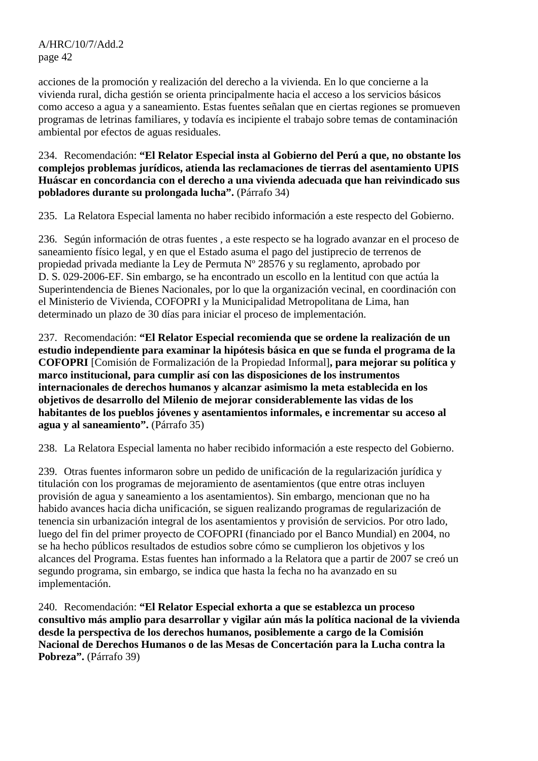acciones de la promoción y realización del derecho a la vivienda. En lo que concierne a la vivienda rural, dicha gestión se orienta principalmente hacia el acceso a los servicios básicos como acceso a agua y a saneamiento. Estas fuentes señalan que en ciertas regiones se promueven programas de letrinas familiares, y todavía es incipiente el trabajo sobre temas de contaminación ambiental por efectos de aguas residuales.

234. Recomendación: **"El Relator Especial insta al Gobierno del Perú a que, no obstante los complejos problemas jurídicos, atienda las reclamaciones de tierras del asentamiento UPIS Huáscar en concordancia con el derecho a una vivienda adecuada que han reivindicado sus pobladores durante su prolongada lucha".** (Párrafo 34)

235. La Relatora Especial lamenta no haber recibido información a este respecto del Gobierno.

236. Según información de otras fuentes , a este respecto se ha logrado avanzar en el proceso de saneamiento físico legal, y en que el Estado asuma el pago del justiprecio de terrenos de propiedad privada mediante la Ley de Permuta Nº 28576 y su reglamento, aprobado por D. S. 029-2006-EF. Sin embargo, se ha encontrado un escollo en la lentitud con que actúa la Superintendencia de Bienes Nacionales, por lo que la organización vecinal, en coordinación con el Ministerio de Vivienda, COFOPRI y la Municipalidad Metropolitana de Lima, han determinado un plazo de 30 días para iniciar el proceso de implementación.

237. Recomendación: **"El Relator Especial recomienda que se ordene la realización de un estudio independiente para examinar la hipótesis básica en que se funda el programa de la COFOPRI** [Comisión de Formalización de la Propiedad Informal]**, para mejorar su política y marco institucional, para cumplir así con las disposiciones de los instrumentos internacionales de derechos humanos y alcanzar asimismo la meta establecida en los objetivos de desarrollo del Milenio de mejorar considerablemente las vidas de los habitantes de los pueblos jóvenes y asentamientos informales, e incrementar su acceso al agua y al saneamiento".** (Párrafo 35)

238. La Relatora Especial lamenta no haber recibido información a este respecto del Gobierno.

239. Otras fuentes informaron sobre un pedido de unificación de la regularización jurídica y titulación con los programas de mejoramiento de asentamientos (que entre otras incluyen provisión de agua y saneamiento a los asentamientos). Sin embargo, mencionan que no ha habido avances hacia dicha unificación, se siguen realizando programas de regularización de tenencia sin urbanización integral de los asentamientos y provisión de servicios. Por otro lado, luego del fin del primer proyecto de COFOPRI (financiado por el Banco Mundial) en 2004, no se ha hecho públicos resultados de estudios sobre cómo se cumplieron los objetivos y los alcances del Programa. Estas fuentes han informado a la Relatora que a partir de 2007 se creó un segundo programa, sin embargo, se indica que hasta la fecha no ha avanzado en su implementación.

240. Recomendación: **"El Relator Especial exhorta a que se establezca un proceso consultivo más amplio para desarrollar y vigilar aún más la política nacional de la vivienda desde la perspectiva de los derechos humanos, posiblemente a cargo de la Comisión Nacional de Derechos Humanos o de las Mesas de Concertación para la Lucha contra la Pobreza".** (Párrafo 39)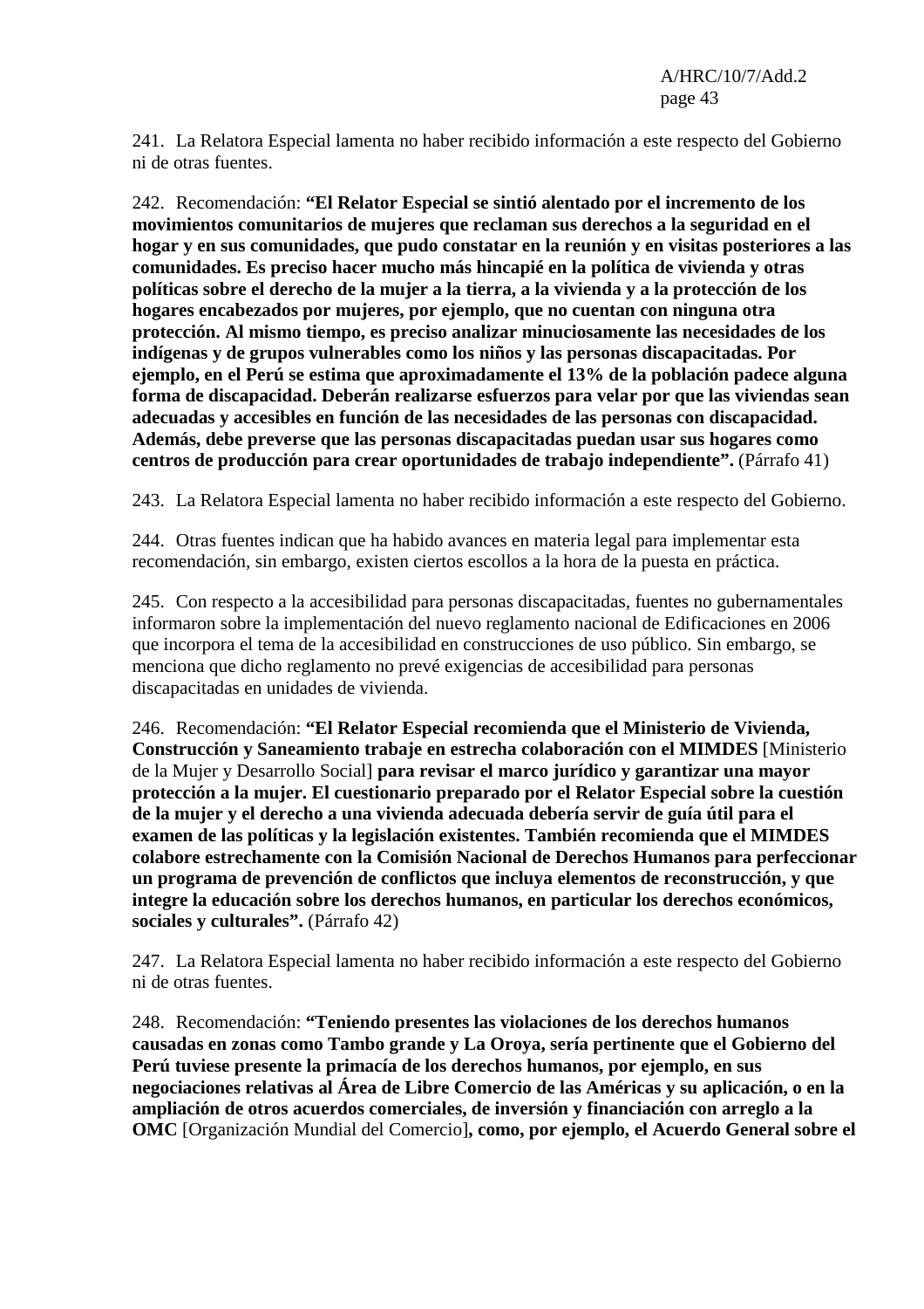241. La Relatora Especial lamenta no haber recibido información a este respecto del Gobierno ni de otras fuentes.

242. Recomendación: **"El Relator Especial se sintió alentado por el incremento de los movimientos comunitarios de mujeres que reclaman sus derechos a la seguridad en el hogar y en sus comunidades, que pudo constatar en la reunión y en visitas posteriores a las comunidades. Es preciso hacer mucho más hincapié en la política de vivienda y otras políticas sobre el derecho de la mujer a la tierra, a la vivienda y a la protección de los hogares encabezados por mujeres, por ejemplo, que no cuentan con ninguna otra protección. Al mismo tiempo, es preciso analizar minuciosamente las necesidades de los indígenas y de grupos vulnerables como los niños y las personas discapacitadas. Por ejemplo, en el Perú se estima que aproximadamente el 13% de la población padece alguna forma de discapacidad. Deberán realizarse esfuerzos para velar por que las viviendas sean adecuadas y accesibles en función de las necesidades de las personas con discapacidad. Además, debe preverse que las personas discapacitadas puedan usar sus hogares como centros de producción para crear oportunidades de trabajo independiente".** (Párrafo 41)

243. La Relatora Especial lamenta no haber recibido información a este respecto del Gobierno.

244. Otras fuentes indican que ha habido avances en materia legal para implementar esta recomendación, sin embargo, existen ciertos escollos a la hora de la puesta en práctica.

245. Con respecto a la accesibilidad para personas discapacitadas, fuentes no gubernamentales informaron sobre la implementación del nuevo reglamento nacional de Edificaciones en 2006 que incorpora el tema de la accesibilidad en construcciones de uso público. Sin embargo, se menciona que dicho reglamento no prevé exigencias de accesibilidad para personas discapacitadas en unidades de vivienda.

246. Recomendación: **"El Relator Especial recomienda que el Ministerio de Vivienda, Construcción y Saneamiento trabaje en estrecha colaboración con el MIMDES** [Ministerio de la Mujer y Desarrollo Social] **para revisar el marco jurídico y garantizar una mayor protección a la mujer. El cuestionario preparado por el Relator Especial sobre la cuestión de la mujer y el derecho a una vivienda adecuada debería servir de guía útil para el examen de las políticas y la legislación existentes. También recomienda que el MIMDES colabore estrechamente con la Comisión Nacional de Derechos Humanos para perfeccionar un programa de prevención de conflictos que incluya elementos de reconstrucción, y que integre la educación sobre los derechos humanos, en particular los derechos económicos, sociales y culturales".** (Párrafo 42)

247. La Relatora Especial lamenta no haber recibido información a este respecto del Gobierno ni de otras fuentes.

248. Recomendación: **"Teniendo presentes las violaciones de los derechos humanos causadas en zonas como Tambo grande y La Oroya, sería pertinente que el Gobierno del Perú tuviese presente la primacía de los derechos humanos, por ejemplo, en sus negociaciones relativas al Área de Libre Comercio de las Américas y su aplicación, o en la ampliación de otros acuerdos comerciales, de inversión y financiación con arreglo a la OMC** [Organización Mundial del Comercio]**, como, por ejemplo, el Acuerdo General sobre el**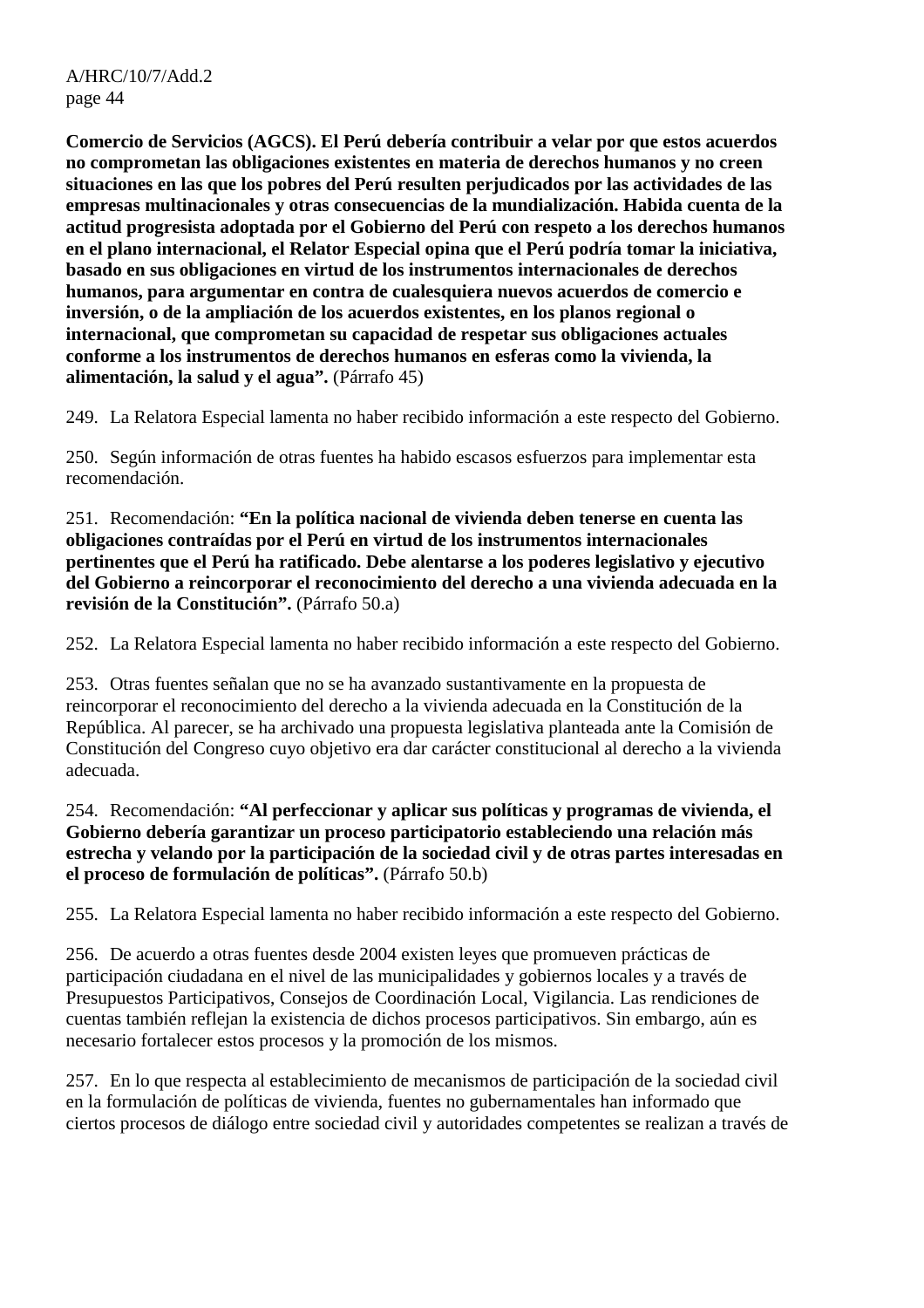**Comercio de Servicios (AGCS). El Perú debería contribuir a velar por que estos acuerdos no comprometan las obligaciones existentes en materia de derechos humanos y no creen situaciones en las que los pobres del Perú resulten perjudicados por las actividades de las empresas multinacionales y otras consecuencias de la mundialización. Habida cuenta de la actitud progresista adoptada por el Gobierno del Perú con respeto a los derechos humanos en el plano internacional, el Relator Especial opina que el Perú podría tomar la iniciativa, basado en sus obligaciones en virtud de los instrumentos internacionales de derechos humanos, para argumentar en contra de cualesquiera nuevos acuerdos de comercio e inversión, o de la ampliación de los acuerdos existentes, en los planos regional o internacional, que comprometan su capacidad de respetar sus obligaciones actuales conforme a los instrumentos de derechos humanos en esferas como la vivienda, la alimentación, la salud y el agua".** (Párrafo 45)

249. La Relatora Especial lamenta no haber recibido información a este respecto del Gobierno.

250. Según información de otras fuentes ha habido escasos esfuerzos para implementar esta recomendación.

251. Recomendación: **"En la política nacional de vivienda deben tenerse en cuenta las obligaciones contraídas por el Perú en virtud de los instrumentos internacionales pertinentes que el Perú ha ratificado. Debe alentarse a los poderes legislativo y ejecutivo del Gobierno a reincorporar el reconocimiento del derecho a una vivienda adecuada en la revisión de la Constitución".** (Párrafo 50.a)

252. La Relatora Especial lamenta no haber recibido información a este respecto del Gobierno.

253. Otras fuentes señalan que no se ha avanzado sustantivamente en la propuesta de reincorporar el reconocimiento del derecho a la vivienda adecuada en la Constitución de la República. Al parecer, se ha archivado una propuesta legislativa planteada ante la Comisión de Constitución del Congreso cuyo objetivo era dar carácter constitucional al derecho a la vivienda adecuada.

254. Recomendación: **"Al perfeccionar y aplicar sus políticas y programas de vivienda, el Gobierno debería garantizar un proceso participatorio estableciendo una relación más estrecha y velando por la participación de la sociedad civil y de otras partes interesadas en el proceso de formulación de políticas".** (Párrafo 50.b)

255. La Relatora Especial lamenta no haber recibido información a este respecto del Gobierno.

256. De acuerdo a otras fuentes desde 2004 existen leyes que promueven prácticas de participación ciudadana en el nivel de las municipalidades y gobiernos locales y a través de Presupuestos Participativos, Consejos de Coordinación Local, Vigilancia. Las rendiciones de cuentas también reflejan la existencia de dichos procesos participativos. Sin embargo, aún es necesario fortalecer estos procesos y la promoción de los mismos.

257. En lo que respecta al establecimiento de mecanismos de participación de la sociedad civil en la formulación de políticas de vivienda, fuentes no gubernamentales han informado que ciertos procesos de diálogo entre sociedad civil y autoridades competentes se realizan a través de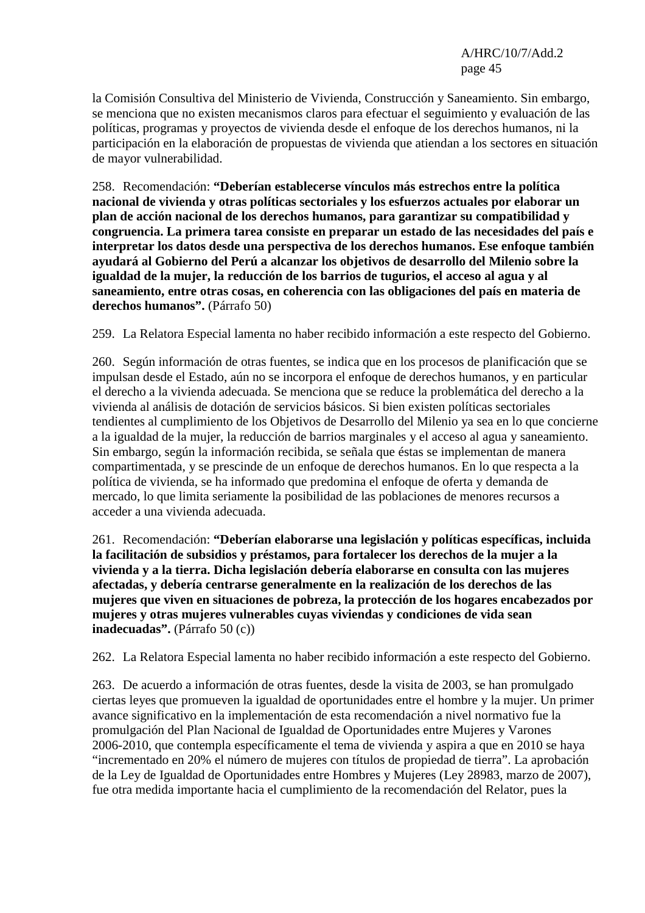la Comisión Consultiva del Ministerio de Vivienda, Construcción y Saneamiento. Sin embargo, se menciona que no existen mecanismos claros para efectuar el seguimiento y evaluación de las políticas, programas y proyectos de vivienda desde el enfoque de los derechos humanos, ni la participación en la elaboración de propuestas de vivienda que atiendan a los sectores en situación de mayor vulnerabilidad.

258. Recomendación: **"Deberían establecerse vínculos más estrechos entre la política nacional de vivienda y otras políticas sectoriales y los esfuerzos actuales por elaborar un plan de acción nacional de los derechos humanos, para garantizar su compatibilidad y congruencia. La primera tarea consiste en preparar un estado de las necesidades del país e interpretar los datos desde una perspectiva de los derechos humanos. Ese enfoque también ayudará al Gobierno del Perú a alcanzar los objetivos de desarrollo del Milenio sobre la igualdad de la mujer, la reducción de los barrios de tugurios, el acceso al agua y al saneamiento, entre otras cosas, en coherencia con las obligaciones del país en materia de derechos humanos".** (Párrafo 50)

259. La Relatora Especial lamenta no haber recibido información a este respecto del Gobierno.

260. Según información de otras fuentes, se indica que en los procesos de planificación que se impulsan desde el Estado, aún no se incorpora el enfoque de derechos humanos, y en particular el derecho a la vivienda adecuada. Se menciona que se reduce la problemática del derecho a la vivienda al análisis de dotación de servicios básicos. Si bien existen políticas sectoriales tendientes al cumplimiento de los Objetivos de Desarrollo del Milenio ya sea en lo que concierne a la igualdad de la mujer, la reducción de barrios marginales y el acceso al agua y saneamiento. Sin embargo, según la información recibida, se señala que éstas se implementan de manera compartimentada, y se prescinde de un enfoque de derechos humanos. En lo que respecta a la política de vivienda, se ha informado que predomina el enfoque de oferta y demanda de mercado, lo que limita seriamente la posibilidad de las poblaciones de menores recursos a acceder a una vivienda adecuada.

261. Recomendación: **"Deberían elaborarse una legislación y políticas específicas, incluida la facilitación de subsidios y préstamos, para fortalecer los derechos de la mujer a la vivienda y a la tierra. Dicha legislación debería elaborarse en consulta con las mujeres afectadas, y debería centrarse generalmente en la realización de los derechos de las mujeres que viven en situaciones de pobreza, la protección de los hogares encabezados por mujeres y otras mujeres vulnerables cuyas viviendas y condiciones de vida sean inadecuadas".** (Párrafo 50 (c))

262. La Relatora Especial lamenta no haber recibido información a este respecto del Gobierno.

263. De acuerdo a información de otras fuentes, desde la visita de 2003, se han promulgado ciertas leyes que promueven la igualdad de oportunidades entre el hombre y la mujer. Un primer avance significativo en la implementación de esta recomendación a nivel normativo fue la promulgación del Plan Nacional de Igualdad de Oportunidades entre Mujeres y Varones 2006-2010, que contempla específicamente el tema de vivienda y aspira a que en 2010 se haya "incrementado en 20% el número de mujeres con títulos de propiedad de tierra". La aprobación de la Ley de Igualdad de Oportunidades entre Hombres y Mujeres (Ley 28983, marzo de 2007), fue otra medida importante hacia el cumplimiento de la recomendación del Relator, pues la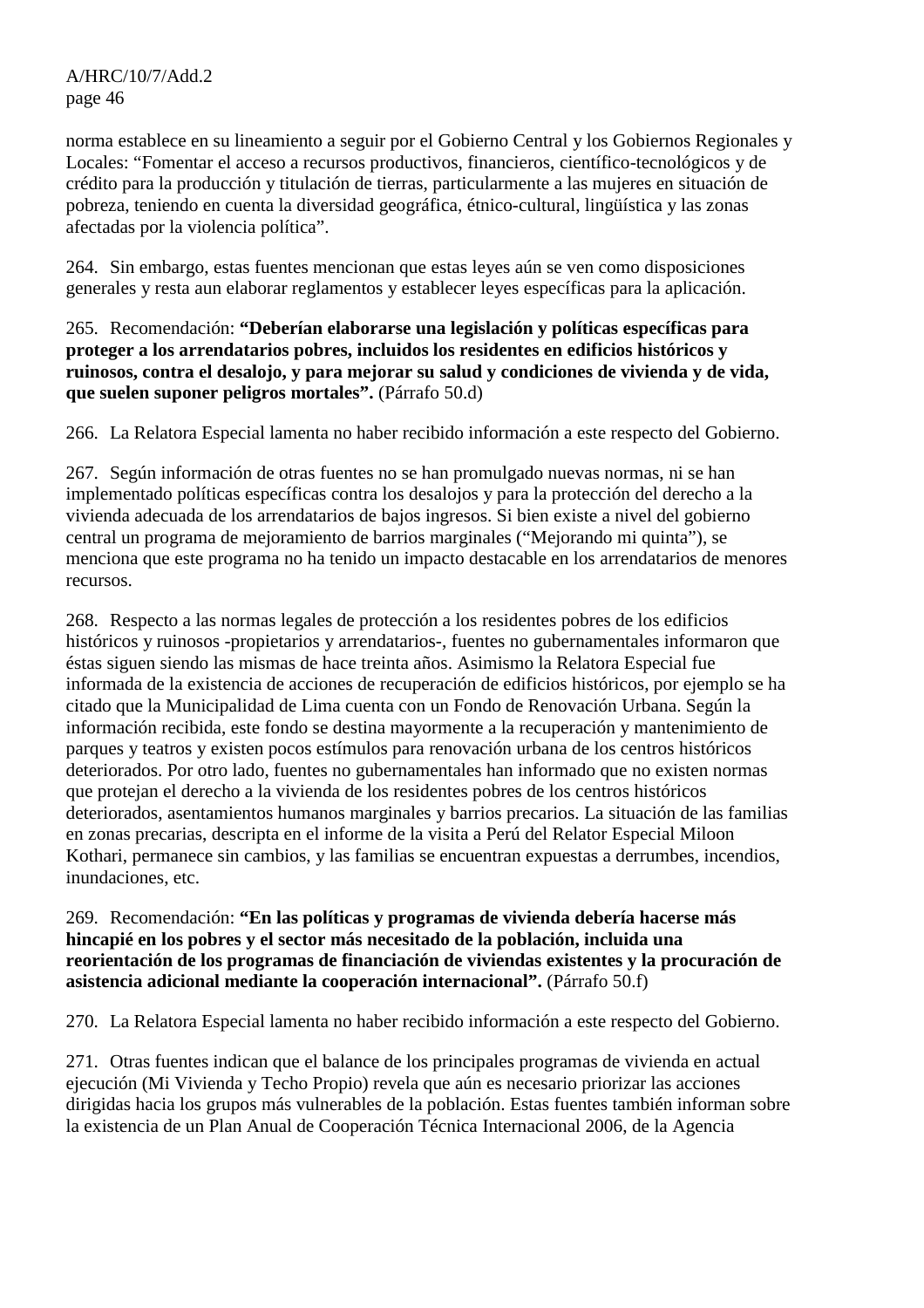norma establece en su lineamiento a seguir por el Gobierno Central y los Gobiernos Regionales y Locales: "Fomentar el acceso a recursos productivos, financieros, científico-tecnológicos y de crédito para la producción y titulación de tierras, particularmente a las mujeres en situación de pobreza, teniendo en cuenta la diversidad geográfica, étnico-cultural, lingüística y las zonas afectadas por la violencia política".

264. Sin embargo, estas fuentes mencionan que estas leyes aún se ven como disposiciones generales y resta aun elaborar reglamentos y establecer leyes específicas para la aplicación.

265. Recomendación: **"Deberían elaborarse una legislación y políticas específicas para proteger a los arrendatarios pobres, incluidos los residentes en edificios históricos y ruinosos, contra el desalojo, y para mejorar su salud y condiciones de vivienda y de vida, que suelen suponer peligros mortales".** (Párrafo 50.d)

266. La Relatora Especial lamenta no haber recibido información a este respecto del Gobierno.

267. Según información de otras fuentes no se han promulgado nuevas normas, ni se han implementado políticas específicas contra los desalojos y para la protección del derecho a la vivienda adecuada de los arrendatarios de bajos ingresos. Si bien existe a nivel del gobierno central un programa de mejoramiento de barrios marginales ("Mejorando mi quinta"), se menciona que este programa no ha tenido un impacto destacable en los arrendatarios de menores recursos.

268. Respecto a las normas legales de protección a los residentes pobres de los edificios históricos y ruinosos -propietarios y arrendatarios-, fuentes no gubernamentales informaron que éstas siguen siendo las mismas de hace treinta años. Asimismo la Relatora Especial fue informada de la existencia de acciones de recuperación de edificios históricos, por ejemplo se ha citado que la Municipalidad de Lima cuenta con un Fondo de Renovación Urbana. Según la información recibida, este fondo se destina mayormente a la recuperación y mantenimiento de parques y teatros y existen pocos estímulos para renovación urbana de los centros históricos deteriorados. Por otro lado, fuentes no gubernamentales han informado que no existen normas que protejan el derecho a la vivienda de los residentes pobres de los centros históricos deteriorados, asentamientos humanos marginales y barrios precarios. La situación de las familias en zonas precarias, descripta en el informe de la visita a Perú del Relator Especial Miloon Kothari, permanece sin cambios, y las familias se encuentran expuestas a derrumbes, incendios, inundaciones, etc.

269. Recomendación: **"En las políticas y programas de vivienda debería hacerse más hincapié en los pobres y el sector más necesitado de la población, incluida una reorientación de los programas de financiación de viviendas existentes y la procuración de asistencia adicional mediante la cooperación internacional".** (Párrafo 50.f)

270. La Relatora Especial lamenta no haber recibido información a este respecto del Gobierno.

271. Otras fuentes indican que el balance de los principales programas de vivienda en actual ejecución (Mi Vivienda y Techo Propio) revela que aún es necesario priorizar las acciones dirigidas hacia los grupos más vulnerables de la población. Estas fuentes también informan sobre la existencia de un Plan Anual de Cooperación Técnica Internacional 2006, de la Agencia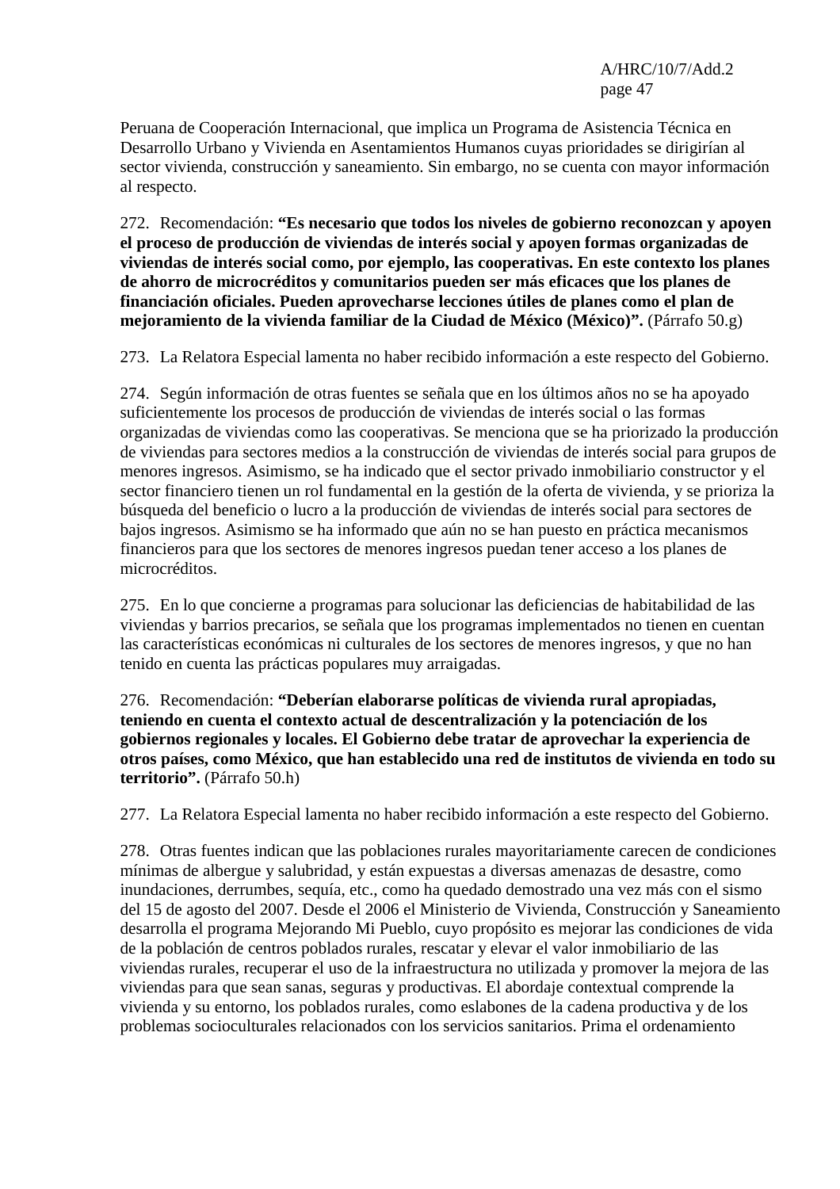Peruana de Cooperación Internacional, que implica un Programa de Asistencia Técnica en Desarrollo Urbano y Vivienda en Asentamientos Humanos cuyas prioridades se dirigirían al sector vivienda, construcción y saneamiento. Sin embargo, no se cuenta con mayor información al respecto.

272. Recomendación: **“Es necesario que todos los niveles de gobierno reconozcan y apoyen el proceso de producción de viviendas de interés social y apoyen formas organizadas de viviendas de interés social como, por ejemplo, las cooperativas. En este contexto los planes de ahorro de microcréditos y comunitarios pueden ser más eficaces que los planes de financiación oficiales. Pueden aprovecharse lecciones útiles de planes como el plan de mejoramiento de la vivienda familiar de la Ciudad de México (México)”.** (Párrafo 50.g)

273. La Relatora Especial lamenta no haber recibido información a este respecto del Gobierno.

274. Según información de otras fuentes se señala que en los últimos años no se ha apoyado suficientemente los procesos de producción de viviendas de interés social o las formas organizadas de viviendas como las cooperativas. Se menciona que se ha priorizado la producción de viviendas para sectores medios a la construcción de viviendas de interés social para grupos de menores ingresos. Asimismo, se ha indicado que el sector privado inmobiliario constructor y el sector financiero tienen un rol fundamental en la gestión de la oferta de vivienda, y se prioriza la búsqueda del beneficio o lucro a la producción de viviendas de interés social para sectores de bajos ingresos. Asimismo se ha informado que aún no se han puesto en práctica mecanismos financieros para que los sectores de menores ingresos puedan tener acceso a los planes de microcréditos.

275. En lo que concierne a programas para solucionar las deficiencias de habitabilidad de las viviendas y barrios precarios, se señala que los programas implementados no tienen en cuentan las características económicas ni culturales de los sectores de menores ingresos, y que no han tenido en cuenta las prácticas populares muy arraigadas.

276. Recomendación: **“Deberían elaborarse políticas de vivienda rural apropiadas, teniendo en cuenta el contexto actual de descentralización y la potenciación de los gobiernos regionales y locales. El Gobierno debe tratar de aprovechar la experiencia de otros países, como México, que han establecido una red de institutos de vivienda en todo su territorio”.** (Párrafo 50.h)

277. La Relatora Especial lamenta no haber recibido información a este respecto del Gobierno.

278. Otras fuentes indican que las poblaciones rurales mayoritariamente carecen de condiciones mínimas de albergue y salubridad, y están expuestas a diversas amenazas de desastre, como inundaciones, derrumbes, sequía, etc., como ha quedado demostrado una vez más con el sismo del 15 de agosto del 2007. Desde el 2006 el Ministerio de Vivienda, Construcción y Saneamiento desarrolla el programa Mejorando Mi Pueblo, cuyo propósito es mejorar las condiciones de vida de la población de centros poblados rurales, rescatar y elevar el valor inmobiliario de las viviendas rurales, recuperar el uso de la infraestructura no utilizada y promover la mejora de las viviendas para que sean sanas, seguras y productivas. El abordaje contextual comprende la vivienda y su entorno, los poblados rurales, como eslabones de la cadena productiva y de los problemas socioculturales relacionados con los servicios sanitarios. Prima el ordenamiento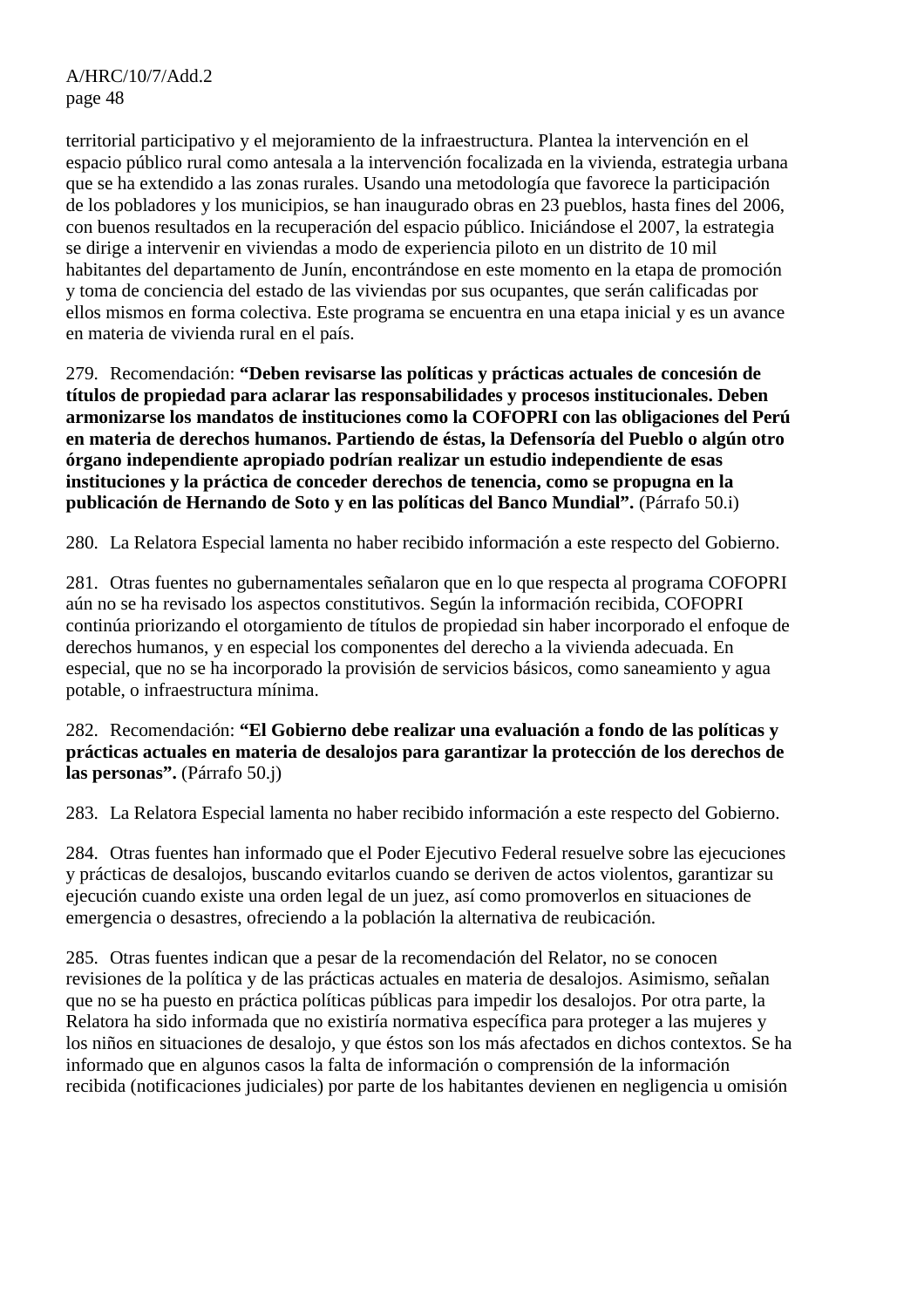territorial participativo y el mejoramiento de la infraestructura. Plantea la intervención en el espacio público rural como antesala a la intervención focalizada en la vivienda, estrategia urbana que se ha extendido a las zonas rurales. Usando una metodología que favorece la participación de los pobladores y los municipios, se han inaugurado obras en 23 pueblos, hasta fines del 2006, con buenos resultados en la recuperación del espacio público. Iniciándose el 2007, la estrategia se dirige a intervenir en viviendas a modo de experiencia piloto en un distrito de 10 mil habitantes del departamento de Junín, encontrándose en este momento en la etapa de promoción y toma de conciencia del estado de las viviendas por sus ocupantes, que serán calificadas por ellos mismos en forma colectiva. Este programa se encuentra en una etapa inicial y es un avance en materia de vivienda rural en el país.

279. Recomendación: **"Deben revisarse las políticas y prácticas actuales de concesión de títulos de propiedad para aclarar las responsabilidades y procesos institucionales. Deben armonizarse los mandatos de instituciones como la COFOPRI con las obligaciones del Perú en materia de derechos humanos. Partiendo de éstas, la Defensoría del Pueblo o algún otro órgano independiente apropiado podrían realizar un estudio independiente de esas instituciones y la práctica de conceder derechos de tenencia, como se propugna en la publicación de Hernando de Soto y en las políticas del Banco Mundial".** (Párrafo 50.i)

280. La Relatora Especial lamenta no haber recibido información a este respecto del Gobierno.

281. Otras fuentes no gubernamentales señalaron que en lo que respecta al programa COFOPRI aún no se ha revisado los aspectos constitutivos. Según la información recibida, COFOPRI continúa priorizando el otorgamiento de títulos de propiedad sin haber incorporado el enfoque de derechos humanos, y en especial los componentes del derecho a la vivienda adecuada. En especial, que no se ha incorporado la provisión de servicios básicos, como saneamiento y agua potable, o infraestructura mínima.

282. Recomendación: **"El Gobierno debe realizar una evaluación a fondo de las políticas y prácticas actuales en materia de desalojos para garantizar la protección de los derechos de las personas".** (Párrafo 50.j)

283. La Relatora Especial lamenta no haber recibido información a este respecto del Gobierno.

284. Otras fuentes han informado que el Poder Ejecutivo Federal resuelve sobre las ejecuciones y prácticas de desalojos, buscando evitarlos cuando se deriven de actos violentos, garantizar su ejecución cuando existe una orden legal de un juez, así como promoverlos en situaciones de emergencia o desastres, ofreciendo a la población la alternativa de reubicación.

285. Otras fuentes indican que a pesar de la recomendación del Relator, no se conocen revisiones de la política y de las prácticas actuales en materia de desalojos. Asimismo, señalan que no se ha puesto en práctica políticas públicas para impedir los desalojos. Por otra parte, la Relatora ha sido informada que no existiría normativa específica para proteger a las mujeres y los niños en situaciones de desalojo, y que éstos son los más afectados en dichos contextos. Se ha informado que en algunos casos la falta de información o comprensión de la información recibida (notificaciones judiciales) por parte de los habitantes devienen en negligencia u omisión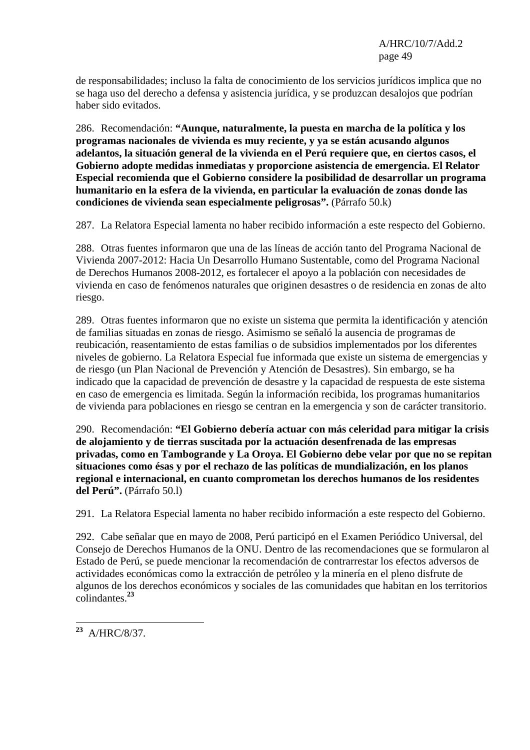de responsabilidades; incluso la falta de conocimiento de los servicios jurídicos implica que no se haga uso del derecho a defensa y asistencia jurídica, y se produzcan desalojos que podrían haber sido evitados.

286. Recomendación: **"Aunque, naturalmente, la puesta en marcha de la política y los programas nacionales de vivienda es muy reciente, y ya se están acusando algunos adelantos, la situación general de la vivienda en el Perú requiere que, en ciertos casos, el Gobierno adopte medidas inmediatas y proporcione asistencia de emergencia. El Relator Especial recomienda que el Gobierno considere la posibilidad de desarrollar un programa humanitario en la esfera de la vivienda, en particular la evaluación de zonas donde las condiciones de vivienda sean especialmente peligrosas".** (Párrafo 50.k)

287. La Relatora Especial lamenta no haber recibido información a este respecto del Gobierno.

288. Otras fuentes informaron que una de las líneas de acción tanto del Programa Nacional de Vivienda 2007-2012: Hacia Un Desarrollo Humano Sustentable, como del Programa Nacional de Derechos Humanos 2008-2012, es fortalecer el apoyo a la población con necesidades de vivienda en caso de fenómenos naturales que originen desastres o de residencia en zonas de alto riesgo.

289. Otras fuentes informaron que no existe un sistema que permita la identificación y atención de familias situadas en zonas de riesgo. Asimismo se señaló la ausencia de programas de reubicación, reasentamiento de estas familias o de subsidios implementados por los diferentes niveles de gobierno. La Relatora Especial fue informada que existe un sistema de emergencias y de riesgo (un Plan Nacional de Prevención y Atención de Desastres). Sin embargo, se ha indicado que la capacidad de prevención de desastre y la capacidad de respuesta de este sistema en caso de emergencia es limitada. Según la información recibida, los programas humanitarios de vivienda para poblaciones en riesgo se centran en la emergencia y son de carácter transitorio.

290. Recomendación: **"El Gobierno debería actuar con más celeridad para mitigar la crisis de alojamiento y de tierras suscitada por la actuación desenfrenada de las empresas privadas, como en Tambogrande y La Oroya. El Gobierno debe velar por que no se repitan situaciones como ésas y por el rechazo de las políticas de mundialización, en los planos regional e internacional, en cuanto comprometan los derechos humanos de los residentes del Perú".** (Párrafo 50.l)

291. La Relatora Especial lamenta no haber recibido información a este respecto del Gobierno.

292. Cabe señalar que en mayo de 2008, Perú participó en el Examen Periódico Universal, del Consejo de Derechos Humanos de la ONU. Dentro de las recomendaciones que se formularon al Estado de Perú, se puede mencionar la recomendación de contrarrestar los efectos adversos de actividades económicas como la extracción de petróleo y la minería en el pleno disfrute de algunos de los derechos económicos y sociales de las comunidades que habitan en los territorios colindantes.[23]

---

[23] A/HRC/8/37.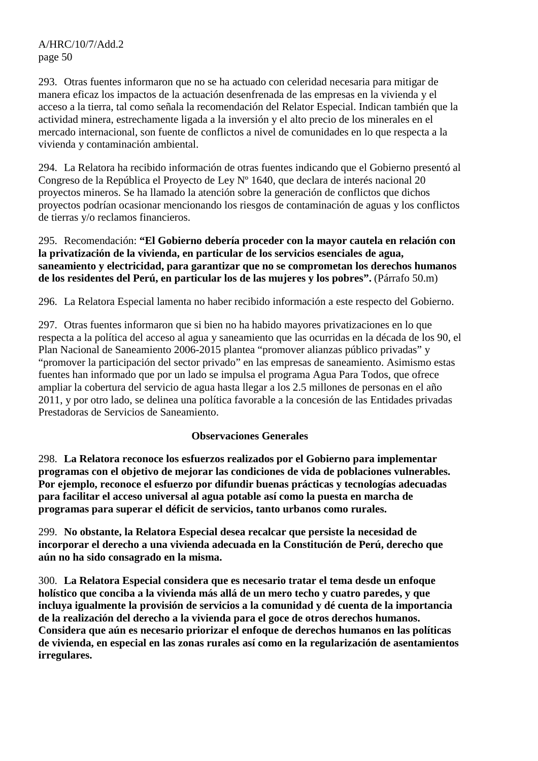293. Otras fuentes informaron que no se ha actuado con celeridad necesaria para mitigar de manera eficaz los impactos de la actuación desenfrenada de las empresas en la vivienda y el acceso a la tierra, tal como señala la recomendación del Relator Especial. Indican también que la actividad minera, estrechamente ligada a la inversión y el alto precio de los minerales en el mercado internacional, son fuente de conflictos a nivel de comunidades en lo que respecta a la vivienda y contaminación ambiental.

294. La Relatora ha recibido información de otras fuentes indicando que el Gobierno presentó al Congreso de la República el Proyecto de Ley Nº 1640, que declara de interés nacional 20 proyectos mineros. Se ha llamado la atención sobre la generación de conflictos que dichos proyectos podrían ocasionar mencionando los riesgos de contaminación de aguas y los conflictos de tierras y/o reclamos financieros.

295. Recomendación: **"El Gobierno debería proceder con la mayor cautela en relación con la privatización de la vivienda, en particular de los servicios esenciales de agua, saneamiento y electricidad, para garantizar que no se comprometan los derechos humanos de los residentes del Perú, en particular los de las mujeres y los pobres".** (Párrafo 50.m)

296. La Relatora Especial lamenta no haber recibido información a este respecto del Gobierno.

297. Otras fuentes informaron que si bien no ha habido mayores privatizaciones en lo que respecta a la política del acceso al agua y saneamiento que las ocurridas en la década de los 90, el Plan Nacional de Saneamiento 2006-2015 plantea "promover alianzas público privadas" y "promover la participación del sector privado" en las empresas de saneamiento. Asimismo estas fuentes han informado que por un lado se impulsa el programa Agua Para Todos, que ofrece ampliar la cobertura del servicio de agua hasta llegar a los 2.5 millones de personas en el año 2011, y por otro lado, se delinea una política favorable a la concesión de las Entidades privadas Prestadoras de Servicios de Saneamiento.

## Observaciones Generales

298. **La Relatora reconoce los esfuerzos realizados por el Gobierno para implementar programas con el objetivo de mejorar las condiciones de vida de poblaciones vulnerables. Por ejemplo, reconoce el esfuerzo por difundir buenas prácticas y tecnologías adecuadas para facilitar el acceso universal al agua potable así como la puesta en marcha de programas para superar el déficit de servicios, tanto urbanos como rurales.**

299. **No obstante, la Relatora Especial desea recalcar que persiste la necesidad de incorporar el derecho a una vivienda adecuada en la Constitución de Perú, derecho que aún no ha sido consagrado en la misma.**

300. **La Relatora Especial considera que es necesario tratar el tema desde un enfoque holístico que conciba a la vivienda más allá de un mero techo y cuatro paredes, y que incluya igualmente la provisión de servicios a la comunidad y dé cuenta de la importancia de la realización del derecho a la vivienda para el goce de otros derechos humanos. Considera que aún es necesario priorizar el enfoque de derechos humanos en las políticas de vivienda, en especial en las zonas rurales así como en la regularización de asentamientos irregulares.**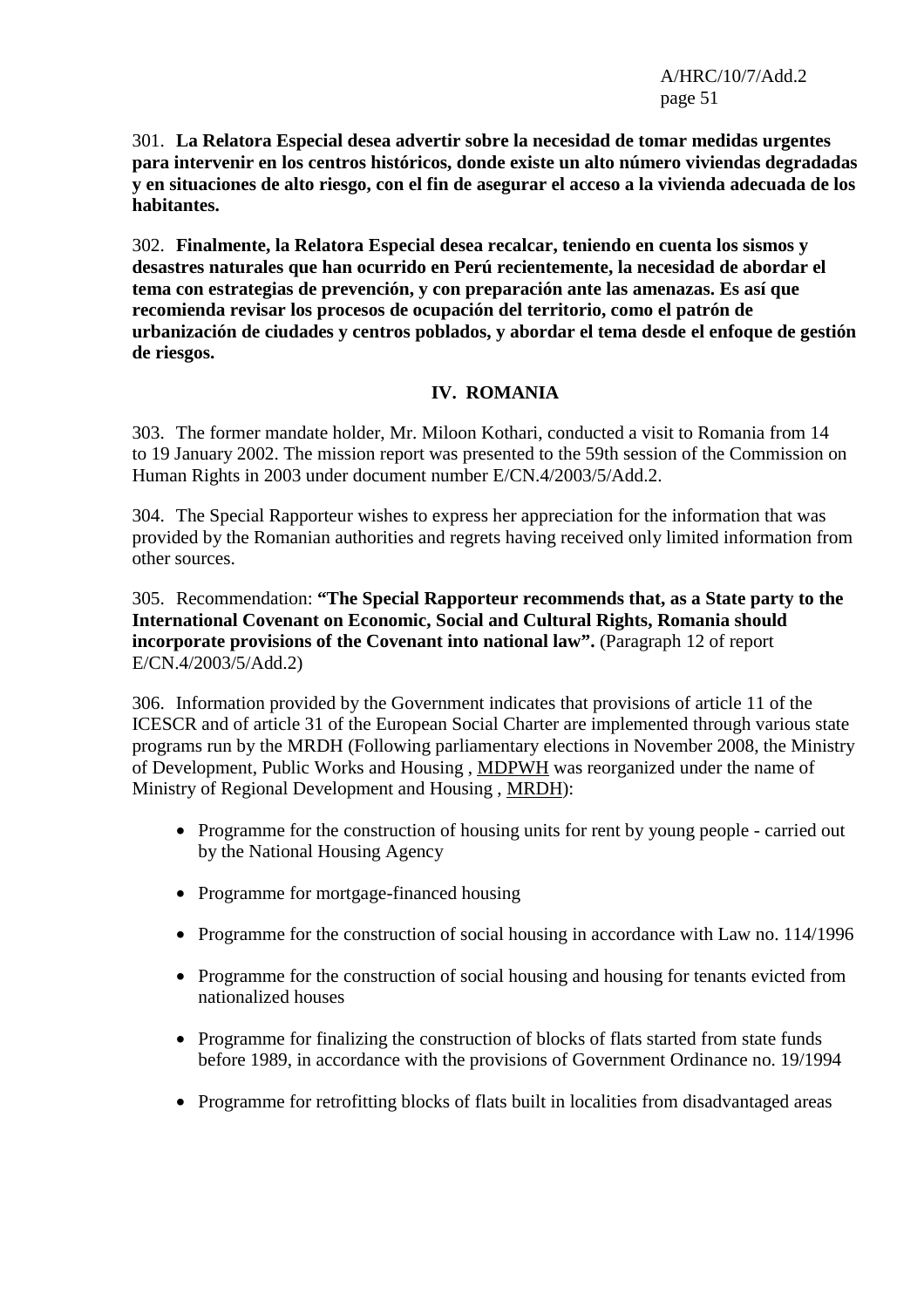301. **La Relatora Especial desea advertir sobre la necesidad de tomar medidas urgentes para intervenir en los centros históricos, donde existe un alto número viviendas degradadas y en situaciones de alto riesgo, con el fin de asegurar el acceso a la vivienda adecuada de los habitantes.**

302. **Finalmente, la Relatora Especial desea recalcar, teniendo en cuenta los sismos y desastres naturales que han ocurrido en Perú recientemente, la necesidad de abordar el tema con estrategias de prevención, y con preparación ante las amenazas. Es así que recomienda revisar los procesos de ocupación del territorio, como el patrón de urbanización de ciudades y centros poblados, y abordar el tema desde el enfoque de gestión de riesgos.**

## IV. ROMANIA

303. The former mandate holder, Mr. Miloon Kothari, conducted a visit to Romania from 14 to 19 January 2002. The mission report was presented to the 59th session of the Commission on Human Rights in 2003 under document number E/CN.4/2003/5/Add.2.

304. The Special Rapporteur wishes to express her appreciation for the information that was provided by the Romanian authorities and regrets having received only limited information from other sources.

305. Recommendation: **"The Special Rapporteur recommends that, as a State party to the International Covenant on Economic, Social and Cultural Rights, Romania should incorporate provisions of the Covenant into national law".** (Paragraph 12 of report E/CN.4/2003/5/Add.2)

306. Information provided by the Government indicates that provisions of article 11 of the ICESCR and of article 31 of the European Social Charter are implemented through various state programs run by the MRDH (Following parliamentary elections in November 2008, the Ministry of Development, Public Works and Housing , MDPWH was reorganized under the name of Ministry of Regional Development and Housing , MRDH):

- Programme for the construction of housing units for rent by young people - carried out by the National Housing Agency
- Programme for mortgage-financed housing
- Programme for the construction of social housing in accordance with Law no. 114/1996
- Programme for the construction of social housing and housing for tenants evicted from nationalized houses
- Programme for finalizing the construction of blocks of flats started from state funds before 1989, in accordance with the provisions of Government Ordinance no. 19/1994
- Programme for retrofitting blocks of flats built in localities from disadvantaged areas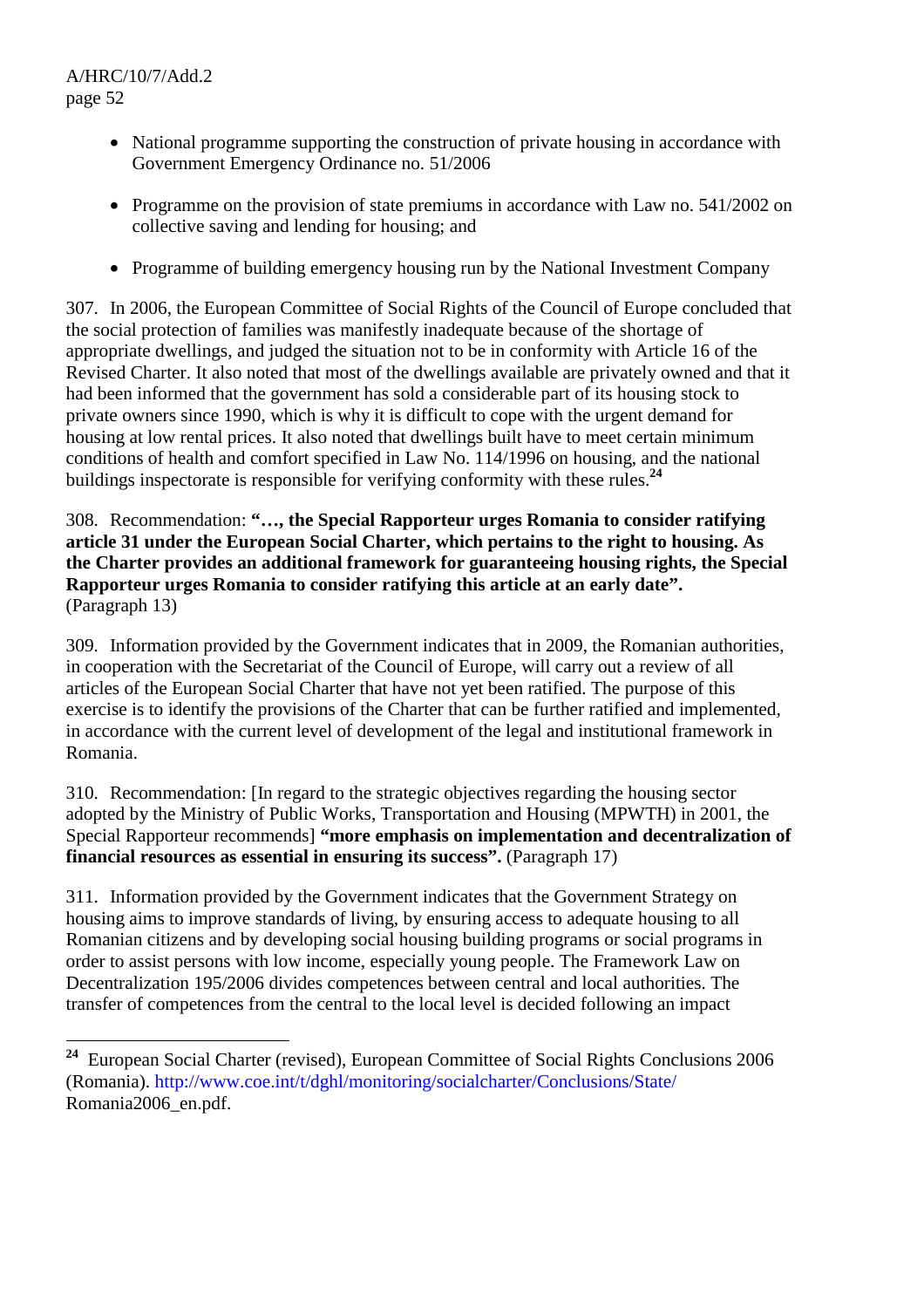- National programme supporting the construction of private housing in accordance with Government Emergency Ordinance no. 51/2006

- Programme on the provision of state premiums in accordance with Law no. 541/2002 on collective saving and lending for housing; and

- Programme of building emergency housing run by the National Investment Company

307. In 2006, the European Committee of Social Rights of the Council of Europe concluded that the social protection of families was manifestly inadequate because of the shortage of appropriate dwellings, and judged the situation not to be in conformity with Article 16 of the Revised Charter. It also noted that most of the dwellings available are privately owned and that it had been informed that the government has sold a considerable part of its housing stock to private owners since 1990, which is why it is difficult to cope with the urgent demand for housing at low rental prices. It also noted that dwellings built have to meet certain minimum conditions of health and comfort specified in Law No. 114/1996 on housing, and the national buildings inspectorate is responsible for verifying conformity with these rules.[24]

308. Recommendation: **"…, the Special Rapporteur urges Romania to consider ratifying article 31 under the European Social Charter, which pertains to the right to housing. As the Charter provides an additional framework for guaranteeing housing rights, the Special Rapporteur urges Romania to consider ratifying this article at an early date".** (Paragraph 13)

309. Information provided by the Government indicates that in 2009, the Romanian authorities, in cooperation with the Secretariat of the Council of Europe, will carry out a review of all articles of the European Social Charter that have not yet been ratified. The purpose of this exercise is to identify the provisions of the Charter that can be further ratified and implemented, in accordance with the current level of development of the legal and institutional framework in Romania.

310. Recommendation: [In regard to the strategic objectives regarding the housing sector adopted by the Ministry of Public Works, Transportation and Housing (MPWTH) in 2001, the Special Rapporteur recommends] **"more emphasis on implementation and decentralization of financial resources as essential in ensuring its success".** (Paragraph 17)

311. Information provided by the Government indicates that the Government Strategy on housing aims to improve standards of living, by ensuring access to adequate housing to all Romanian citizens and by developing social housing building programs or social programs in order to assist persons with low income, especially young people. The Framework Law on Decentralization 195/2006 divides competences between central and local authorities. The transfer of competences from the central to the local level is decided following an impact

---

[24] European Social Charter (revised), European Committee of Social Rights Conclusions 2006 (Romania). http://www.coe.int/t/dghl/monitoring/socialcharter/Conclusions/State/Romania2006_en.pdf.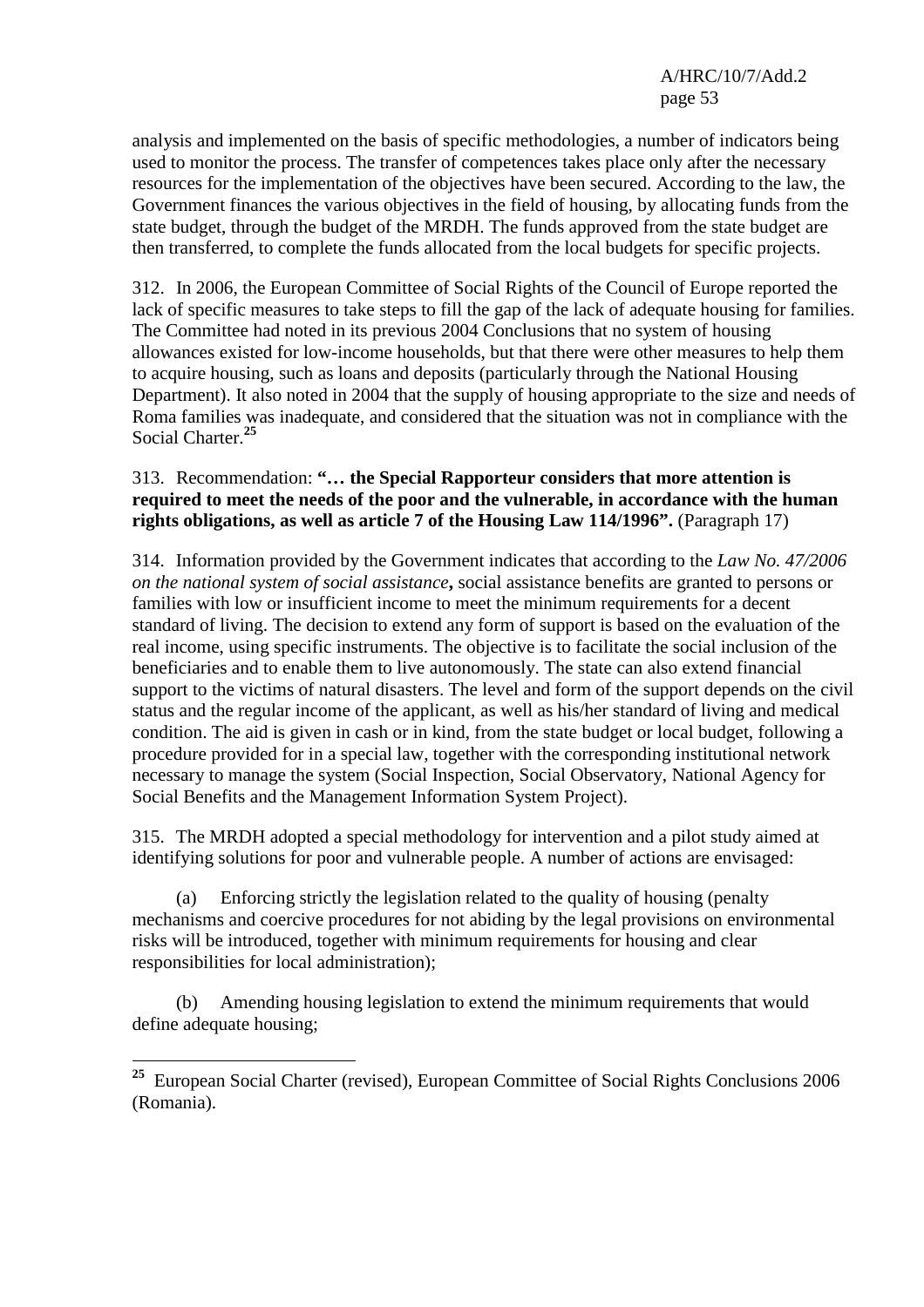analysis and implemented on the basis of specific methodologies, a number of indicators being used to monitor the process. The transfer of competences takes place only after the necessary resources for the implementation of the objectives have been secured. According to the law, the Government finances the various objectives in the field of housing, by allocating funds from the state budget, through the budget of the MRDH. The funds approved from the state budget are then transferred, to complete the funds allocated from the local budgets for specific projects.

312. In 2006, the European Committee of Social Rights of the Council of Europe reported the lack of specific measures to take steps to fill the gap of the lack of adequate housing for families. The Committee had noted in its previous 2004 Conclusions that no system of housing allowances existed for low-income households, but that there were other measures to help them to acquire housing, such as loans and deposits (particularly through the National Housing Department). It also noted in 2004 that the supply of housing appropriate to the size and needs of Roma families was inadequate, and considered that the situation was not in compliance with the Social Charter.[25]

313. Recommendation: **"… the Special Rapporteur considers that more attention is required to meet the needs of the poor and the vulnerable, in accordance with the human rights obligations, as well as article 7 of the Housing Law 114/1996".** (Paragraph 17)

314. Information provided by the Government indicates that according to the *Law No. 47/2006 on the national system of social assistance***,** social assistance benefits are granted to persons or families with low or insufficient income to meet the minimum requirements for a decent standard of living. The decision to extend any form of support is based on the evaluation of the real income, using specific instruments. The objective is to facilitate the social inclusion of the beneficiaries and to enable them to live autonomously. The state can also extend financial support to the victims of natural disasters. The level and form of the support depends on the civil status and the regular income of the applicant, as well as his/her standard of living and medical condition. The aid is given in cash or in kind, from the state budget or local budget, following a procedure provided for in a special law, together with the corresponding institutional network necessary to manage the system (Social Inspection, Social Observatory, National Agency for Social Benefits and the Management Information System Project).

315. The MRDH adopted a special methodology for intervention and a pilot study aimed at identifying solutions for poor and vulnerable people. A number of actions are envisaged:

(a) Enforcing strictly the legislation related to the quality of housing (penalty mechanisms and coercive procedures for not abiding by the legal provisions on environmental risks will be introduced, together with minimum requirements for housing and clear responsibilities for local administration);

(b) Amending housing legislation to extend the minimum requirements that would define adequate housing;

---

[25] European Social Charter (revised), European Committee of Social Rights Conclusions 2006 (Romania).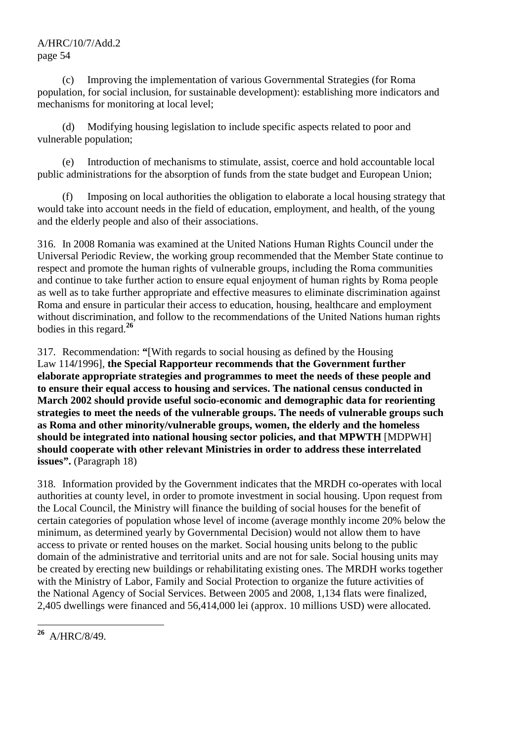(c) Improving the implementation of various Governmental Strategies (for Roma population, for social inclusion, for sustainable development): establishing more indicators and mechanisms for monitoring at local level;

(d) Modifying housing legislation to include specific aspects related to poor and vulnerable population;

(e) Introduction of mechanisms to stimulate, assist, coerce and hold accountable local public administrations for the absorption of funds from the state budget and European Union;

(f) Imposing on local authorities the obligation to elaborate a local housing strategy that would take into account needs in the field of education, employment, and health, of the young and the elderly people and also of their associations.

316. In 2008 Romania was examined at the United Nations Human Rights Council under the Universal Periodic Review, the working group recommended that the Member State continue to respect and promote the human rights of vulnerable groups, including the Roma communities and continue to take further action to ensure equal enjoyment of human rights by Roma people as well as to take further appropriate and effective measures to eliminate discrimination against Roma and ensure in particular their access to education, housing, healthcare and employment without discrimination, and follow to the recommendations of the United Nations human rights bodies in this regard.[26]

317. Recommendation: **"**[With regards to social housing as defined by the Housing Law 114/1996], **the Special Rapporteur recommends that the Government further elaborate appropriate strategies and programmes to meet the needs of these people and to ensure their equal access to housing and services. The national census conducted in March 2002 should provide useful socio-economic and demographic data for reorienting strategies to meet the needs of the vulnerable groups. The needs of vulnerable groups such as Roma and other minority/vulnerable groups, women, the elderly and the homeless should be integrated into national housing sector policies, and that MPWTH** [MDPWH] **should cooperate with other relevant Ministries in order to address these interrelated issues".** (Paragraph 18)

318. Information provided by the Government indicates that the MRDH co-operates with local authorities at county level, in order to promote investment in social housing. Upon request from the Local Council, the Ministry will finance the building of social houses for the benefit of certain categories of population whose level of income (average monthly income 20% below the minimum, as determined yearly by Governmental Decision) would not allow them to have access to private or rented houses on the market. Social housing units belong to the public domain of the administrative and territorial units and are not for sale. Social housing units may be created by erecting new buildings or rehabilitating existing ones. The MRDH works together with the Ministry of Labor, Family and Social Protection to organize the future activities of the National Agency of Social Services. Between 2005 and 2008, 1,134 flats were finalized, 2,405 dwellings were financed and 56,414,000 lei (approx. 10 millions USD) were allocated.

---

[26] A/HRC/8/49.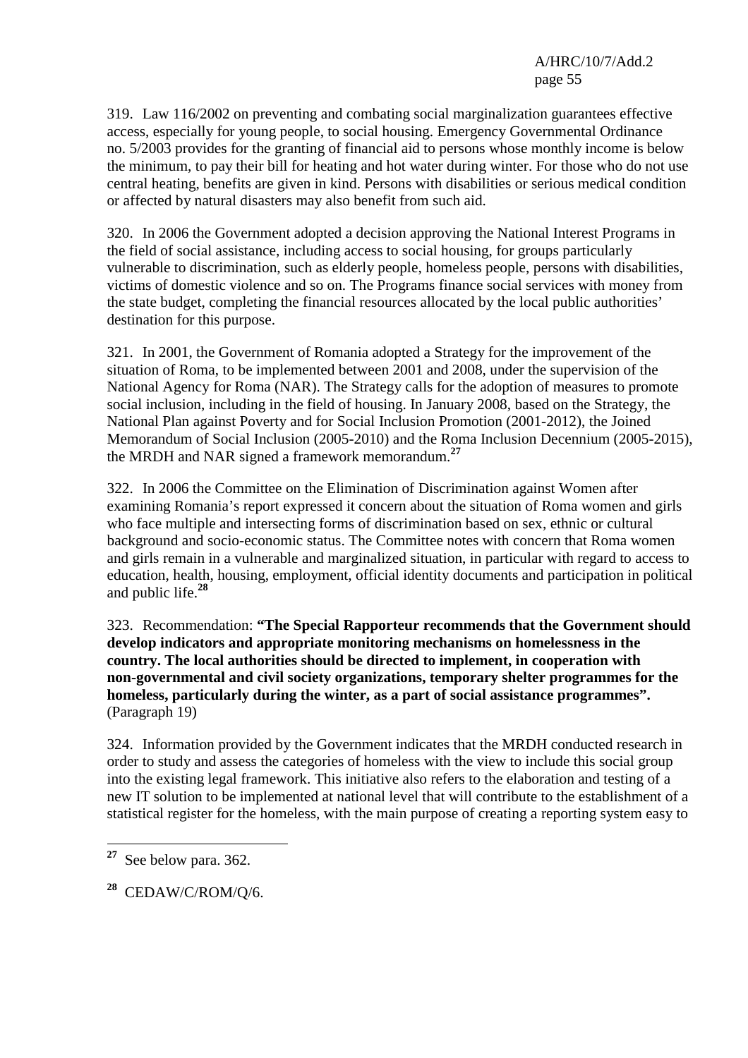319. Law 116/2002 on preventing and combating social marginalization guarantees effective access, especially for young people, to social housing. Emergency Governmental Ordinance no. 5/2003 provides for the granting of financial aid to persons whose monthly income is below the minimum, to pay their bill for heating and hot water during winter. For those who do not use central heating, benefits are given in kind. Persons with disabilities or serious medical condition or affected by natural disasters may also benefit from such aid.

320. In 2006 the Government adopted a decision approving the National Interest Programs in the field of social assistance, including access to social housing, for groups particularly vulnerable to discrimination, such as elderly people, homeless people, persons with disabilities, victims of domestic violence and so on. The Programs finance social services with money from the state budget, completing the financial resources allocated by the local public authorities' destination for this purpose.

321. In 2001, the Government of Romania adopted a Strategy for the improvement of the situation of Roma, to be implemented between 2001 and 2008, under the supervision of the National Agency for Roma (NAR). The Strategy calls for the adoption of measures to promote social inclusion, including in the field of housing. In January 2008, based on the Strategy, the National Plan against Poverty and for Social Inclusion Promotion (2001-2012), the Joined Memorandum of Social Inclusion (2005-2010) and the Roma Inclusion Decennium (2005-2015), the MRDH and NAR signed a framework memorandum.[27]

322. In 2006 the Committee on the Elimination of Discrimination against Women after examining Romania's report expressed it concern about the situation of Roma women and girls who face multiple and intersecting forms of discrimination based on sex, ethnic or cultural background and socio-economic status. The Committee notes with concern that Roma women and girls remain in a vulnerable and marginalized situation, in particular with regard to access to education, health, housing, employment, official identity documents and participation in political and public life.[28]

323. Recommendation: **"The Special Rapporteur recommends that the Government should develop indicators and appropriate monitoring mechanisms on homelessness in the country. The local authorities should be directed to implement, in cooperation with non-governmental and civil society organizations, temporary shelter programmes for the homeless, particularly during the winter, as a part of social assistance programmes".** (Paragraph 19)

324. Information provided by the Government indicates that the MRDH conducted research in order to study and assess the categories of homeless with the view to include this social group into the existing legal framework. This initiative also refers to the elaboration and testing of a new IT solution to be implemented at national level that will contribute to the establishment of a statistical register for the homeless, with the main purpose of creating a reporting system easy to

---

[27] See below para. 362.

[28] CEDAW/C/ROM/Q/6.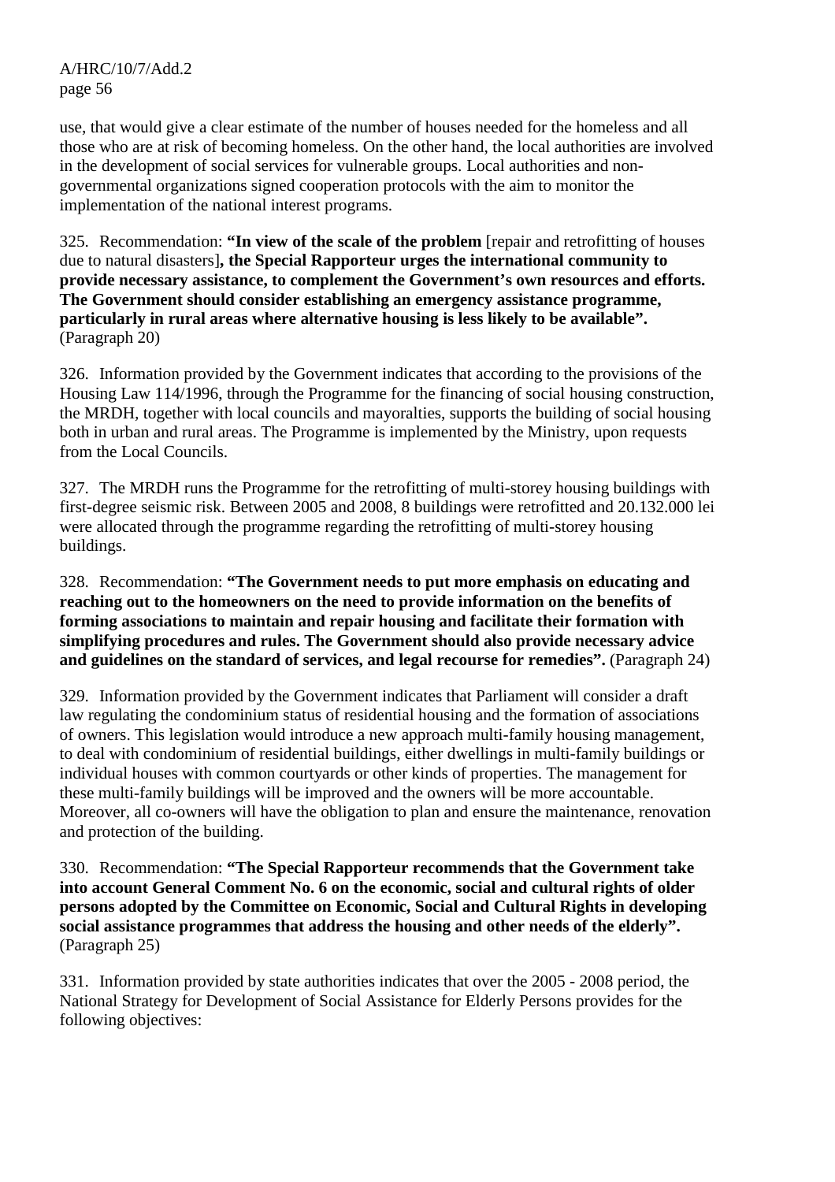use, that would give a clear estimate of the number of houses needed for the homeless and all those who are at risk of becoming homeless. On the other hand, the local authorities are involved in the development of social services for vulnerable groups. Local authorities and non-governmental organizations signed cooperation protocols with the aim to monitor the implementation of the national interest programs.

325. Recommendation: **"In view of the scale of the problem** [repair and retrofitting of houses due to natural disasters]**, the Special Rapporteur urges the international community to provide necessary assistance, to complement the Government's own resources and efforts. The Government should consider establishing an emergency assistance programme, particularly in rural areas where alternative housing is less likely to be available".** (Paragraph 20)

326. Information provided by the Government indicates that according to the provisions of the Housing Law 114/1996, through the Programme for the financing of social housing construction, the MRDH, together with local councils and mayoralties, supports the building of social housing both in urban and rural areas. The Programme is implemented by the Ministry, upon requests from the Local Councils.

327. The MRDH runs the Programme for the retrofitting of multi-storey housing buildings with first-degree seismic risk. Between 2005 and 2008, 8 buildings were retrofitted and 20.132.000 lei were allocated through the programme regarding the retrofitting of multi-storey housing buildings.

328. Recommendation: **"The Government needs to put more emphasis on educating and reaching out to the homeowners on the need to provide information on the benefits of forming associations to maintain and repair housing and facilitate their formation with simplifying procedures and rules. The Government should also provide necessary advice and guidelines on the standard of services, and legal recourse for remedies".** (Paragraph 24)

329. Information provided by the Government indicates that Parliament will consider a draft law regulating the condominium status of residential housing and the formation of associations of owners. This legislation would introduce a new approach multi-family housing management, to deal with condominium of residential buildings, either dwellings in multi-family buildings or individual houses with common courtyards or other kinds of properties. The management for these multi-family buildings will be improved and the owners will be more accountable. Moreover, all co-owners will have the obligation to plan and ensure the maintenance, renovation and protection of the building.

330. Recommendation: **"The Special Rapporteur recommends that the Government take into account General Comment No. 6 on the economic, social and cultural rights of older persons adopted by the Committee on Economic, Social and Cultural Rights in developing social assistance programmes that address the housing and other needs of the elderly".** (Paragraph 25)

331. Information provided by state authorities indicates that over the 2005 - 2008 period, the National Strategy for Development of Social Assistance for Elderly Persons provides for the following objectives: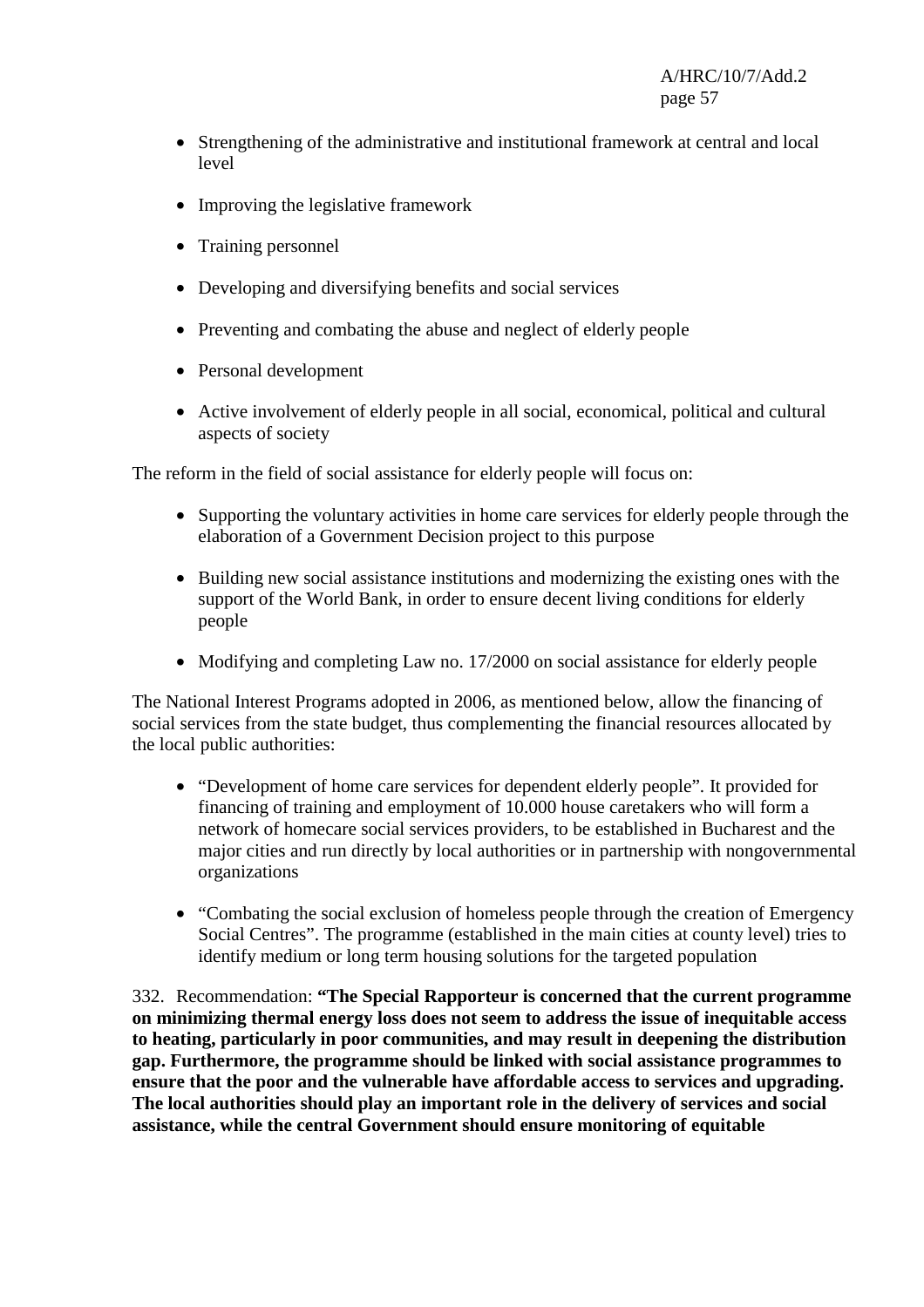- Strengthening of the administrative and institutional framework at central and local level
- Improving the legislative framework
- Training personnel
- Developing and diversifying benefits and social services
- Preventing and combating the abuse and neglect of elderly people
- Personal development
- Active involvement of elderly people in all social, economical, political and cultural aspects of society

The reform in the field of social assistance for elderly people will focus on:

- Supporting the voluntary activities in home care services for elderly people through the elaboration of a Government Decision project to this purpose
- Building new social assistance institutions and modernizing the existing ones with the support of the World Bank, in order to ensure decent living conditions for elderly people
- Modifying and completing Law no. 17/2000 on social assistance for elderly people

The National Interest Programs adopted in 2006, as mentioned below, allow the financing of social services from the state budget, thus complementing the financial resources allocated by the local public authorities:

- "Development of home care services for dependent elderly people". It provided for financing of training and employment of 10.000 house caretakers who will form a network of homecare social services providers, to be established in Bucharest and the major cities and run directly by local authorities or in partnership with nongovernmental organizations
- "Combating the social exclusion of homeless people through the creation of Emergency Social Centres". The programme (established in the main cities at county level) tries to identify medium or long term housing solutions for the targeted population

332. Recommendation: **"The Special Rapporteur is concerned that the current programme on minimizing thermal energy loss does not seem to address the issue of inequitable access to heating, particularly in poor communities, and may result in deepening the distribution gap. Furthermore, the programme should be linked with social assistance programmes to ensure that the poor and the vulnerable have affordable access to services and upgrading. The local authorities should play an important role in the delivery of services and social assistance, while the central Government should ensure monitoring of equitable**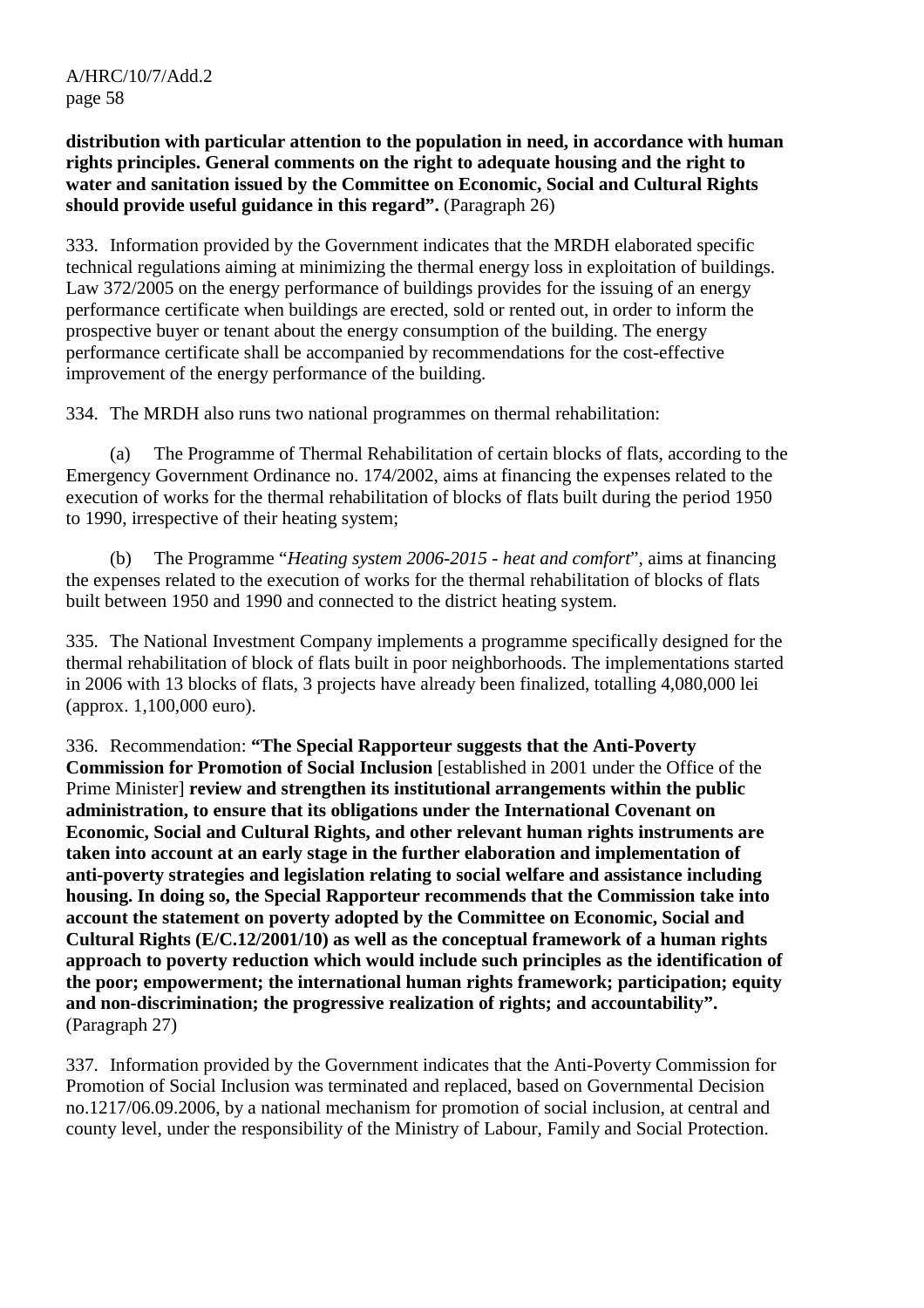**distribution with particular attention to the population in need, in accordance with human rights principles. General comments on the right to adequate housing and the right to water and sanitation issued by the Committee on Economic, Social and Cultural Rights should provide useful guidance in this regard".** (Paragraph 26)

333. Information provided by the Government indicates that the MRDH elaborated specific technical regulations aiming at minimizing the thermal energy loss in exploitation of buildings. Law 372/2005 on the energy performance of buildings provides for the issuing of an energy performance certificate when buildings are erected, sold or rented out, in order to inform the prospective buyer or tenant about the energy consumption of the building. The energy performance certificate shall be accompanied by recommendations for the cost-effective improvement of the energy performance of the building.

334. The MRDH also runs two national programmes on thermal rehabilitation:

(a) The Programme of Thermal Rehabilitation of certain blocks of flats, according to the Emergency Government Ordinance no. 174/2002, aims at financing the expenses related to the execution of works for the thermal rehabilitation of blocks of flats built during the period 1950 to 1990, irrespective of their heating system;

(b) The Programme "*Heating system 2006-2015 - heat and comfort*", aims at financing the expenses related to the execution of works for the thermal rehabilitation of blocks of flats built between 1950 and 1990 and connected to the district heating system.

335. The National Investment Company implements a programme specifically designed for the thermal rehabilitation of block of flats built in poor neighborhoods. The implementations started in 2006 with 13 blocks of flats, 3 projects have already been finalized, totalling 4,080,000 lei (approx. 1,100,000 euro).

336. Recommendation: **"The Special Rapporteur suggests that the Anti-Poverty Commission for Promotion of Social Inclusion** [established in 2001 under the Office of the Prime Minister] **review and strengthen its institutional arrangements within the public administration, to ensure that its obligations under the International Covenant on Economic, Social and Cultural Rights, and other relevant human rights instruments are taken into account at an early stage in the further elaboration and implementation of anti-poverty strategies and legislation relating to social welfare and assistance including housing. In doing so, the Special Rapporteur recommends that the Commission take into account the statement on poverty adopted by the Committee on Economic, Social and Cultural Rights (E/C.12/2001/10) as well as the conceptual framework of a human rights approach to poverty reduction which would include such principles as the identification of the poor; empowerment; the international human rights framework; participation; equity and non-discrimination; the progressive realization of rights; and accountability".** (Paragraph 27)

337. Information provided by the Government indicates that the Anti-Poverty Commission for Promotion of Social Inclusion was terminated and replaced, based on Governmental Decision no.1217/06.09.2006, by a national mechanism for promotion of social inclusion, at central and county level, under the responsibility of the Ministry of Labour, Family and Social Protection.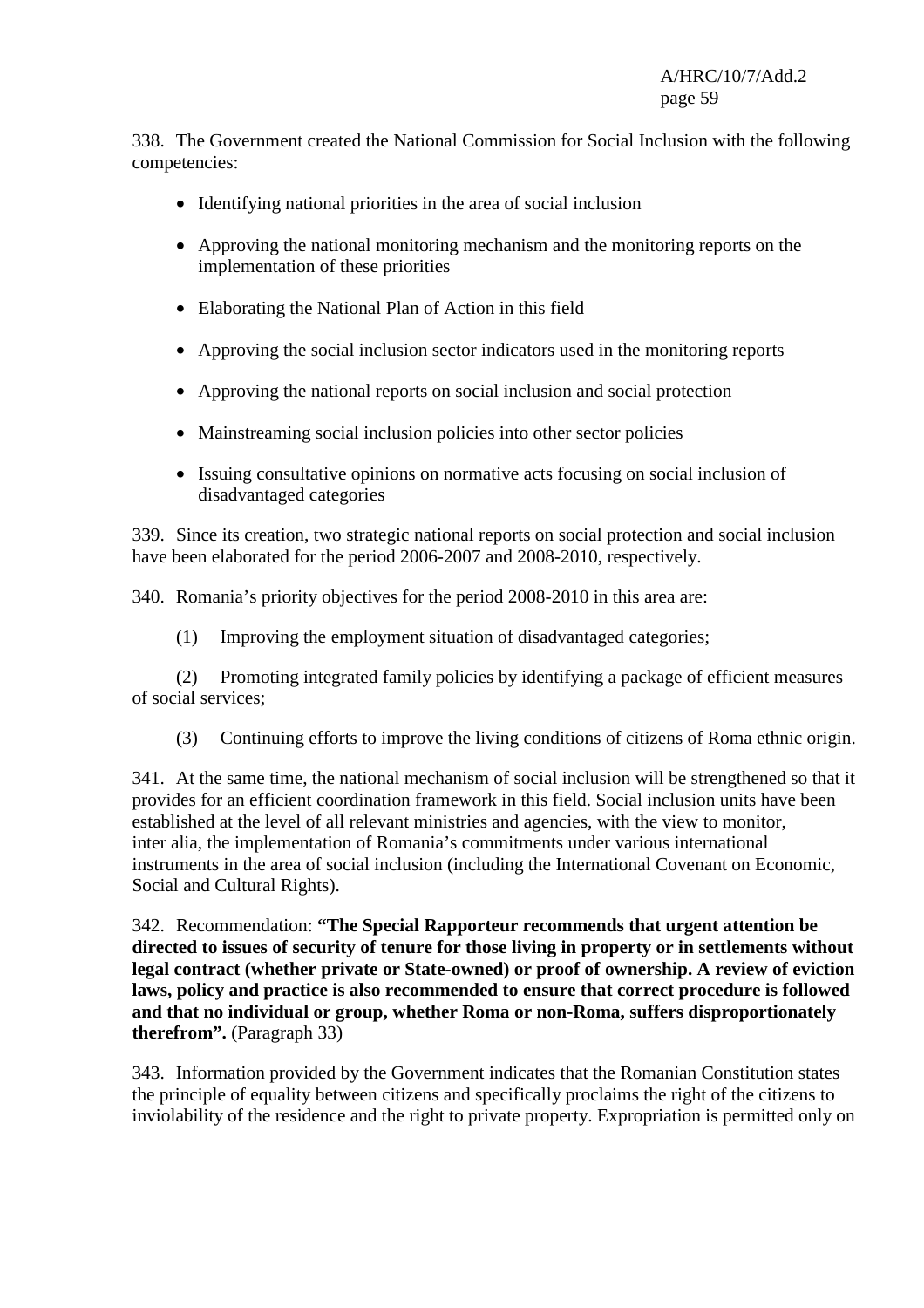338. The Government created the National Commission for Social Inclusion with the following competencies:

- Identifying national priorities in the area of social inclusion
- Approving the national monitoring mechanism and the monitoring reports on the implementation of these priorities
- Elaborating the National Plan of Action in this field
- Approving the social inclusion sector indicators used in the monitoring reports
- Approving the national reports on social inclusion and social protection
- Mainstreaming social inclusion policies into other sector policies
- Issuing consultative opinions on normative acts focusing on social inclusion of disadvantaged categories

339. Since its creation, two strategic national reports on social protection and social inclusion have been elaborated for the period 2006-2007 and 2008-2010, respectively.

340. Romania's priority objectives for the period 2008-2010 in this area are:

(1) Improving the employment situation of disadvantaged categories;

(2) Promoting integrated family policies by identifying a package of efficient measures of social services;

(3) Continuing efforts to improve the living conditions of citizens of Roma ethnic origin.

341. At the same time, the national mechanism of social inclusion will be strengthened so that it provides for an efficient coordination framework in this field. Social inclusion units have been established at the level of all relevant ministries and agencies, with the view to monitor, inter alia, the implementation of Romania's commitments under various international instruments in the area of social inclusion (including the International Covenant on Economic, Social and Cultural Rights).

342. Recommendation: **"The Special Rapporteur recommends that urgent attention be directed to issues of security of tenure for those living in property or in settlements without legal contract (whether private or State-owned) or proof of ownership. A review of eviction laws, policy and practice is also recommended to ensure that correct procedure is followed and that no individual or group, whether Roma or non-Roma, suffers disproportionately therefrom".** (Paragraph 33)

343. Information provided by the Government indicates that the Romanian Constitution states the principle of equality between citizens and specifically proclaims the right of the citizens to inviolability of the residence and the right to private property. Expropriation is permitted only on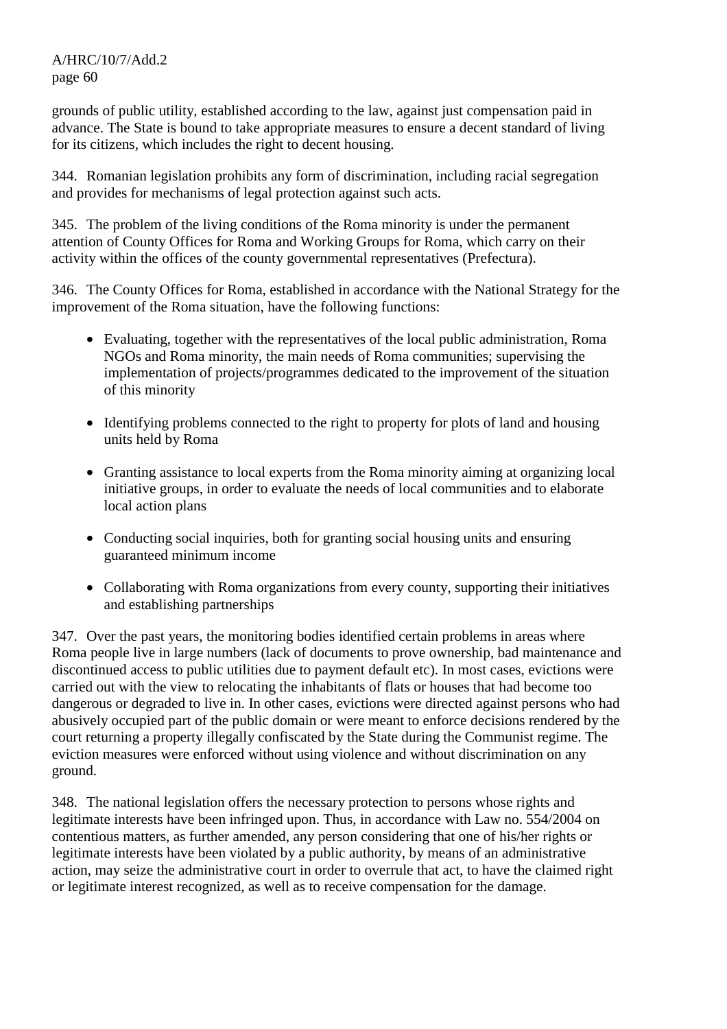grounds of public utility, established according to the law, against just compensation paid in advance. The State is bound to take appropriate measures to ensure a decent standard of living for its citizens, which includes the right to decent housing.

344. Romanian legislation prohibits any form of discrimination, including racial segregation and provides for mechanisms of legal protection against such acts.

345. The problem of the living conditions of the Roma minority is under the permanent attention of County Offices for Roma and Working Groups for Roma, which carry on their activity within the offices of the county governmental representatives (Prefectura).

346. The County Offices for Roma, established in accordance with the National Strategy for the improvement of the Roma situation, have the following functions:

- Evaluating, together with the representatives of the local public administration, Roma NGOs and Roma minority, the main needs of Roma communities; supervising the implementation of projects/programmes dedicated to the improvement of the situation of this minority
- Identifying problems connected to the right to property for plots of land and housing units held by Roma
- Granting assistance to local experts from the Roma minority aiming at organizing local initiative groups, in order to evaluate the needs of local communities and to elaborate local action plans
- Conducting social inquiries, both for granting social housing units and ensuring guaranteed minimum income
- Collaborating with Roma organizations from every county, supporting their initiatives and establishing partnerships

347. Over the past years, the monitoring bodies identified certain problems in areas where Roma people live in large numbers (lack of documents to prove ownership, bad maintenance and discontinued access to public utilities due to payment default etc). In most cases, evictions were carried out with the view to relocating the inhabitants of flats or houses that had become too dangerous or degraded to live in. In other cases, evictions were directed against persons who had abusively occupied part of the public domain or were meant to enforce decisions rendered by the court returning a property illegally confiscated by the State during the Communist regime. The eviction measures were enforced without using violence and without discrimination on any ground.

348. The national legislation offers the necessary protection to persons whose rights and legitimate interests have been infringed upon. Thus, in accordance with Law no. 554/2004 on contentious matters, as further amended, any person considering that one of his/her rights or legitimate interests have been violated by a public authority, by means of an administrative action, may seize the administrative court in order to overrule that act, to have the claimed right or legitimate interest recognized, as well as to receive compensation for the damage.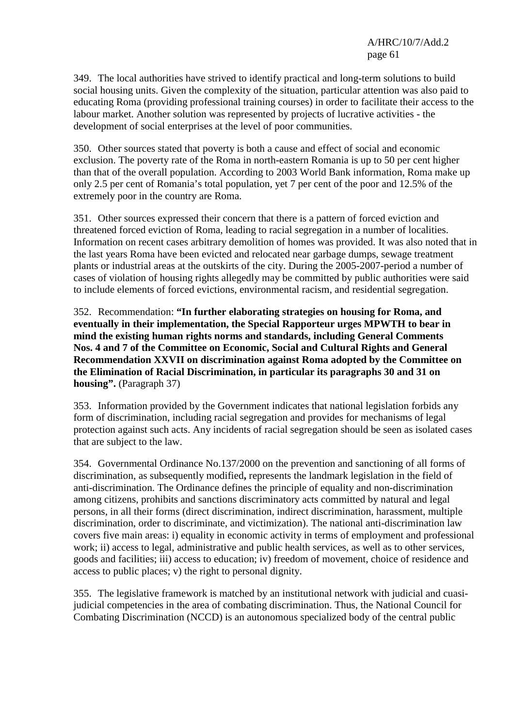349. The local authorities have strived to identify practical and long-term solutions to build social housing units. Given the complexity of the situation, particular attention was also paid to educating Roma (providing professional training courses) in order to facilitate their access to the labour market. Another solution was represented by projects of lucrative activities - the development of social enterprises at the level of poor communities.

350. Other sources stated that poverty is both a cause and effect of social and economic exclusion. The poverty rate of the Roma in north-eastern Romania is up to 50 per cent higher than that of the overall population. According to 2003 World Bank information, Roma make up only 2.5 per cent of Romania's total population, yet 7 per cent of the poor and 12.5% of the extremely poor in the country are Roma.

351. Other sources expressed their concern that there is a pattern of forced eviction and threatened forced eviction of Roma, leading to racial segregation in a number of localities. Information on recent cases arbitrary demolition of homes was provided. It was also noted that in the last years Roma have been evicted and relocated near garbage dumps, sewage treatment plants or industrial areas at the outskirts of the city. During the 2005-2007-period a number of cases of violation of housing rights allegedly may be committed by public authorities were said to include elements of forced evictions, environmental racism, and residential segregation.

352. Recommendation: **"In further elaborating strategies on housing for Roma, and eventually in their implementation, the Special Rapporteur urges MPWTH to bear in mind the existing human rights norms and standards, including General Comments Nos. 4 and 7 of the Committee on Economic, Social and Cultural Rights and General Recommendation XXVII on discrimination against Roma adopted by the Committee on the Elimination of Racial Discrimination, in particular its paragraphs 30 and 31 on housing".** (Paragraph 37)

353. Information provided by the Government indicates that national legislation forbids any form of discrimination, including racial segregation and provides for mechanisms of legal protection against such acts. Any incidents of racial segregation should be seen as isolated cases that are subject to the law.

354. Governmental Ordinance No.137/2000 on the prevention and sanctioning of all forms of discrimination, as subsequently modified**,** represents the landmark legislation in the field of anti-discrimination. The Ordinance defines the principle of equality and non-discrimination among citizens, prohibits and sanctions discriminatory acts committed by natural and legal persons, in all their forms (direct discrimination, indirect discrimination, harassment, multiple discrimination, order to discriminate, and victimization). The national anti-discrimination law covers five main areas: i) equality in economic activity in terms of employment and professional work; ii) access to legal, administrative and public health services, as well as to other services, goods and facilities; iii) access to education; iv) freedom of movement, choice of residence and access to public places; v) the right to personal dignity.

355. The legislative framework is matched by an institutional network with judicial and cuasi-judicial competencies in the area of combating discrimination. Thus, the National Council for Combating Discrimination (NCCD) is an autonomous specialized body of the central public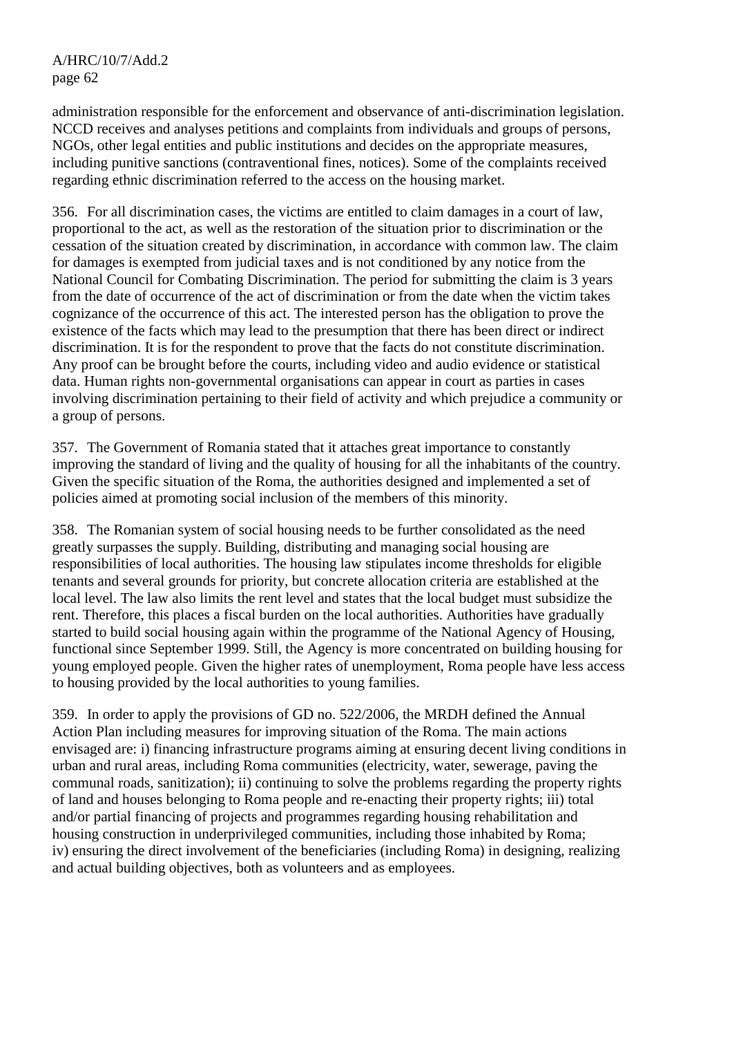administration responsible for the enforcement and observance of anti-discrimination legislation. NCCD receives and analyses petitions and complaints from individuals and groups of persons, NGOs, other legal entities and public institutions and decides on the appropriate measures, including punitive sanctions (contraventional fines, notices). Some of the complaints received regarding ethnic discrimination referred to the access on the housing market.

356. For all discrimination cases, the victims are entitled to claim damages in a court of law, proportional to the act, as well as the restoration of the situation prior to discrimination or the cessation of the situation created by discrimination, in accordance with common law. The claim for damages is exempted from judicial taxes and is not conditioned by any notice from the National Council for Combating Discrimination. The period for submitting the claim is 3 years from the date of occurrence of the act of discrimination or from the date when the victim takes cognizance of the occurrence of this act. The interested person has the obligation to prove the existence of the facts which may lead to the presumption that there has been direct or indirect discrimination. It is for the respondent to prove that the facts do not constitute discrimination. Any proof can be brought before the courts, including video and audio evidence or statistical data. Human rights non-governmental organisations can appear in court as parties in cases involving discrimination pertaining to their field of activity and which prejudice a community or a group of persons.

357. The Government of Romania stated that it attaches great importance to constantly improving the standard of living and the quality of housing for all the inhabitants of the country. Given the specific situation of the Roma, the authorities designed and implemented a set of policies aimed at promoting social inclusion of the members of this minority.

358. The Romanian system of social housing needs to be further consolidated as the need greatly surpasses the supply. Building, distributing and managing social housing are responsibilities of local authorities. The housing law stipulates income thresholds for eligible tenants and several grounds for priority, but concrete allocation criteria are established at the local level. The law also limits the rent level and states that the local budget must subsidize the rent. Therefore, this places a fiscal burden on the local authorities. Authorities have gradually started to build social housing again within the programme of the National Agency of Housing, functional since September 1999. Still, the Agency is more concentrated on building housing for young employed people. Given the higher rates of unemployment, Roma people have less access to housing provided by the local authorities to young families.

359. In order to apply the provisions of GD no. 522/2006, the MRDH defined the Annual Action Plan including measures for improving situation of the Roma. The main actions envisaged are: i) financing infrastructure programs aiming at ensuring decent living conditions in urban and rural areas, including Roma communities (electricity, water, sewerage, paving the communal roads, sanitization); ii) continuing to solve the problems regarding the property rights of land and houses belonging to Roma people and re-enacting their property rights; iii) total and/or partial financing of projects and programmes regarding housing rehabilitation and housing construction in underprivileged communities, including those inhabited by Roma; iv) ensuring the direct involvement of the beneficiaries (including Roma) in designing, realizing and actual building objectives, both as volunteers and as employees.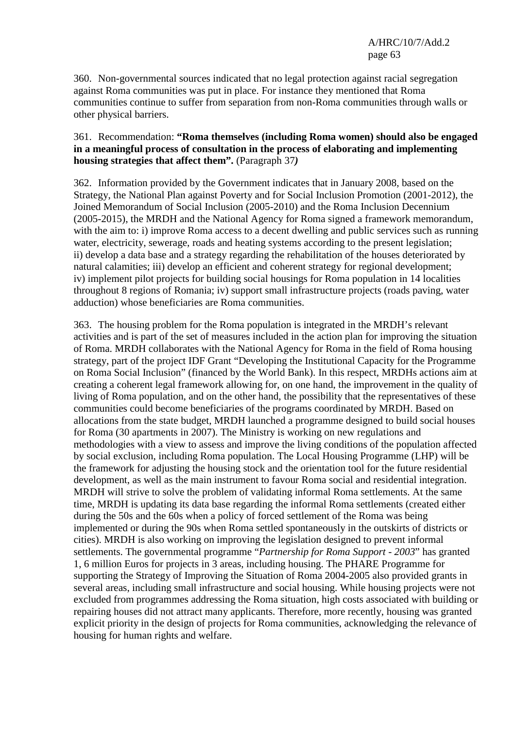360. Non-governmental sources indicated that no legal protection against racial segregation against Roma communities was put in place. For instance they mentioned that Roma communities continue to suffer from separation from non-Roma communities through walls or other physical barriers.

361. Recommendation: **"Roma themselves (including Roma women) should also be engaged in a meaningful process of consultation in the process of elaborating and implementing housing strategies that affect them".** (Paragraph 37***)***

362. Information provided by the Government indicates that in January 2008, based on the Strategy, the National Plan against Poverty and for Social Inclusion Promotion (2001-2012), the Joined Memorandum of Social Inclusion (2005-2010) and the Roma Inclusion Decennium (2005-2015), the MRDH and the National Agency for Roma signed a framework memorandum, with the aim to: i) improve Roma access to a decent dwelling and public services such as running water, electricity, sewerage, roads and heating systems according to the present legislation; ii) develop a data base and a strategy regarding the rehabilitation of the houses deteriorated by natural calamities; iii) develop an efficient and coherent strategy for regional development; iv) implement pilot projects for building social housings for Roma population in 14 localities throughout 8 regions of Romania; iv) support small infrastructure projects (roads paving, water adduction) whose beneficiaries are Roma communities.

363. The housing problem for the Roma population is integrated in the MRDH's relevant activities and is part of the set of measures included in the action plan for improving the situation of Roma. MRDH collaborates with the National Agency for Roma in the field of Roma housing strategy, part of the project IDF Grant "Developing the Institutional Capacity for the Programme on Roma Social Inclusion" (financed by the World Bank). In this respect, MRDHs actions aim at creating a coherent legal framework allowing for, on one hand, the improvement in the quality of living of Roma population, and on the other hand, the possibility that the representatives of these communities could become beneficiaries of the programs coordinated by MRDH. Based on allocations from the state budget, MRDH launched a programme designed to build social houses for Roma (30 apartments in 2007). The Ministry is working on new regulations and methodologies with a view to assess and improve the living conditions of the population affected by social exclusion, including Roma population. The Local Housing Programme (LHP) will be the framework for adjusting the housing stock and the orientation tool for the future residential development, as well as the main instrument to favour Roma social and residential integration. MRDH will strive to solve the problem of validating informal Roma settlements. At the same time, MRDH is updating its data base regarding the informal Roma settlements (created either during the 50s and the 60s when a policy of forced settlement of the Roma was being implemented or during the 90s when Roma settled spontaneously in the outskirts of districts or cities). MRDH is also working on improving the legislation designed to prevent informal settlements. The governmental programme "*Partnership for Roma Support - 2003*" has granted 1, 6 million Euros for projects in 3 areas, including housing. The PHARE Programme for supporting the Strategy of Improving the Situation of Roma 2004-2005 also provided grants in several areas, including small infrastructure and social housing. While housing projects were not excluded from programmes addressing the Roma situation, high costs associated with building or repairing houses did not attract many applicants. Therefore, more recently, housing was granted explicit priority in the design of projects for Roma communities, acknowledging the relevance of housing for human rights and welfare.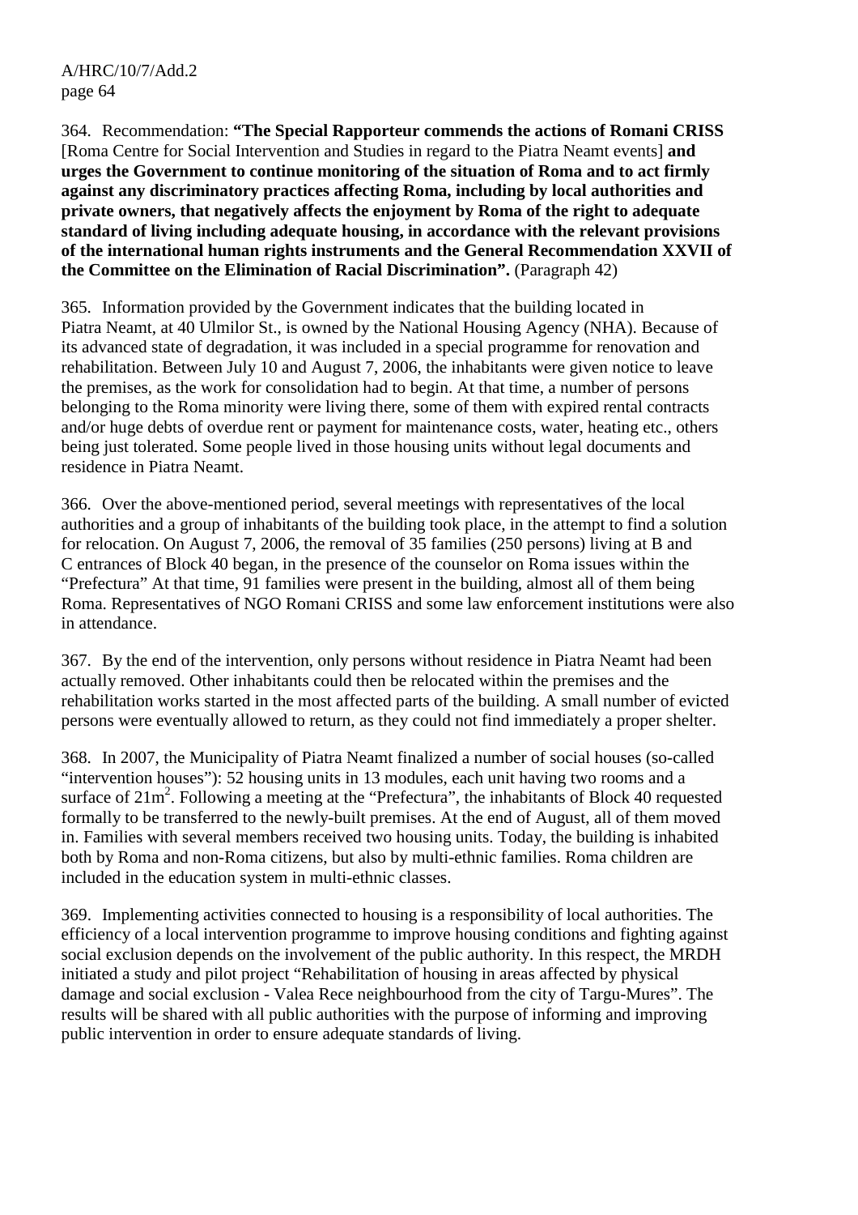364. Recommendation: **"The Special Rapporteur commends the actions of Romani CRISS** [Roma Centre for Social Intervention and Studies in regard to the Piatra Neamt events] **and urges the Government to continue monitoring of the situation of Roma and to act firmly against any discriminatory practices affecting Roma, including by local authorities and private owners, that negatively affects the enjoyment by Roma of the right to adequate standard of living including adequate housing, in accordance with the relevant provisions of the international human rights instruments and the General Recommendation XXVII of the Committee on the Elimination of Racial Discrimination".** (Paragraph 42)

365. Information provided by the Government indicates that the building located in Piatra Neamt, at 40 Ulmilor St., is owned by the National Housing Agency (NHA). Because of its advanced state of degradation, it was included in a special programme for renovation and rehabilitation. Between July 10 and August 7, 2006, the inhabitants were given notice to leave the premises, as the work for consolidation had to begin. At that time, a number of persons belonging to the Roma minority were living there, some of them with expired rental contracts and/or huge debts of overdue rent or payment for maintenance costs, water, heating etc., others being just tolerated. Some people lived in those housing units without legal documents and residence in Piatra Neamt.

366. Over the above-mentioned period, several meetings with representatives of the local authorities and a group of inhabitants of the building took place, in the attempt to find a solution for relocation. On August 7, 2006, the removal of 35 families (250 persons) living at B and C entrances of Block 40 began, in the presence of the counselor on Roma issues within the "Prefectura" At that time, 91 families were present in the building, almost all of them being Roma. Representatives of NGO Romani CRISS and some law enforcement institutions were also in attendance.

367. By the end of the intervention, only persons without residence in Piatra Neamt had been actually removed. Other inhabitants could then be relocated within the premises and the rehabilitation works started in the most affected parts of the building. A small number of evicted persons were eventually allowed to return, as they could not find immediately a proper shelter.

368. In 2007, the Municipality of Piatra Neamt finalized a number of social houses (so-called "intervention houses"): 52 housing units in 13 modules, each unit having two rooms and a surface of $21m^2$. Following a meeting at the "Prefectura", the inhabitants of Block 40 requested formally to be transferred to the newly-built premises. At the end of August, all of them moved in. Families with several members received two housing units. Today, the building is inhabited both by Roma and non-Roma citizens, but also by multi-ethnic families. Roma children are included in the education system in multi-ethnic classes.

369. Implementing activities connected to housing is a responsibility of local authorities. The efficiency of a local intervention programme to improve housing conditions and fighting against social exclusion depends on the involvement of the public authority. In this respect, the MRDH initiated a study and pilot project "Rehabilitation of housing in areas affected by physical damage and social exclusion - Valea Rece neighbourhood from the city of Targu-Mures". The results will be shared with all public authorities with the purpose of informing and improving public intervention in order to ensure adequate standards of living.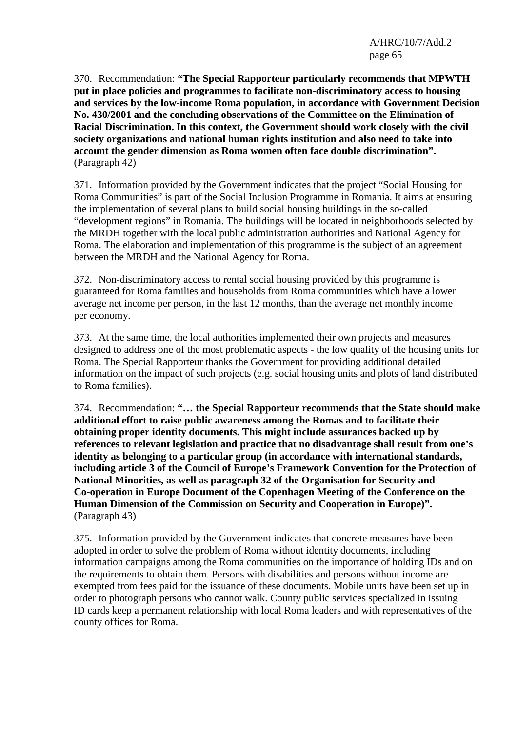370. Recommendation: **"The Special Rapporteur particularly recommends that MPWTH put in place policies and programmes to facilitate non-discriminatory access to housing and services by the low-income Roma population, in accordance with Government Decision No. 430/2001 and the concluding observations of the Committee on the Elimination of Racial Discrimination. In this context, the Government should work closely with the civil society organizations and national human rights institution and also need to take into account the gender dimension as Roma women often face double discrimination".** (Paragraph 42)

371. Information provided by the Government indicates that the project "Social Housing for Roma Communities" is part of the Social Inclusion Programme in Romania. It aims at ensuring the implementation of several plans to build social housing buildings in the so-called "development regions" in Romania. The buildings will be located in neighborhoods selected by the MRDH together with the local public administration authorities and National Agency for Roma. The elaboration and implementation of this programme is the subject of an agreement between the MRDH and the National Agency for Roma.

372. Non-discriminatory access to rental social housing provided by this programme is guaranteed for Roma families and households from Roma communities which have a lower average net income per person, in the last 12 months, than the average net monthly income per economy.

373. At the same time, the local authorities implemented their own projects and measures designed to address one of the most problematic aspects - the low quality of the housing units for Roma. The Special Rapporteur thanks the Government for providing additional detailed information on the impact of such projects (e.g. social housing units and plots of land distributed to Roma families).

374. Recommendation: **"… the Special Rapporteur recommends that the State should make additional effort to raise public awareness among the Romas and to facilitate their obtaining proper identity documents. This might include assurances backed up by references to relevant legislation and practice that no disadvantage shall result from one's identity as belonging to a particular group (in accordance with international standards, including article 3 of the Council of Europe's Framework Convention for the Protection of National Minorities, as well as paragraph 32 of the Organisation for Security and Co-operation in Europe Document of the Copenhagen Meeting of the Conference on the Human Dimension of the Commission on Security and Cooperation in Europe)".** (Paragraph 43)

375. Information provided by the Government indicates that concrete measures have been adopted in order to solve the problem of Roma without identity documents, including information campaigns among the Roma communities on the importance of holding IDs and on the requirements to obtain them. Persons with disabilities and persons without income are exempted from fees paid for the issuance of these documents. Mobile units have been set up in order to photograph persons who cannot walk. County public services specialized in issuing ID cards keep a permanent relationship with local Roma leaders and with representatives of the county offices for Roma.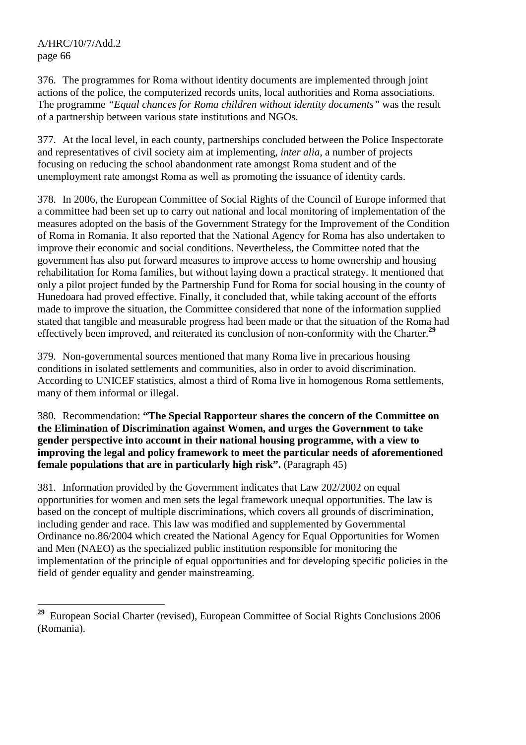376. The programmes for Roma without identity documents are implemented through joint actions of the police, the computerized records units, local authorities and Roma associations. The programme *"Equal chances for Roma children without identity documents"* was the result of a partnership between various state institutions and NGOs.

377. At the local level, in each county, partnerships concluded between the Police Inspectorate and representatives of civil society aim at implementing, *inter alia*, a number of projects focusing on reducing the school abandonment rate amongst Roma student and of the unemployment rate amongst Roma as well as promoting the issuance of identity cards.

378. In 2006, the European Committee of Social Rights of the Council of Europe informed that a committee had been set up to carry out national and local monitoring of implementation of the measures adopted on the basis of the Government Strategy for the Improvement of the Condition of Roma in Romania. It also reported that the National Agency for Roma has also undertaken to improve their economic and social conditions. Nevertheless, the Committee noted that the government has also put forward measures to improve access to home ownership and housing rehabilitation for Roma families, but without laying down a practical strategy. It mentioned that only a pilot project funded by the Partnership Fund for Roma for social housing in the county of Hunedoara had proved effective. Finally, it concluded that, while taking account of the efforts made to improve the situation, the Committee considered that none of the information supplied stated that tangible and measurable progress had been made or that the situation of the Roma had effectively been improved, and reiterated its conclusion of non-conformity with the Charter.[29]

379. Non-governmental sources mentioned that many Roma live in precarious housing conditions in isolated settlements and communities, also in order to avoid discrimination. According to UNICEF statistics, almost a third of Roma live in homogenous Roma settlements, many of them informal or illegal.

380. Recommendation: **"The Special Rapporteur shares the concern of the Committee on the Elimination of Discrimination against Women, and urges the Government to take gender perspective into account in their national housing programme, with a view to improving the legal and policy framework to meet the particular needs of aforementioned female populations that are in particularly high risk".** (Paragraph 45)

381. Information provided by the Government indicates that Law 202/2002 on equal opportunities for women and men sets the legal framework unequal opportunities. The law is based on the concept of multiple discriminations, which covers all grounds of discrimination, including gender and race. This law was modified and supplemented by Governmental Ordinance no.86/2004 which created the National Agency for Equal Opportunities for Women and Men (NAEO) as the specialized public institution responsible for monitoring the implementation of the principle of equal opportunities and for developing specific policies in the field of gender equality and gender mainstreaming.

---

[29] European Social Charter (revised), European Committee of Social Rights Conclusions 2006 (Romania).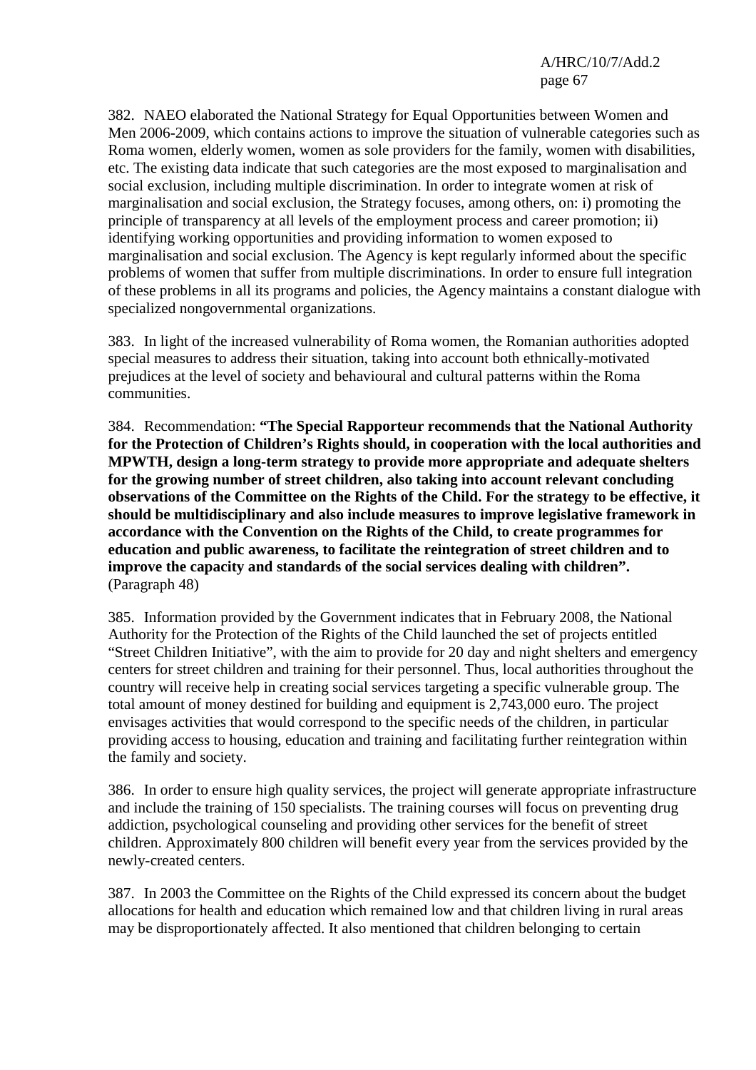382. NAEO elaborated the National Strategy for Equal Opportunities between Women and Men 2006-2009, which contains actions to improve the situation of vulnerable categories such as Roma women, elderly women, women as sole providers for the family, women with disabilities, etc. The existing data indicate that such categories are the most exposed to marginalisation and social exclusion, including multiple discrimination. In order to integrate women at risk of marginalisation and social exclusion, the Strategy focuses, among others, on: i) promoting the principle of transparency at all levels of the employment process and career promotion; ii) identifying working opportunities and providing information to women exposed to marginalisation and social exclusion. The Agency is kept regularly informed about the specific problems of women that suffer from multiple discriminations. In order to ensure full integration of these problems in all its programs and policies, the Agency maintains a constant dialogue with specialized nongovernmental organizations.

383. In light of the increased vulnerability of Roma women, the Romanian authorities adopted special measures to address their situation, taking into account both ethnically-motivated prejudices at the level of society and behavioural and cultural patterns within the Roma communities.

384. Recommendation: **"The Special Rapporteur recommends that the National Authority for the Protection of Children's Rights should, in cooperation with the local authorities and MPWTH, design a long-term strategy to provide more appropriate and adequate shelters for the growing number of street children, also taking into account relevant concluding observations of the Committee on the Rights of the Child. For the strategy to be effective, it should be multidisciplinary and also include measures to improve legislative framework in accordance with the Convention on the Rights of the Child, to create programmes for education and public awareness, to facilitate the reintegration of street children and to improve the capacity and standards of the social services dealing with children".** (Paragraph 48)

385. Information provided by the Government indicates that in February 2008, the National Authority for the Protection of the Rights of the Child launched the set of projects entitled "Street Children Initiative", with the aim to provide for 20 day and night shelters and emergency centers for street children and training for their personnel. Thus, local authorities throughout the country will receive help in creating social services targeting a specific vulnerable group. The total amount of money destined for building and equipment is 2,743,000 euro. The project envisages activities that would correspond to the specific needs of the children, in particular providing access to housing, education and training and facilitating further reintegration within the family and society.

386. In order to ensure high quality services, the project will generate appropriate infrastructure and include the training of 150 specialists. The training courses will focus on preventing drug addiction, psychological counseling and providing other services for the benefit of street children. Approximately 800 children will benefit every year from the services provided by the newly-created centers.

387. In 2003 the Committee on the Rights of the Child expressed its concern about the budget allocations for health and education which remained low and that children living in rural areas may be disproportionately affected. It also mentioned that children belonging to certain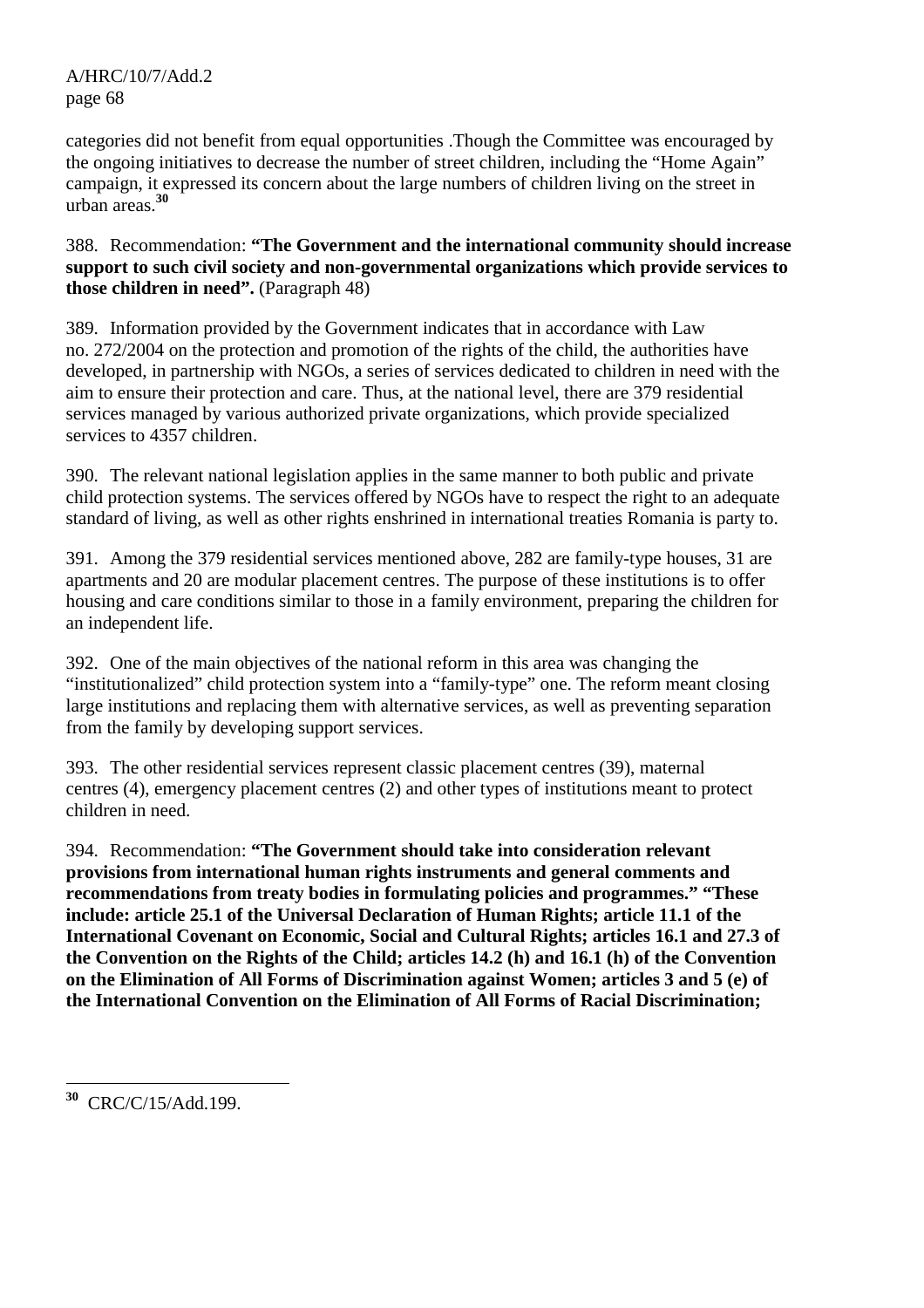categories did not benefit from equal opportunities .Though the Committee was encouraged by the ongoing initiatives to decrease the number of street children, including the "Home Again" campaign, it expressed its concern about the large numbers of children living on the street in urban areas.[30]

388. Recommendation: **"The Government and the international community should increase support to such civil society and non-governmental organizations which provide services to those children in need".** (Paragraph 48)

389. Information provided by the Government indicates that in accordance with Law no. 272/2004 on the protection and promotion of the rights of the child, the authorities have developed, in partnership with NGOs, a series of services dedicated to children in need with the aim to ensure their protection and care. Thus, at the national level, there are 379 residential services managed by various authorized private organizations, which provide specialized services to 4357 children.

390. The relevant national legislation applies in the same manner to both public and private child protection systems. The services offered by NGOs have to respect the right to an adequate standard of living, as well as other rights enshrined in international treaties Romania is party to.

391. Among the 379 residential services mentioned above, 282 are family-type houses, 31 are apartments and 20 are modular placement centres. The purpose of these institutions is to offer housing and care conditions similar to those in a family environment, preparing the children for an independent life.

392. One of the main objectives of the national reform in this area was changing the "institutionalized" child protection system into a "family-type" one. The reform meant closing large institutions and replacing them with alternative services, as well as preventing separation from the family by developing support services.

393. The other residential services represent classic placement centres (39), maternal centres (4), emergency placement centres (2) and other types of institutions meant to protect children in need.

394. Recommendation: **"The Government should take into consideration relevant provisions from international human rights instruments and general comments and recommendations from treaty bodies in formulating policies and programmes." "These include: article 25.1 of the Universal Declaration of Human Rights; article 11.1 of the International Covenant on Economic, Social and Cultural Rights; articles 16.1 and 27.3 of the Convention on the Rights of the Child; articles 14.2 (h) and 16.1 (h) of the Convention on the Elimination of All Forms of Discrimination against Women; articles 3 and 5 (e) of the International Convention on the Elimination of All Forms of Racial Discrimination;**

---

[30] CRC/C/15/Add.199.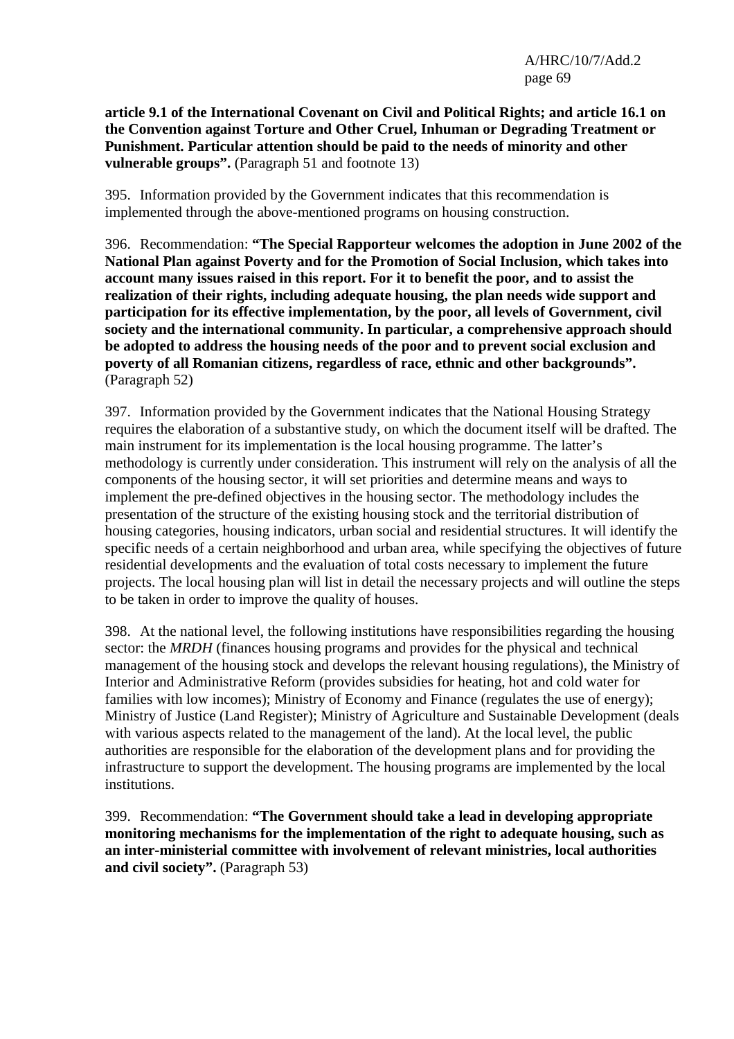**article 9.1 of the International Covenant on Civil and Political Rights; and article 16.1 on the Convention against Torture and Other Cruel, Inhuman or Degrading Treatment or Punishment. Particular attention should be paid to the needs of minority and other vulnerable groups".** (Paragraph 51 and footnote 13)

395. Information provided by the Government indicates that this recommendation is implemented through the above-mentioned programs on housing construction.

396. Recommendation: **"The Special Rapporteur welcomes the adoption in June 2002 of the National Plan against Poverty and for the Promotion of Social Inclusion, which takes into account many issues raised in this report. For it to benefit the poor, and to assist the realization of their rights, including adequate housing, the plan needs wide support and participation for its effective implementation, by the poor, all levels of Government, civil society and the international community. In particular, a comprehensive approach should be adopted to address the housing needs of the poor and to prevent social exclusion and poverty of all Romanian citizens, regardless of race, ethnic and other backgrounds".** (Paragraph 52)

397. Information provided by the Government indicates that the National Housing Strategy requires the elaboration of a substantive study, on which the document itself will be drafted. The main instrument for its implementation is the local housing programme. The latter's methodology is currently under consideration. This instrument will rely on the analysis of all the components of the housing sector, it will set priorities and determine means and ways to implement the pre-defined objectives in the housing sector. The methodology includes the presentation of the structure of the existing housing stock and the territorial distribution of housing categories, housing indicators, urban social and residential structures. It will identify the specific needs of a certain neighborhood and urban area, while specifying the objectives of future residential developments and the evaluation of total costs necessary to implement the future projects. The local housing plan will list in detail the necessary projects and will outline the steps to be taken in order to improve the quality of houses.

398. At the national level, the following institutions have responsibilities regarding the housing sector: the *MRDH* (finances housing programs and provides for the physical and technical management of the housing stock and develops the relevant housing regulations), the Ministry of Interior and Administrative Reform (provides subsidies for heating, hot and cold water for families with low incomes); Ministry of Economy and Finance (regulates the use of energy); Ministry of Justice (Land Register); Ministry of Agriculture and Sustainable Development (deals with various aspects related to the management of the land). At the local level, the public authorities are responsible for the elaboration of the development plans and for providing the infrastructure to support the development. The housing programs are implemented by the local institutions.

399. Recommendation: **"The Government should take a lead in developing appropriate monitoring mechanisms for the implementation of the right to adequate housing, such as an inter-ministerial committee with involvement of relevant ministries, local authorities and civil society".** (Paragraph 53)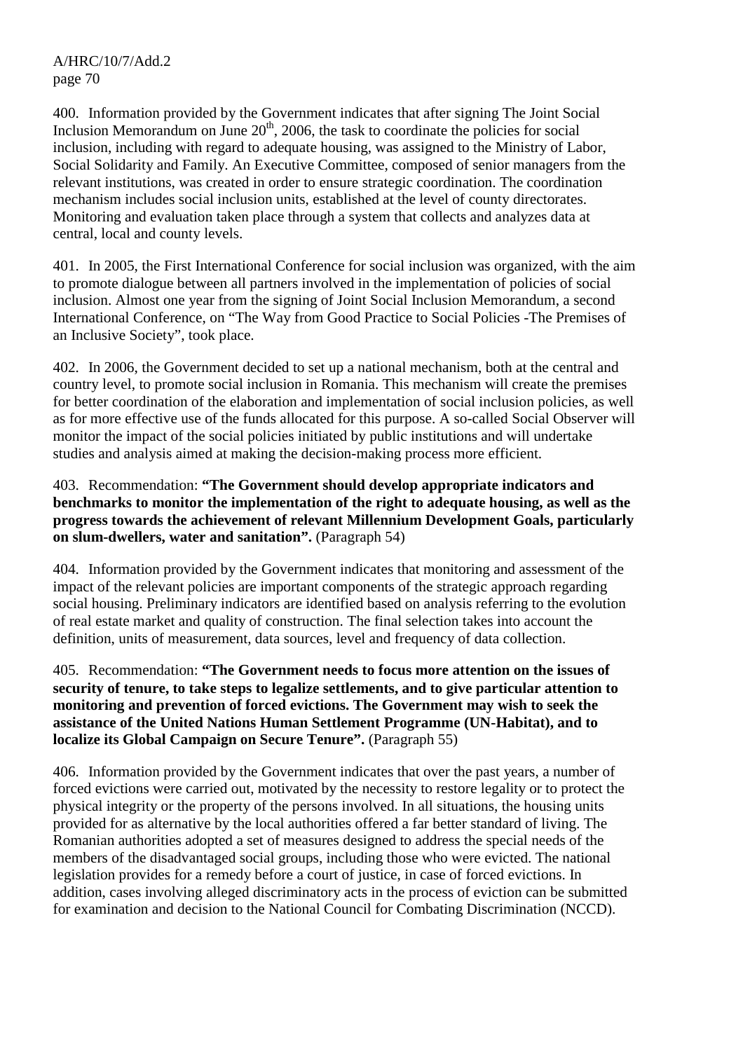400. Information provided by the Government indicates that after signing The Joint Social Inclusion Memorandum on June 20th, 2006, the task to coordinate the policies for social inclusion, including with regard to adequate housing, was assigned to the Ministry of Labor, Social Solidarity and Family. An Executive Committee, composed of senior managers from the relevant institutions, was created in order to ensure strategic coordination. The coordination mechanism includes social inclusion units, established at the level of county directorates. Monitoring and evaluation taken place through a system that collects and analyzes data at central, local and county levels.

401. In 2005, the First International Conference for social inclusion was organized, with the aim to promote dialogue between all partners involved in the implementation of policies of social inclusion. Almost one year from the signing of Joint Social Inclusion Memorandum, a second International Conference, on "The Way from Good Practice to Social Policies -The Premises of an Inclusive Society", took place.

402. In 2006, the Government decided to set up a national mechanism, both at the central and country level, to promote social inclusion in Romania. This mechanism will create the premises for better coordination of the elaboration and implementation of social inclusion policies, as well as for more effective use of the funds allocated for this purpose. A so-called Social Observer will monitor the impact of the social policies initiated by public institutions and will undertake studies and analysis aimed at making the decision-making process more efficient.

403. Recommendation: **"The Government should develop appropriate indicators and benchmarks to monitor the implementation of the right to adequate housing, as well as the progress towards the achievement of relevant Millennium Development Goals, particularly on slum-dwellers, water and sanitation".** (Paragraph 54)

404. Information provided by the Government indicates that monitoring and assessment of the impact of the relevant policies are important components of the strategic approach regarding social housing. Preliminary indicators are identified based on analysis referring to the evolution of real estate market and quality of construction. The final selection takes into account the definition, units of measurement, data sources, level and frequency of data collection.

405. Recommendation: **"The Government needs to focus more attention on the issues of security of tenure, to take steps to legalize settlements, and to give particular attention to monitoring and prevention of forced evictions. The Government may wish to seek the assistance of the United Nations Human Settlement Programme (UN-Habitat), and to localize its Global Campaign on Secure Tenure".** (Paragraph 55)

406. Information provided by the Government indicates that over the past years, a number of forced evictions were carried out, motivated by the necessity to restore legality or to protect the physical integrity or the property of the persons involved. In all situations, the housing units provided for as alternative by the local authorities offered a far better standard of living. The Romanian authorities adopted a set of measures designed to address the special needs of the members of the disadvantaged social groups, including those who were evicted. The national legislation provides for a remedy before a court of justice, in case of forced evictions. In addition, cases involving alleged discriminatory acts in the process of eviction can be submitted for examination and decision to the National Council for Combating Discrimination (NCCD).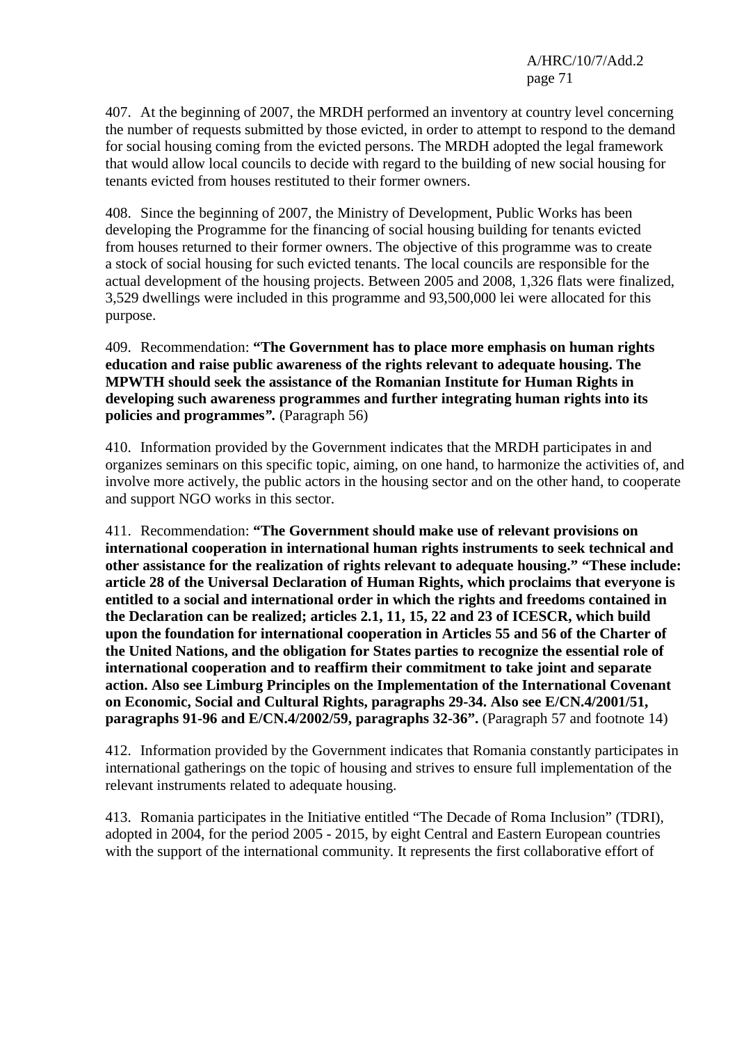407. At the beginning of 2007, the MRDH performed an inventory at country level concerning the number of requests submitted by those evicted, in order to attempt to respond to the demand for social housing coming from the evicted persons. The MRDH adopted the legal framework that would allow local councils to decide with regard to the building of new social housing for tenants evicted from houses restituted to their former owners.

408. Since the beginning of 2007, the Ministry of Development, Public Works has been developing the Programme for the financing of social housing building for tenants evicted from houses returned to their former owners. The objective of this programme was to create a stock of social housing for such evicted tenants. The local councils are responsible for the actual development of the housing projects. Between 2005 and 2008, 1,326 flats were finalized, 3,529 dwellings were included in this programme and 93,500,000 lei were allocated for this purpose.

409. Recommendation: **"The Government has to place more emphasis on human rights education and raise public awareness of the rights relevant to adequate housing. The MPWTH should seek the assistance of the Romanian Institute for Human Rights in developing such awareness programmes and further integrating human rights into its policies and programmes".** (Paragraph 56)

410. Information provided by the Government indicates that the MRDH participates in and organizes seminars on this specific topic, aiming, on one hand, to harmonize the activities of, and involve more actively, the public actors in the housing sector and on the other hand, to cooperate and support NGO works in this sector.

411. Recommendation: **"The Government should make use of relevant provisions on international cooperation in international human rights instruments to seek technical and other assistance for the realization of rights relevant to adequate housing." "These include: article 28 of the Universal Declaration of Human Rights, which proclaims that everyone is entitled to a social and international order in which the rights and freedoms contained in the Declaration can be realized; articles 2.1, 11, 15, 22 and 23 of ICESCR, which build upon the foundation for international cooperation in Articles 55 and 56 of the Charter of the United Nations, and the obligation for States parties to recognize the essential role of international cooperation and to reaffirm their commitment to take joint and separate action. Also see Limburg Principles on the Implementation of the International Covenant on Economic, Social and Cultural Rights, paragraphs 29-34. Also see E/CN.4/2001/51, paragraphs 91-96 and E/CN.4/2002/59, paragraphs 32-36".** (Paragraph 57 and footnote 14)

412. Information provided by the Government indicates that Romania constantly participates in international gatherings on the topic of housing and strives to ensure full implementation of the relevant instruments related to adequate housing.

413. Romania participates in the Initiative entitled "The Decade of Roma Inclusion" (TDRI), adopted in 2004, for the period 2005 - 2015, by eight Central and Eastern European countries with the support of the international community. It represents the first collaborative effort of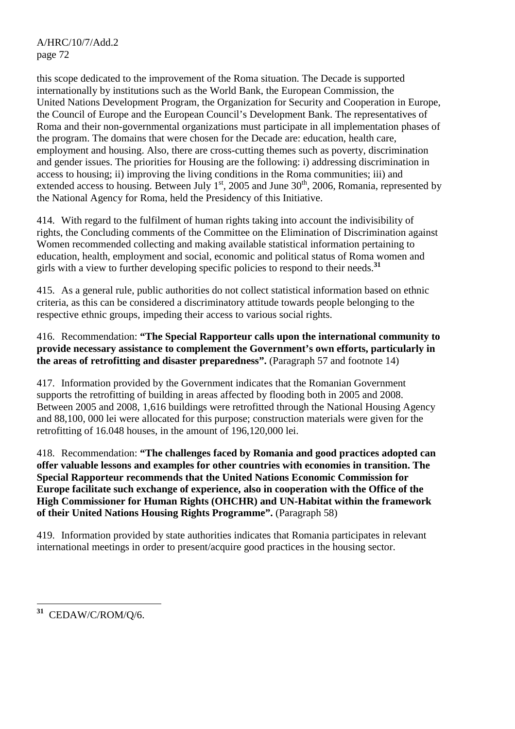this scope dedicated to the improvement of the Roma situation. The Decade is supported internationally by institutions such as the World Bank, the European Commission, the United Nations Development Program, the Organization for Security and Cooperation in Europe, the Council of Europe and the European Council's Development Bank. The representatives of Roma and their non-governmental organizations must participate in all implementation phases of the program. The domains that were chosen for the Decade are: education, health care, employment and housing. Also, there are cross-cutting themes such as poverty, discrimination and gender issues. The priorities for Housing are the following: i) addressing discrimination in access to housing; ii) improving the living conditions in the Roma communities; iii) and extended access to housing. Between July 1st, 2005 and June 30th, 2006, Romania, represented by the National Agency for Roma, held the Presidency of this Initiative.

414. With regard to the fulfilment of human rights taking into account the indivisibility of rights, the Concluding comments of the Committee on the Elimination of Discrimination against Women recommended collecting and making available statistical information pertaining to education, health, employment and social, economic and political status of Roma women and girls with a view to further developing specific policies to respond to their needs.[31]

415. As a general rule, public authorities do not collect statistical information based on ethnic criteria, as this can be considered a discriminatory attitude towards people belonging to the respective ethnic groups, impeding their access to various social rights.

416. Recommendation: **"The Special Rapporteur calls upon the international community to provide necessary assistance to complement the Government's own efforts, particularly in the areas of retrofitting and disaster preparedness".** (Paragraph 57 and footnote 14)

417. Information provided by the Government indicates that the Romanian Government supports the retrofitting of building in areas affected by flooding both in 2005 and 2008. Between 2005 and 2008, 1,616 buildings were retrofitted through the National Housing Agency and 88,100, 000 lei were allocated for this purpose; construction materials were given for the retrofitting of 16.048 houses, in the amount of 196,120,000 lei.

418. Recommendation: **"The challenges faced by Romania and good practices adopted can offer valuable lessons and examples for other countries with economies in transition. The Special Rapporteur recommends that the United Nations Economic Commission for Europe facilitate such exchange of experience, also in cooperation with the Office of the High Commissioner for Human Rights (OHCHR) and UN-Habitat within the framework of their United Nations Housing Rights Programme".** (Paragraph 58)

419. Information provided by state authorities indicates that Romania participates in relevant international meetings in order to present/acquire good practices in the housing sector.

---

[31] CEDAW/C/ROM/Q/6.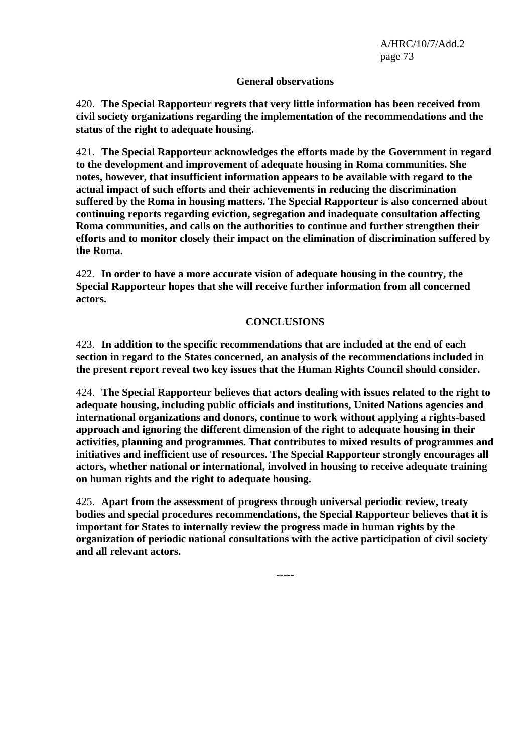### General observations

420. **The Special Rapporteur regrets that very little information has been received from civil society organizations regarding the implementation of the recommendations and the status of the right to adequate housing.**

421. **The Special Rapporteur acknowledges the efforts made by the Government in regard to the development and improvement of adequate housing in Roma communities. She notes, however, that insufficient information appears to be available with regard to the actual impact of such efforts and their achievements in reducing the discrimination suffered by the Roma in housing matters. The Special Rapporteur is also concerned about continuing reports regarding eviction, segregation and inadequate consultation affecting Roma communities, and calls on the authorities to continue and further strengthen their efforts and to monitor closely their impact on the elimination of discrimination suffered by the Roma.**

422. **In order to have a more accurate vision of adequate housing in the country, the Special Rapporteur hopes that she will receive further information from all concerned actors.**

## CONCLUSIONS

423. **In addition to the specific recommendations that are included at the end of each section in regard to the States concerned, an analysis of the recommendations included in the present report reveal two key issues that the Human Rights Council should consider.**

424. **The Special Rapporteur believes that actors dealing with issues related to the right to adequate housing, including public officials and institutions, United Nations agencies and international organizations and donors, continue to work without applying a rights-based approach and ignoring the different dimension of the right to adequate housing in their activities, planning and programmes. That contributes to mixed results of programmes and initiatives and inefficient use of resources. The Special Rapporteur strongly encourages all actors, whether national or international, involved in housing to receive adequate training on human rights and the right to adequate housing.**

425. **Apart from the assessment of progress through universal periodic review, treaty bodies and special procedures recommendations, the Special Rapporteur believes that it is important for States to internally review the progress made in human rights by the organization of periodic national consultations with the active participation of civil society and all relevant actors.**

-----